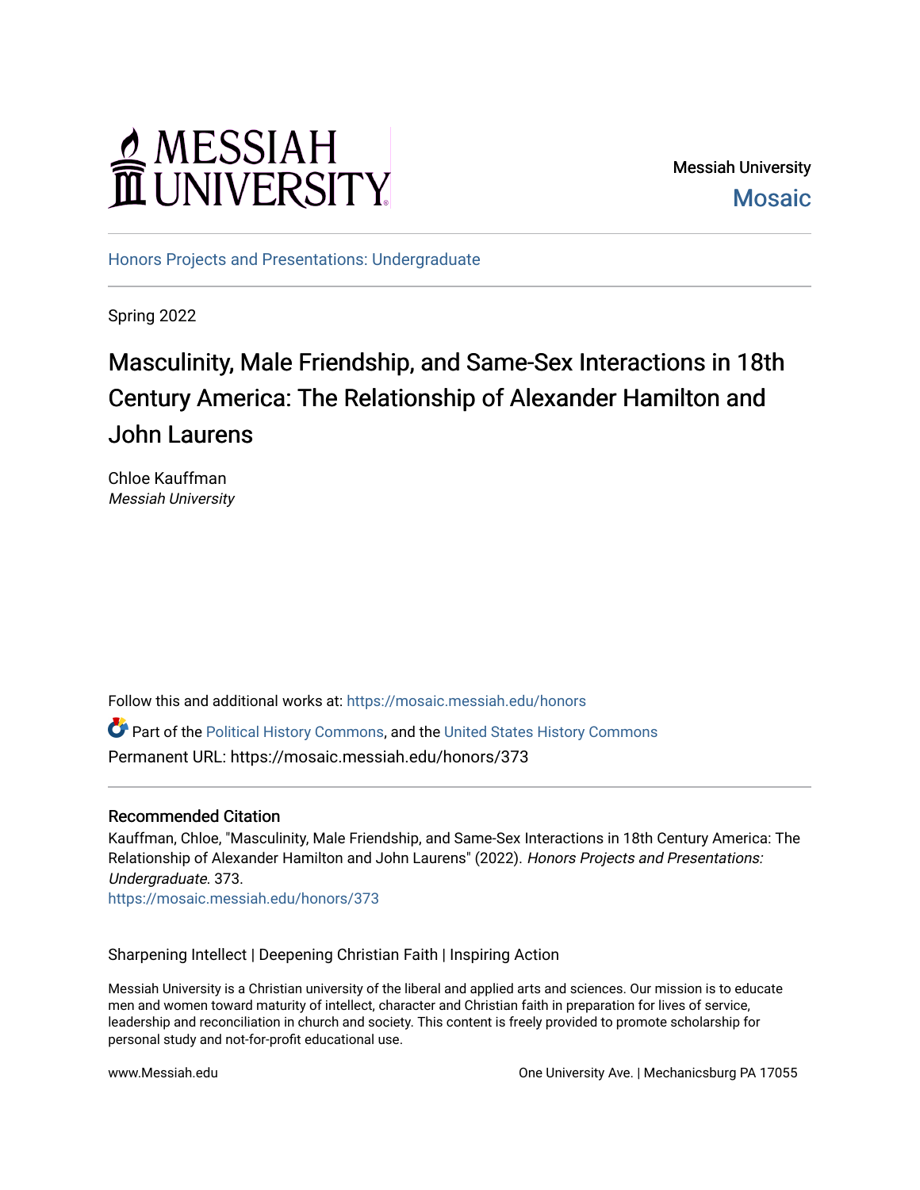Messiah University
Mosaic

Honors Projects and Presentations: Undergraduate

Spring 2022

# Masculinity, Male Friendship, and Same-Sex Interactions in 18th Century America: The Relationship of Alexander Hamilton and John Laurens

Chloe Kauffman
*Messiah University*

Follow this and additional works at: https://mosaic.messiah.edu/honors

Part of the Political History Commons, and the United States History Commons
Permanent URL: https://mosaic.messiah.edu/honors/373

### Recommended Citation

Kauffman, Chloe, "Masculinity, Male Friendship, and Same-Sex Interactions in 18th Century America: The Relationship of Alexander Hamilton and John Laurens" (2022). *Honors Projects and Presentations: Undergraduate*. 373.
https://mosaic.messiah.edu/honors/373

Sharpening Intellect | Deepening Christian Faith | Inspiring Action

Messiah University is a Christian university of the liberal and applied arts and sciences. Our mission is to educate men and women toward maturity of intellect, character and Christian faith in preparation for lives of service, leadership and reconciliation in church and society. This content is freely provided to promote scholarship for personal study and not-for-profit educational use.

www.Messiah.edu

One University Ave. | Mechanicsburg PA 17055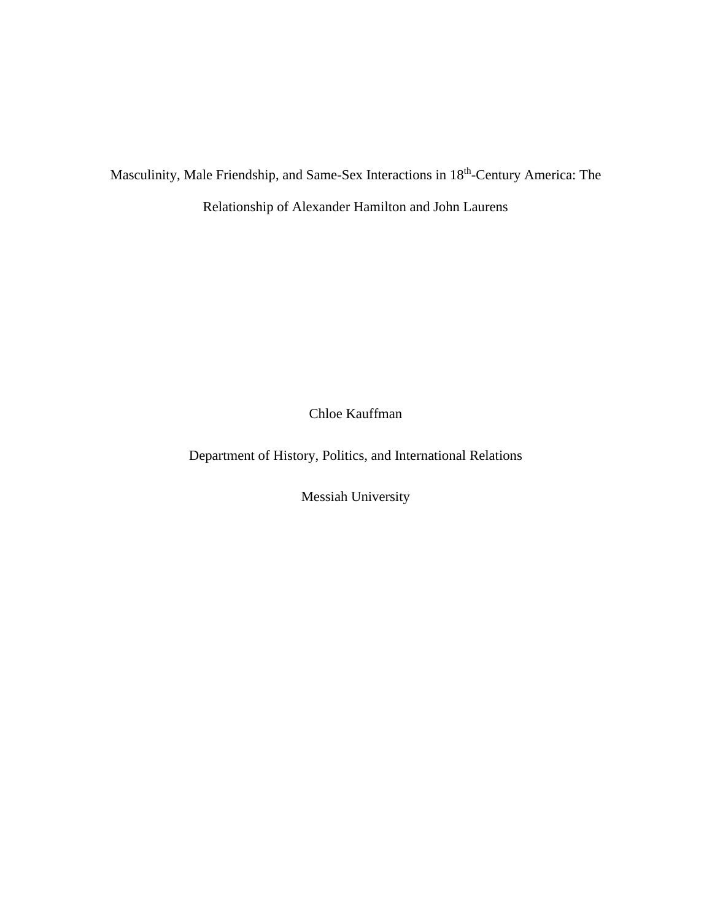# Masculinity, Male Friendship, and Same-Sex Interactions in 18th-Century America: The Relationship of Alexander Hamilton and John Laurens

Chloe Kauffman

Department of History, Politics, and International Relations

Messiah University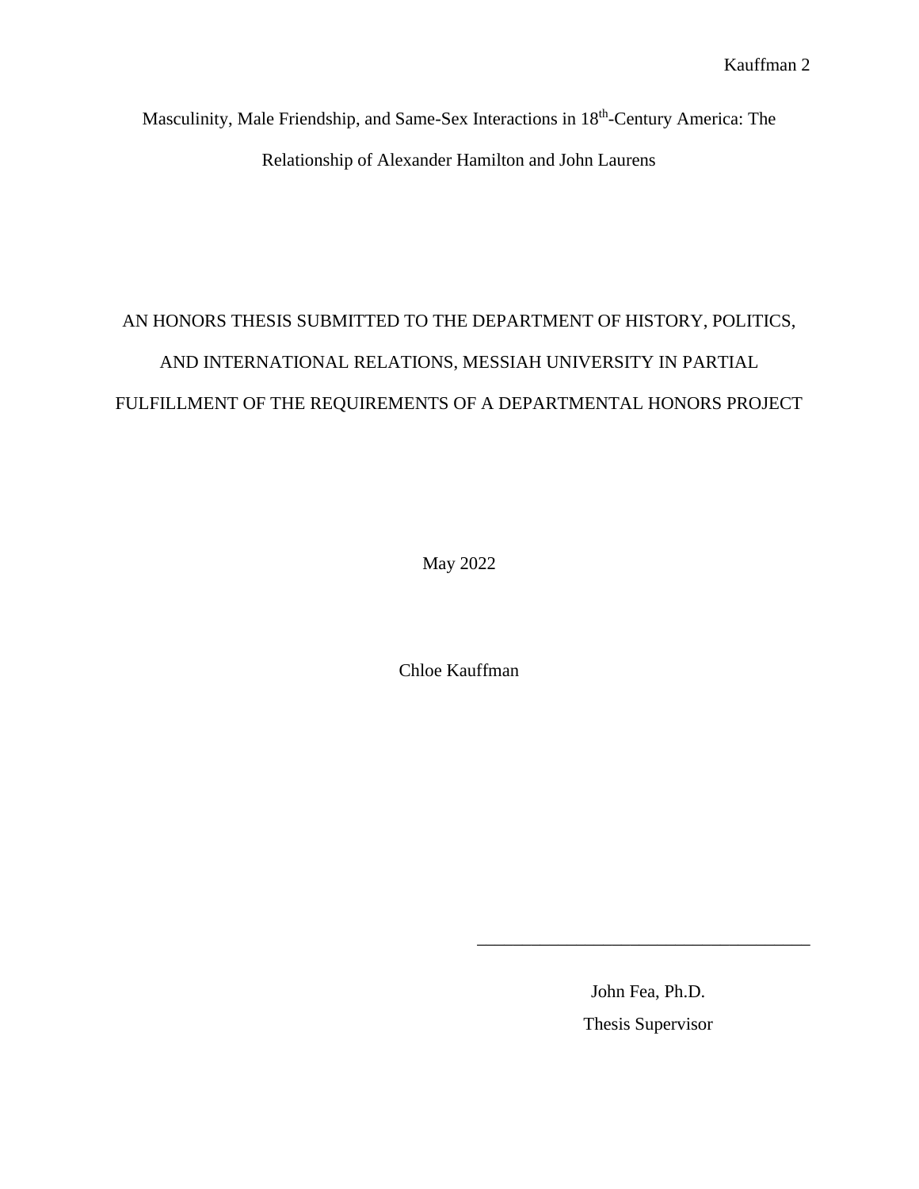Masculinity, Male Friendship, and Same-Sex Interactions in 18th-Century America: The Relationship of Alexander Hamilton and John Laurens

AN HONORS THESIS SUBMITTED TO THE DEPARTMENT OF HISTORY, POLITICS, AND INTERNATIONAL RELATIONS, MESSIAH UNIVERSITY IN PARTIAL FULFILLMENT OF THE REQUIREMENTS OF A DEPARTMENTAL HONORS PROJECT

May 2022

Chloe Kauffman

_____________________________________

John Fea, Ph.D.

Thesis Supervisor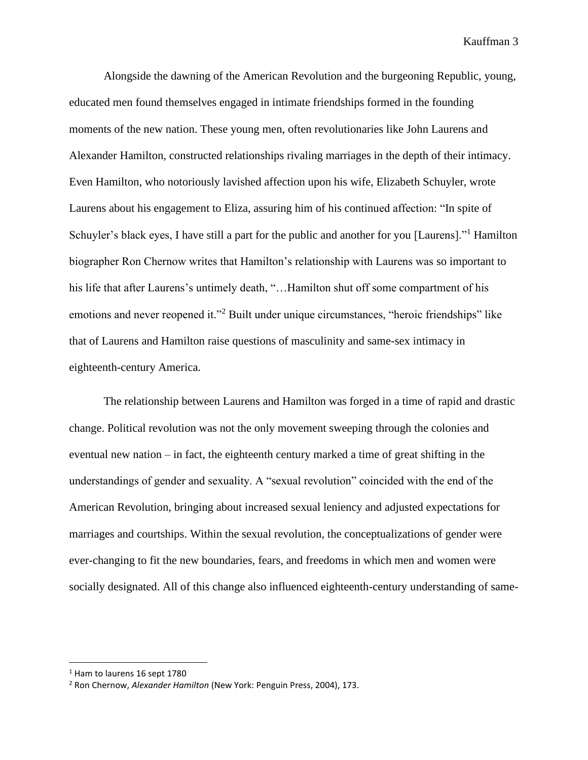Alongside the dawning of the American Revolution and the burgeoning Republic, young, educated men found themselves engaged in intimate friendships formed in the founding moments of the new nation. These young men, often revolutionaries like John Laurens and Alexander Hamilton, constructed relationships rivaling marriages in the depth of their intimacy. Even Hamilton, who notoriously lavished affection upon his wife, Elizabeth Schuyler, wrote Laurens about his engagement to Eliza, assuring him of his continued affection: "In spite of Schuyler's black eyes, I have still a part for the public and another for you [Laurens]."[1] Hamilton biographer Ron Chernow writes that Hamilton's relationship with Laurens was so important to his life that after Laurens's untimely death, "…Hamilton shut off some compartment of his emotions and never reopened it."[2] Built under unique circumstances, "heroic friendships" like that of Laurens and Hamilton raise questions of masculinity and same-sex intimacy in eighteenth-century America.

The relationship between Laurens and Hamilton was forged in a time of rapid and drastic change. Political revolution was not the only movement sweeping through the colonies and eventual new nation – in fact, the eighteenth century marked a time of great shifting in the understandings of gender and sexuality. A "sexual revolution" coincided with the end of the American Revolution, bringing about increased sexual leniency and adjusted expectations for marriages and courtships. Within the sexual revolution, the conceptualizations of gender were ever-changing to fit the new boundaries, fears, and freedoms in which men and women were socially designated. All of this change also influenced eighteenth-century understanding of same-

---

[1] Ham to laurens 16 sept 1780

[2] Ron Chernow, *Alexander Hamilton* (New York: Penguin Press, 2004), 173.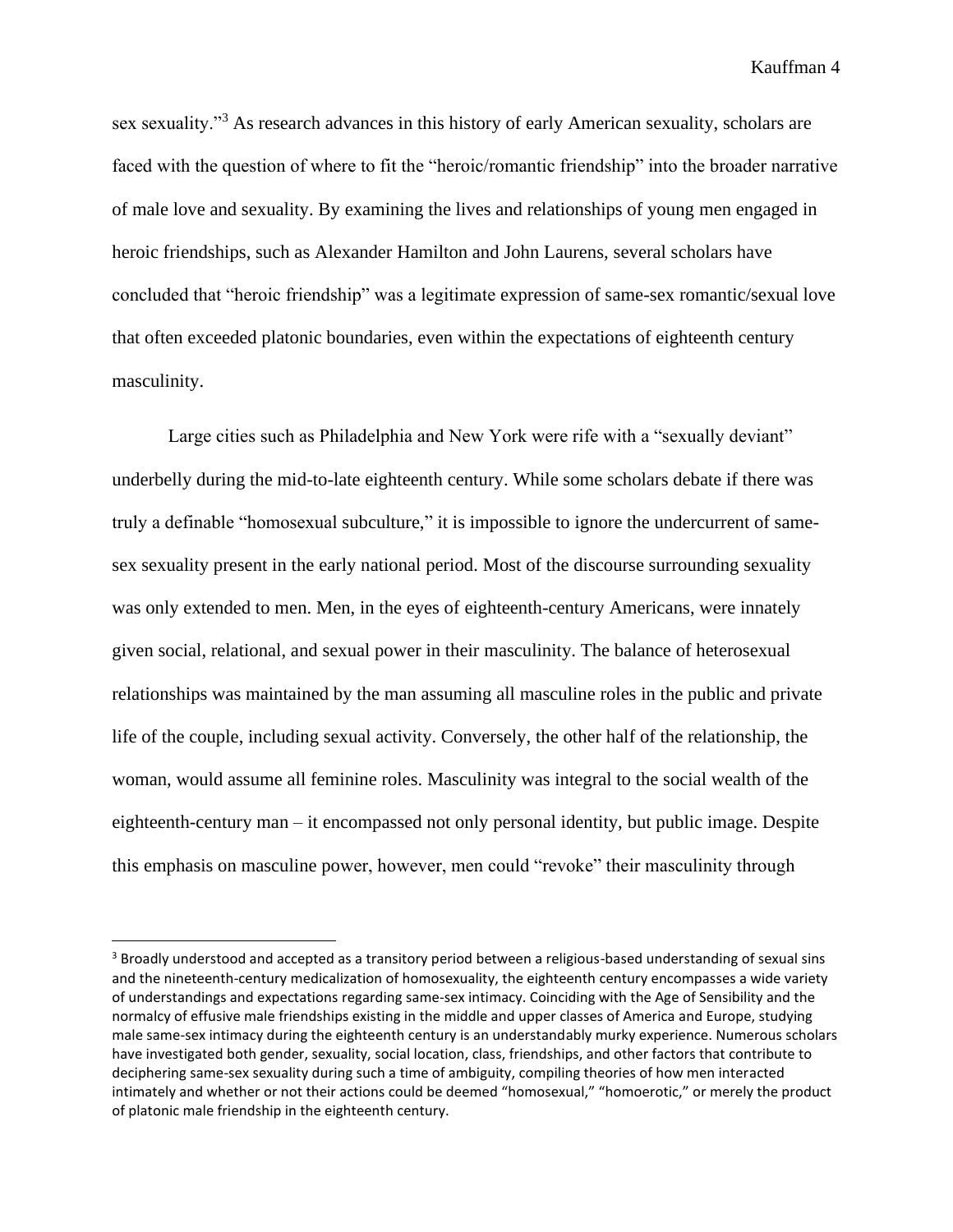sex sexuality."[3] As research advances in this history of early American sexuality, scholars are faced with the question of where to fit the "heroic/romantic friendship" into the broader narrative of male love and sexuality. By examining the lives and relationships of young men engaged in heroic friendships, such as Alexander Hamilton and John Laurens, several scholars have concluded that "heroic friendship" was a legitimate expression of same-sex romantic/sexual love that often exceeded platonic boundaries, even within the expectations of eighteenth century masculinity.

Large cities such as Philadelphia and New York were rife with a "sexually deviant" underbelly during the mid-to-late eighteenth century. While some scholars debate if there was truly a definable "homosexual subculture," it is impossible to ignore the undercurrent of same-sex sexuality present in the early national period. Most of the discourse surrounding sexuality was only extended to men. Men, in the eyes of eighteenth-century Americans, were innately given social, relational, and sexual power in their masculinity. The balance of heterosexual relationships was maintained by the man assuming all masculine roles in the public and private life of the couple, including sexual activity. Conversely, the other half of the relationship, the woman, would assume all feminine roles. Masculinity was integral to the social wealth of the eighteenth-century man – it encompassed not only personal identity, but public image. Despite this emphasis on masculine power, however, men could "revoke" their masculinity through

---

[3] Broadly understood and accepted as a transitory period between a religious-based understanding of sexual sins and the nineteenth-century medicalization of homosexuality, the eighteenth century encompasses a wide variety of understandings and expectations regarding same-sex intimacy. Coinciding with the Age of Sensibility and the normalcy of effusive male friendships existing in the middle and upper classes of America and Europe, studying male same-sex intimacy during the eighteenth century is an understandably murky experience. Numerous scholars have investigated both gender, sexuality, social location, class, friendships, and other factors that contribute to deciphering same-sex sexuality during such a time of ambiguity, compiling theories of how men interacted intimately and whether or not their actions could be deemed "homosexual," "homoerotic," or merely the product of platonic male friendship in the eighteenth century.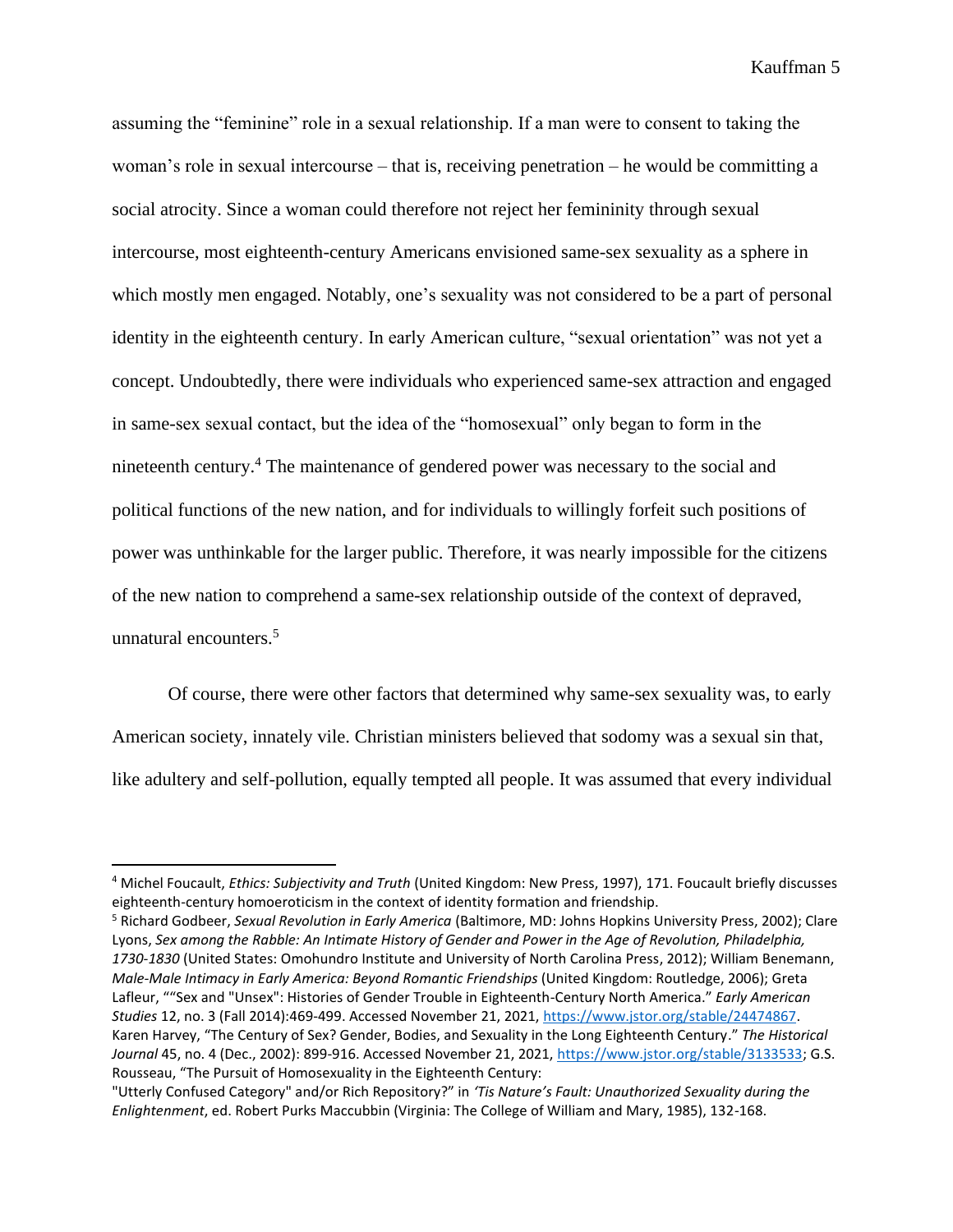assuming the "feminine" role in a sexual relationship. If a man were to consent to taking the woman's role in sexual intercourse – that is, receiving penetration – he would be committing a social atrocity. Since a woman could therefore not reject her femininity through sexual intercourse, most eighteenth-century Americans envisioned same-sex sexuality as a sphere in which mostly men engaged. Notably, one's sexuality was not considered to be a part of personal identity in the eighteenth century. In early American culture, "sexual orientation" was not yet a concept. Undoubtedly, there were individuals who experienced same-sex attraction and engaged in same-sex sexual contact, but the idea of the "homosexual" only began to form in the nineteenth century.[4] The maintenance of gendered power was necessary to the social and political functions of the new nation, and for individuals to willingly forfeit such positions of power was unthinkable for the larger public. Therefore, it was nearly impossible for the citizens of the new nation to comprehend a same-sex relationship outside of the context of depraved, unnatural encounters.[5]

Of course, there were other factors that determined why same-sex sexuality was, to early American society, innately vile. Christian ministers believed that sodomy was a sexual sin that, like adultery and self-pollution, equally tempted all people. It was assumed that every individual

---

[4] Michel Foucault, *Ethics: Subjectivity and Truth* (United Kingdom: New Press, 1997), 171. Foucault briefly discusses eighteenth-century homoeroticism in the context of identity formation and friendship.

[5] Richard Godbeer, *Sexual Revolution in Early America* (Baltimore, MD: Johns Hopkins University Press, 2002); Clare Lyons, *Sex among the Rabble: An Intimate History of Gender and Power in the Age of Revolution, Philadelphia, 1730-1830* (United States: Omohundro Institute and University of North Carolina Press, 2012); William Benemann, *Male-Male Intimacy in Early America: Beyond Romantic Friendships* (United Kingdom: Routledge, 2006); Greta Lafleur, ""Sex and "Unsex": Histories of Gender Trouble in Eighteenth-Century North America." *Early American Studies* 12, no. 3 (Fall 2014):469-499. Accessed November 21, 2021, https://www.jstor.org/stable/24474867. Karen Harvey, "The Century of Sex? Gender, Bodies, and Sexuality in the Long Eighteenth Century." *The Historical Journal* 45, no. 4 (Dec., 2002): 899-916. Accessed November 21, 2021, https://www.jstor.org/stable/3133533; G.S. Rousseau, "The Pursuit of Homosexuality in the Eighteenth Century: "Utterly Confused Category" and/or Rich Repository?" in *'Tis Nature's Fault: Unauthorized Sexuality during the Enlightenment*, ed. Robert Purks Maccubbin (Virginia: The College of William and Mary, 1985), 132-168.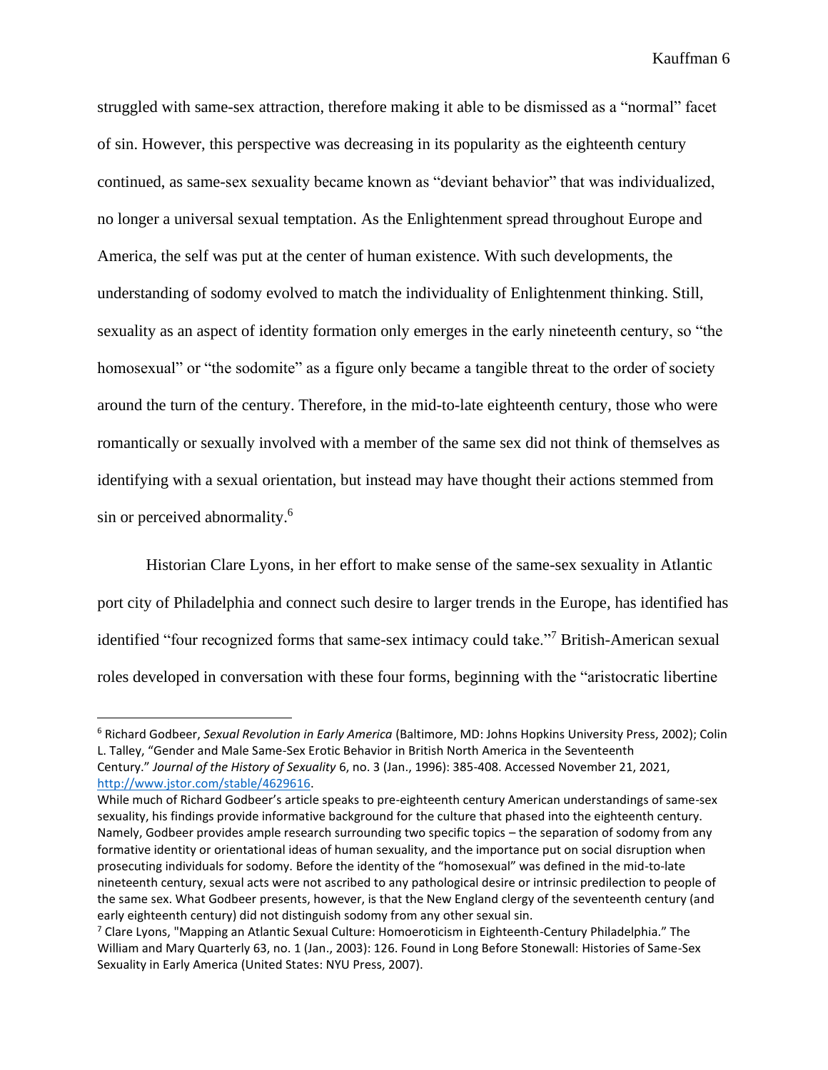struggled with same-sex attraction, therefore making it able to be dismissed as a "normal" facet of sin. However, this perspective was decreasing in its popularity as the eighteenth century continued, as same-sex sexuality became known as "deviant behavior" that was individualized, no longer a universal sexual temptation. As the Enlightenment spread throughout Europe and America, the self was put at the center of human existence. With such developments, the understanding of sodomy evolved to match the individuality of Enlightenment thinking. Still, sexuality as an aspect of identity formation only emerges in the early nineteenth century, so "the homosexual" or "the sodomite" as a figure only became a tangible threat to the order of society around the turn of the century. Therefore, in the mid-to-late eighteenth century, those who were romantically or sexually involved with a member of the same sex did not think of themselves as identifying with a sexual orientation, but instead may have thought their actions stemmed from sin or perceived abnormality.[6]

Historian Clare Lyons, in her effort to make sense of the same-sex sexuality in Atlantic port city of Philadelphia and connect such desire to larger trends in the Europe, has identified has identified "four recognized forms that same-sex intimacy could take."[7] British-American sexual roles developed in conversation with these four forms, beginning with the "aristocratic libertine

---

[6] Richard Godbeer, *Sexual Revolution in Early America* (Baltimore, MD: Johns Hopkins University Press, 2002); Colin L. Talley, "Gender and Male Same-Sex Erotic Behavior in British North America in the Seventeenth Century." *Journal of the History of Sexuality* 6, no. 3 (Jan., 1996): 385-408. Accessed November 21, 2021, http://www.jstor.com/stable/4629616.
While much of Richard Godbeer's article speaks to pre-eighteenth century American understandings of same-sex sexuality, his findings provide informative background for the culture that phased into the eighteenth century. Namely, Godbeer provides ample research surrounding two specific topics – the separation of sodomy from any formative identity or orientational ideas of human sexuality, and the importance put on social disruption when prosecuting individuals for sodomy. Before the identity of the "homosexual" was defined in the mid-to-late nineteenth century, sexual acts were not ascribed to any pathological desire or intrinsic predilection to people of the same sex. What Godbeer presents, however, is that the New England clergy of the seventeenth century (and early eighteenth century) did not distinguish sodomy from any other sexual sin.

[7] Clare Lyons, "Mapping an Atlantic Sexual Culture: Homoeroticism in Eighteenth-Century Philadelphia." The William and Mary Quarterly 63, no. 1 (Jan., 2003): 126. Found in Long Before Stonewall: Histories of Same-Sex Sexuality in Early America (United States: NYU Press, 2007).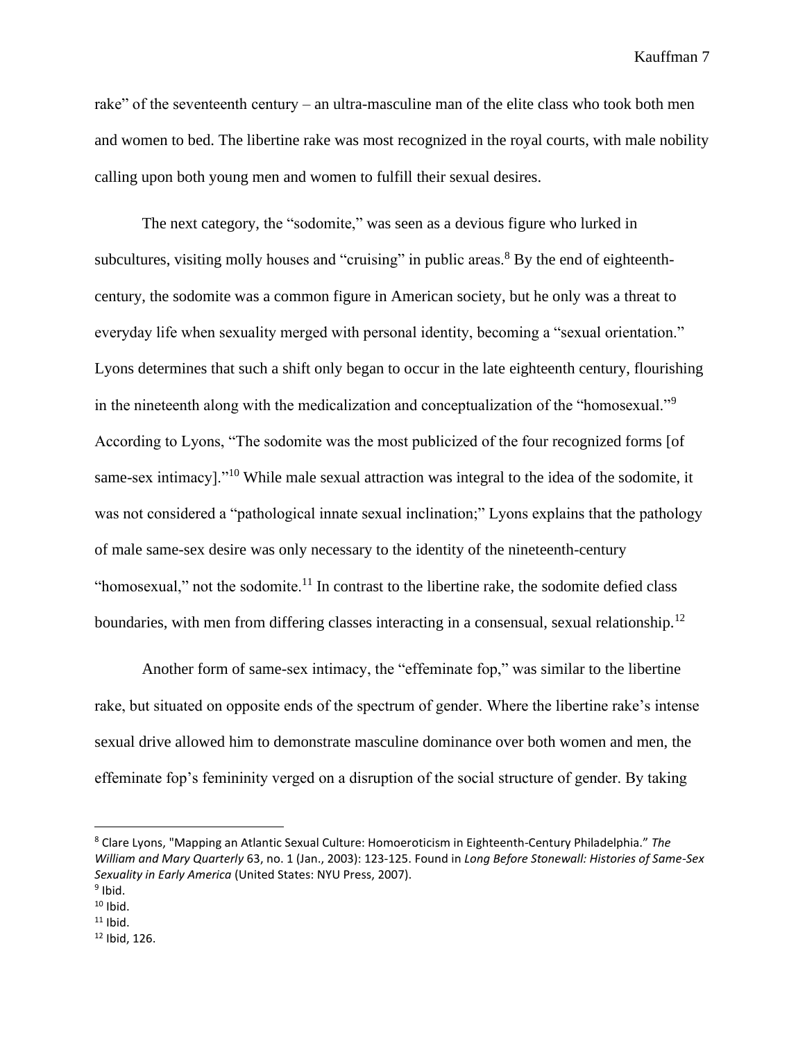rake" of the seventeenth century – an ultra-masculine man of the elite class who took both men and women to bed. The libertine rake was most recognized in the royal courts, with male nobility calling upon both young men and women to fulfill their sexual desires.

The next category, the "sodomite," was seen as a devious figure who lurked in subcultures, visiting molly houses and "cruising" in public areas.[8] By the end of eighteenth-century, the sodomite was a common figure in American society, but he only was a threat to everyday life when sexuality merged with personal identity, becoming a "sexual orientation." Lyons determines that such a shift only began to occur in the late eighteenth century, flourishing in the nineteenth along with the medicalization and conceptualization of the "homosexual."[9] According to Lyons, "The sodomite was the most publicized of the four recognized forms [of same-sex intimacy]."[10] While male sexual attraction was integral to the idea of the sodomite, it was not considered a "pathological innate sexual inclination;" Lyons explains that the pathology of male same-sex desire was only necessary to the identity of the nineteenth-century "homosexual," not the sodomite.[11] In contrast to the libertine rake, the sodomite defied class boundaries, with men from differing classes interacting in a consensual, sexual relationship.[12]

Another form of same-sex intimacy, the "effeminate fop," was similar to the libertine rake, but situated on opposite ends of the spectrum of gender. Where the libertine rake's intense sexual drive allowed him to demonstrate masculine dominance over both women and men, the effeminate fop's femininity verged on a disruption of the social structure of gender. By taking

---

[8] Clare Lyons, "Mapping an Atlantic Sexual Culture: Homoeroticism in Eighteenth-Century Philadelphia." *The William and Mary Quarterly* 63, no. 1 (Jan., 2003): 123-125. Found in *Long Before Stonewall: Histories of Same-Sex Sexuality in Early America* (United States: NYU Press, 2007).

[9] Ibid.

[10] Ibid.

[11] Ibid.

[12] Ibid, 126.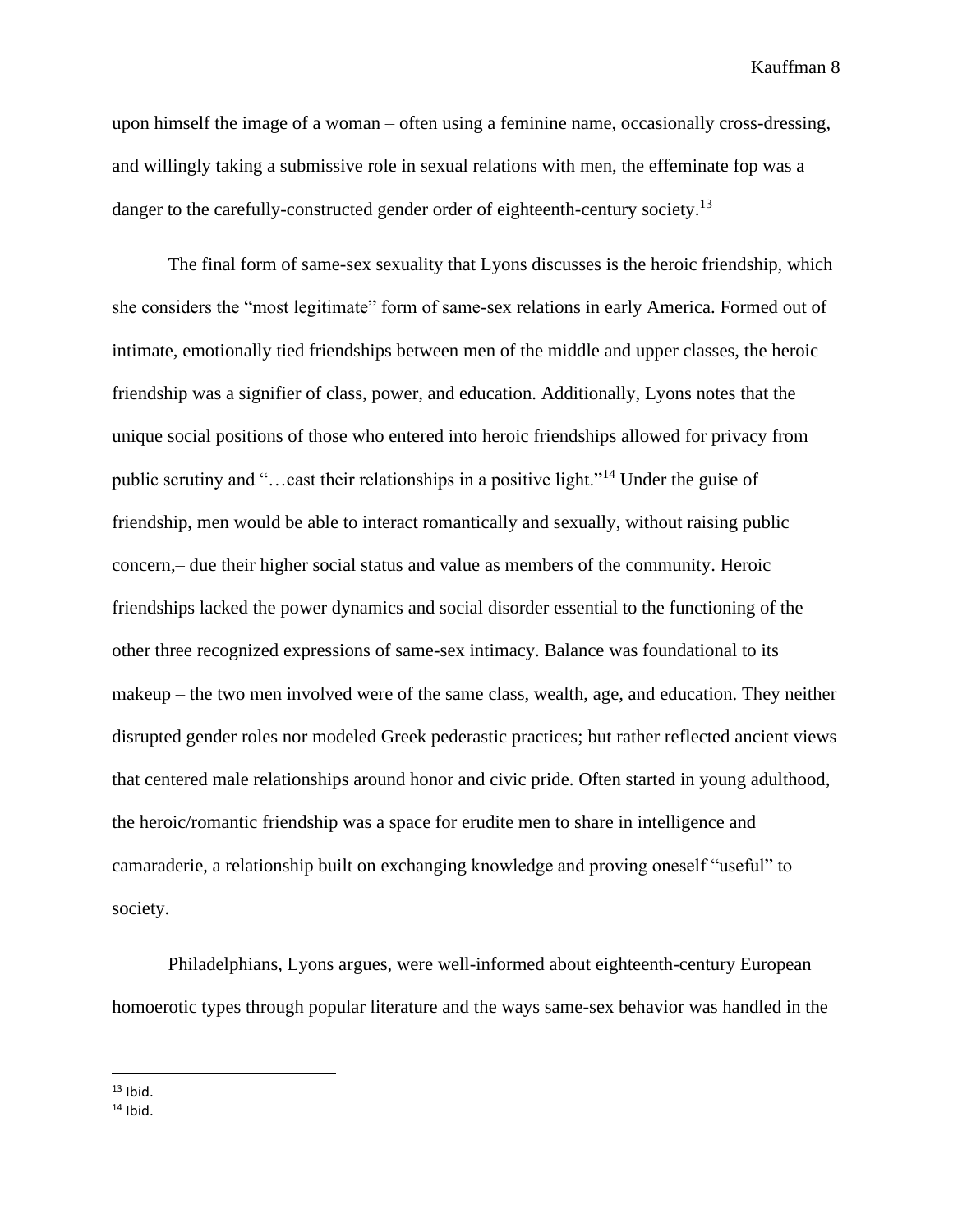upon himself the image of a woman – often using a feminine name, occasionally cross-dressing, and willingly taking a submissive role in sexual relations with men, the effeminate fop was a danger to the carefully-constructed gender order of eighteenth-century society.[13]

The final form of same-sex sexuality that Lyons discusses is the heroic friendship, which she considers the "most legitimate" form of same-sex relations in early America. Formed out of intimate, emotionally tied friendships between men of the middle and upper classes, the heroic friendship was a signifier of class, power, and education. Additionally, Lyons notes that the unique social positions of those who entered into heroic friendships allowed for privacy from public scrutiny and "…cast their relationships in a positive light."[14] Under the guise of friendship, men would be able to interact romantically and sexually, without raising public concern,– due their higher social status and value as members of the community. Heroic friendships lacked the power dynamics and social disorder essential to the functioning of the other three recognized expressions of same-sex intimacy. Balance was foundational to its makeup – the two men involved were of the same class, wealth, age, and education. They neither disrupted gender roles nor modeled Greek pederastic practices; but rather reflected ancient views that centered male relationships around honor and civic pride. Often started in young adulthood, the heroic/romantic friendship was a space for erudite men to share in intelligence and camaraderie, a relationship built on exchanging knowledge and proving oneself "useful" to society.

Philadelphians, Lyons argues, were well-informed about eighteenth-century European homoerotic types through popular literature and the ways same-sex behavior was handled in the

---

[13] Ibid.
[14] Ibid.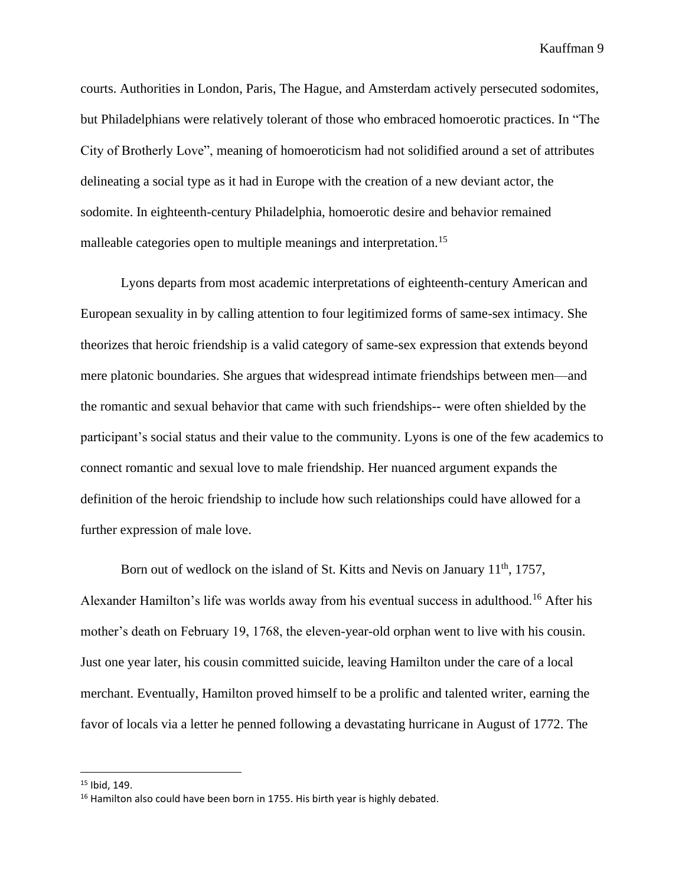courts. Authorities in London, Paris, The Hague, and Amsterdam actively persecuted sodomites, but Philadelphians were relatively tolerant of those who embraced homoerotic practices. In "The City of Brotherly Love", meaning of homoeroticism had not solidified around a set of attributes delineating a social type as it had in Europe with the creation of a new deviant actor, the sodomite. In eighteenth-century Philadelphia, homoerotic desire and behavior remained malleable categories open to multiple meanings and interpretation.[15]

Lyons departs from most academic interpretations of eighteenth-century American and European sexuality in by calling attention to four legitimized forms of same-sex intimacy. She theorizes that heroic friendship is a valid category of same-sex expression that extends beyond mere platonic boundaries. She argues that widespread intimate friendships between men—and the romantic and sexual behavior that came with such friendships-- were often shielded by the participant's social status and their value to the community. Lyons is one of the few academics to connect romantic and sexual love to male friendship. Her nuanced argument expands the definition of the heroic friendship to include how such relationships could have allowed for a further expression of male love.

Born out of wedlock on the island of St. Kitts and Nevis on January 11th, 1757, Alexander Hamilton's life was worlds away from his eventual success in adulthood.[16] After his mother's death on February 19, 1768, the eleven-year-old orphan went to live with his cousin. Just one year later, his cousin committed suicide, leaving Hamilton under the care of a local merchant. Eventually, Hamilton proved himself to be a prolific and talented writer, earning the favor of locals via a letter he penned following a devastating hurricane in August of 1772. The

---

[15] Ibid, 149.

[16] Hamilton also could have been born in 1755. His birth year is highly debated.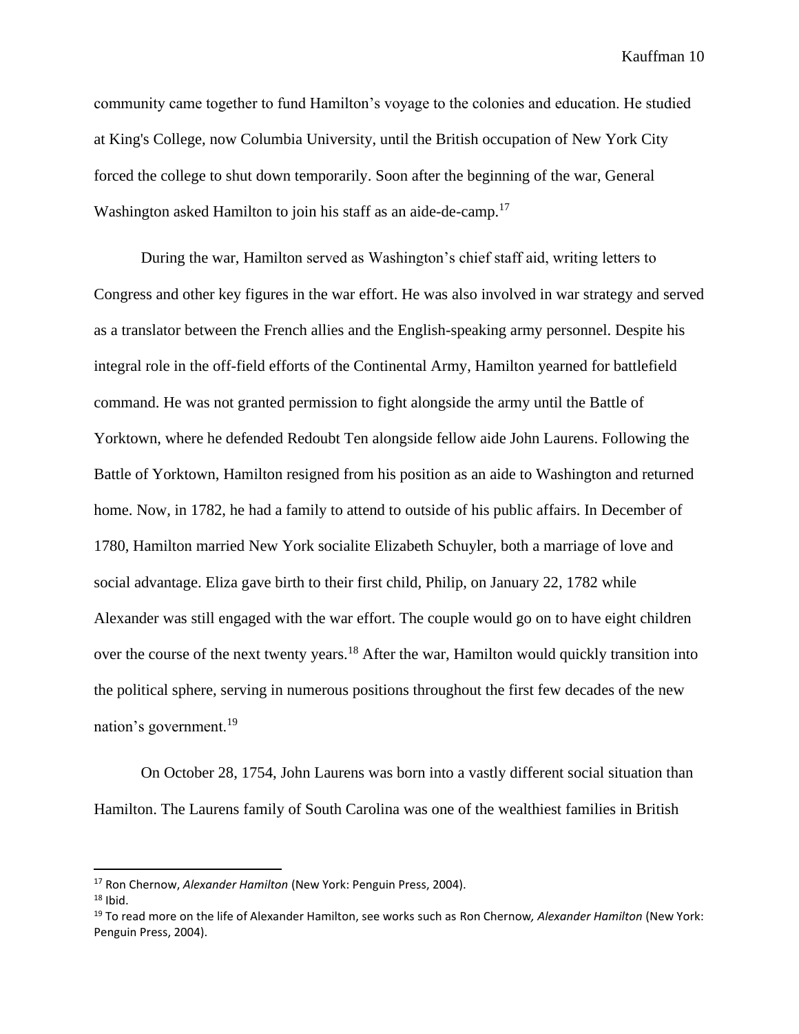community came together to fund Hamilton's voyage to the colonies and education. He studied at King's College, now Columbia University, until the British occupation of New York City forced the college to shut down temporarily. Soon after the beginning of the war, General Washington asked Hamilton to join his staff as an aide-de-camp.[17]

During the war, Hamilton served as Washington's chief staff aid, writing letters to Congress and other key figures in the war effort. He was also involved in war strategy and served as a translator between the French allies and the English-speaking army personnel. Despite his integral role in the off-field efforts of the Continental Army, Hamilton yearned for battlefield command. He was not granted permission to fight alongside the army until the Battle of Yorktown, where he defended Redoubt Ten alongside fellow aide John Laurens. Following the Battle of Yorktown, Hamilton resigned from his position as an aide to Washington and returned home. Now, in 1782, he had a family to attend to outside of his public affairs. In December of 1780, Hamilton married New York socialite Elizabeth Schuyler, both a marriage of love and social advantage. Eliza gave birth to their first child, Philip, on January 22, 1782 while Alexander was still engaged with the war effort. The couple would go on to have eight children over the course of the next twenty years.[18] After the war, Hamilton would quickly transition into the political sphere, serving in numerous positions throughout the first few decades of the new nation's government.[19]

On October 28, 1754, John Laurens was born into a vastly different social situation than Hamilton. The Laurens family of South Carolina was one of the wealthiest families in British

---

[17] Ron Chernow, *Alexander Hamilton* (New York: Penguin Press, 2004).

[18] Ibid.

[19] To read more on the life of Alexander Hamilton, see works such as Ron Chernow*, Alexander Hamilton* (New York: Penguin Press, 2004).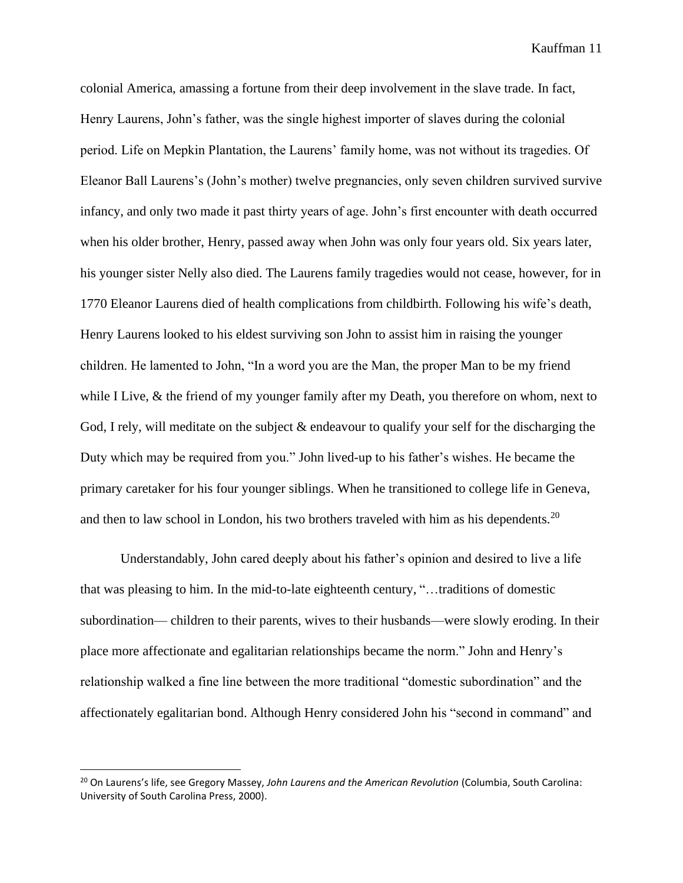colonial America, amassing a fortune from their deep involvement in the slave trade. In fact, Henry Laurens, John's father, was the single highest importer of slaves during the colonial period. Life on Mepkin Plantation, the Laurens' family home, was not without its tragedies. Of Eleanor Ball Laurens's (John's mother) twelve pregnancies, only seven children survived survive infancy, and only two made it past thirty years of age. John's first encounter with death occurred when his older brother, Henry, passed away when John was only four years old. Six years later, his younger sister Nelly also died. The Laurens family tragedies would not cease, however, for in 1770 Eleanor Laurens died of health complications from childbirth. Following his wife's death, Henry Laurens looked to his eldest surviving son John to assist him in raising the younger children. He lamented to John, "In a word you are the Man, the proper Man to be my friend while I Live, & the friend of my younger family after my Death, you therefore on whom, next to God, I rely, will meditate on the subject & endeavour to qualify your self for the discharging the Duty which may be required from you." John lived-up to his father's wishes. He became the primary caretaker for his four younger siblings. When he transitioned to college life in Geneva, and then to law school in London, his two brothers traveled with him as his dependents.[20]

Understandably, John cared deeply about his father's opinion and desired to live a life that was pleasing to him. In the mid-to-late eighteenth century, "…traditions of domestic subordination— children to their parents, wives to their husbands—were slowly eroding. In their place more affectionate and egalitarian relationships became the norm." John and Henry's relationship walked a fine line between the more traditional "domestic subordination" and the affectionately egalitarian bond. Although Henry considered John his "second in command" and

[20] On Laurens's life, see Gregory Massey, *John Laurens and the American Revolution* (Columbia, South Carolina: University of South Carolina Press, 2000).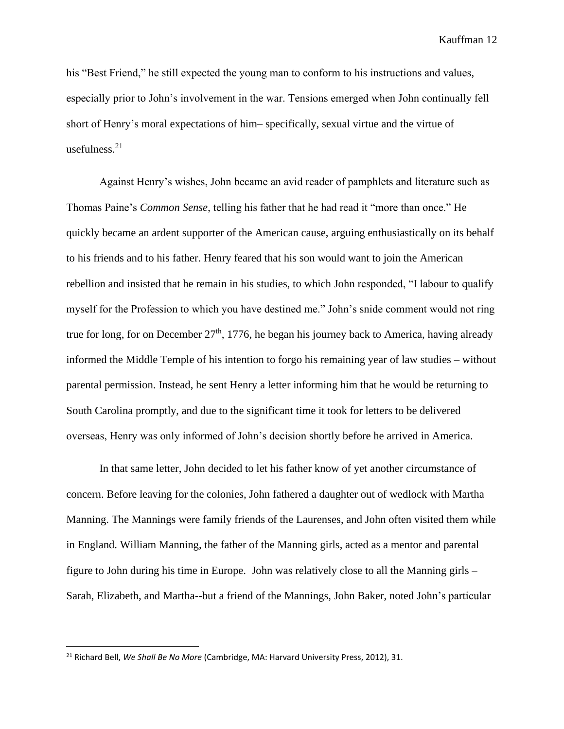his "Best Friend," he still expected the young man to conform to his instructions and values, especially prior to John's involvement in the war. Tensions emerged when John continually fell short of Henry's moral expectations of him– specifically, sexual virtue and the virtue of usefulness.[21]

Against Henry's wishes, John became an avid reader of pamphlets and literature such as Thomas Paine's *Common Sense*, telling his father that he had read it "more than once." He quickly became an ardent supporter of the American cause, arguing enthusiastically on its behalf to his friends and to his father. Henry feared that his son would want to join the American rebellion and insisted that he remain in his studies, to which John responded, "I labour to qualify myself for the Profession to which you have destined me." John's snide comment would not ring true for long, for on December 27th, 1776, he began his journey back to America, having already informed the Middle Temple of his intention to forgo his remaining year of law studies – without parental permission. Instead, he sent Henry a letter informing him that he would be returning to South Carolina promptly, and due to the significant time it took for letters to be delivered overseas, Henry was only informed of John's decision shortly before he arrived in America.

In that same letter, John decided to let his father know of yet another circumstance of concern. Before leaving for the colonies, John fathered a daughter out of wedlock with Martha Manning. The Mannings were family friends of the Laurenses, and John often visited them while in England. William Manning, the father of the Manning girls, acted as a mentor and parental figure to John during his time in Europe. John was relatively close to all the Manning girls – Sarah, Elizabeth, and Martha--but a friend of the Mannings, John Baker, noted John's particular

---

[21] Richard Bell, *We Shall Be No More* (Cambridge, MA: Harvard University Press, 2012), 31.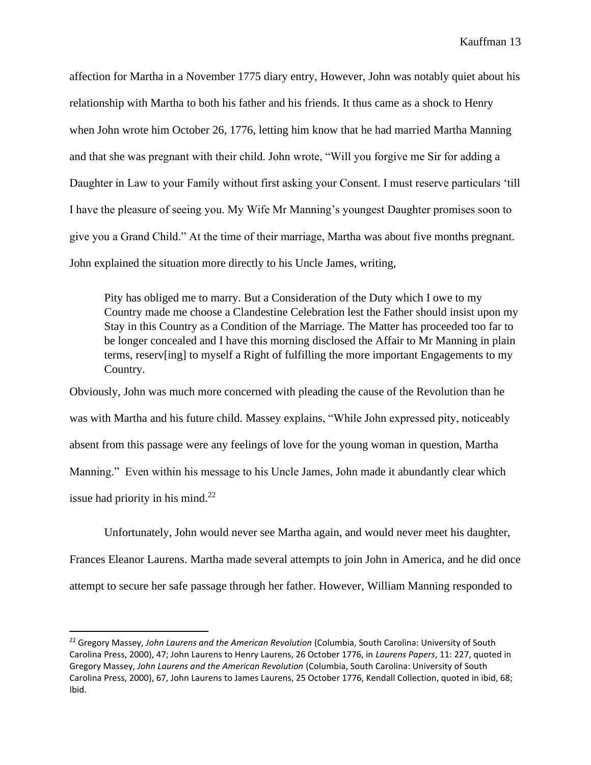affection for Martha in a November 1775 diary entry, However, John was notably quiet about his relationship with Martha to both his father and his friends. It thus came as a shock to Henry when John wrote him October 26, 1776, letting him know that he had married Martha Manning and that she was pregnant with their child. John wrote, "Will you forgive me Sir for adding a Daughter in Law to your Family without first asking your Consent. I must reserve particulars 'till I have the pleasure of seeing you. My Wife Mr Manning's youngest Daughter promises soon to give you a Grand Child." At the time of their marriage, Martha was about five months pregnant. John explained the situation more directly to his Uncle James, writing,

> Pity has obliged me to marry. But a Consideration of the Duty which I owe to my Country made me choose a Clandestine Celebration lest the Father should insist upon my Stay in this Country as a Condition of the Marriage. The Matter has proceeded too far to be longer concealed and I have this morning disclosed the Affair to Mr Manning in plain terms, reserv[ing] to myself a Right of fulfilling the more important Engagements to my Country.

Obviously, John was much more concerned with pleading the cause of the Revolution than he was with Martha and his future child. Massey explains, "While John expressed pity, noticeably absent from this passage were any feelings of love for the young woman in question, Martha Manning." Even within his message to his Uncle James, John made it abundantly clear which issue had priority in his mind.[22]

Unfortunately, John would never see Martha again, and would never meet his daughter, Frances Eleanor Laurens. Martha made several attempts to join John in America, and he did once attempt to secure her safe passage through her father. However, William Manning responded to

---

[22] Gregory Massey, *John Laurens and the American Revolution* (Columbia, South Carolina: University of South Carolina Press, 2000), 47; John Laurens to Henry Laurens, 26 October 1776, in *Laurens Papers*, 11: 227, quoted in Gregory Massey, *John Laurens and the American Revolution* (Columbia, South Carolina: University of South Carolina Press, 2000), 67, John Laurens to James Laurens, 25 October 1776, Kendall Collection, quoted in ibid, 68; Ibid.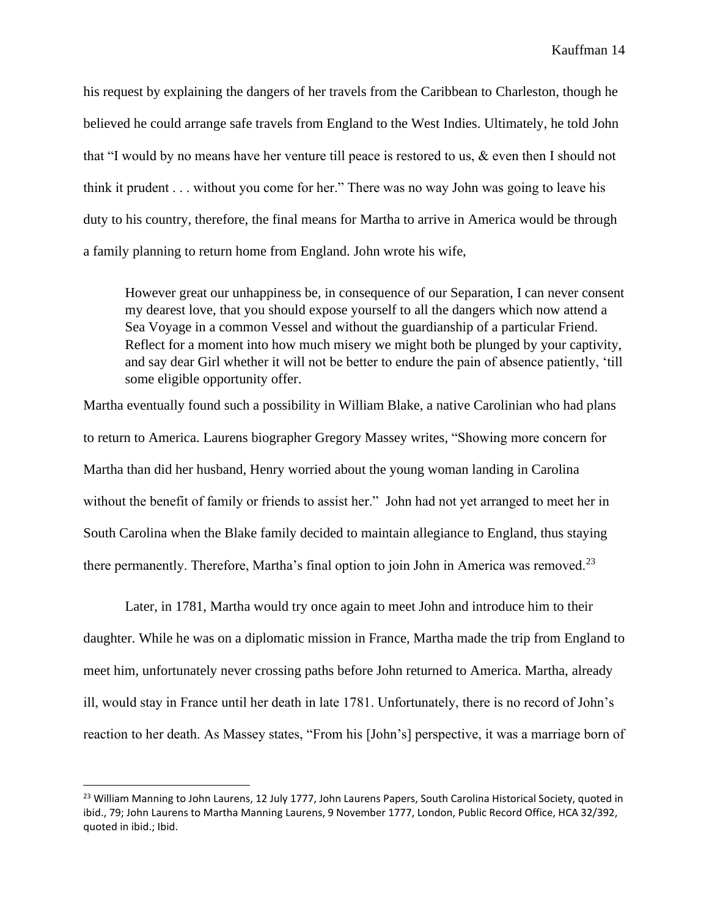his request by explaining the dangers of her travels from the Caribbean to Charleston, though he believed he could arrange safe travels from England to the West Indies. Ultimately, he told John that "I would by no means have her venture till peace is restored to us, & even then I should not think it prudent . . . without you come for her." There was no way John was going to leave his duty to his country, therefore, the final means for Martha to arrive in America would be through a family planning to return home from England. John wrote his wife,

> However great our unhappiness be, in consequence of our Separation, I can never consent my dearest love, that you should expose yourself to all the dangers which now attend a Sea Voyage in a common Vessel and without the guardianship of a particular Friend. Reflect for a moment into how much misery we might both be plunged by your captivity, and say dear Girl whether it will not be better to endure the pain of absence patiently, 'till some eligible opportunity offer.

Martha eventually found such a possibility in William Blake, a native Carolinian who had plans to return to America. Laurens biographer Gregory Massey writes, "Showing more concern for Martha than did her husband, Henry worried about the young woman landing in Carolina without the benefit of family or friends to assist her." John had not yet arranged to meet her in South Carolina when the Blake family decided to maintain allegiance to England, thus staying there permanently. Therefore, Martha's final option to join John in America was removed.[23]

Later, in 1781, Martha would try once again to meet John and introduce him to their daughter. While he was on a diplomatic mission in France, Martha made the trip from England to meet him, unfortunately never crossing paths before John returned to America. Martha, already ill, would stay in France until her death in late 1781. Unfortunately, there is no record of John's reaction to her death. As Massey states, "From his [John's] perspective, it was a marriage born of

[23] William Manning to John Laurens, 12 July 1777, John Laurens Papers, South Carolina Historical Society, quoted in ibid., 79; John Laurens to Martha Manning Laurens, 9 November 1777, London, Public Record Office, HCA 32/392, quoted in ibid.; Ibid.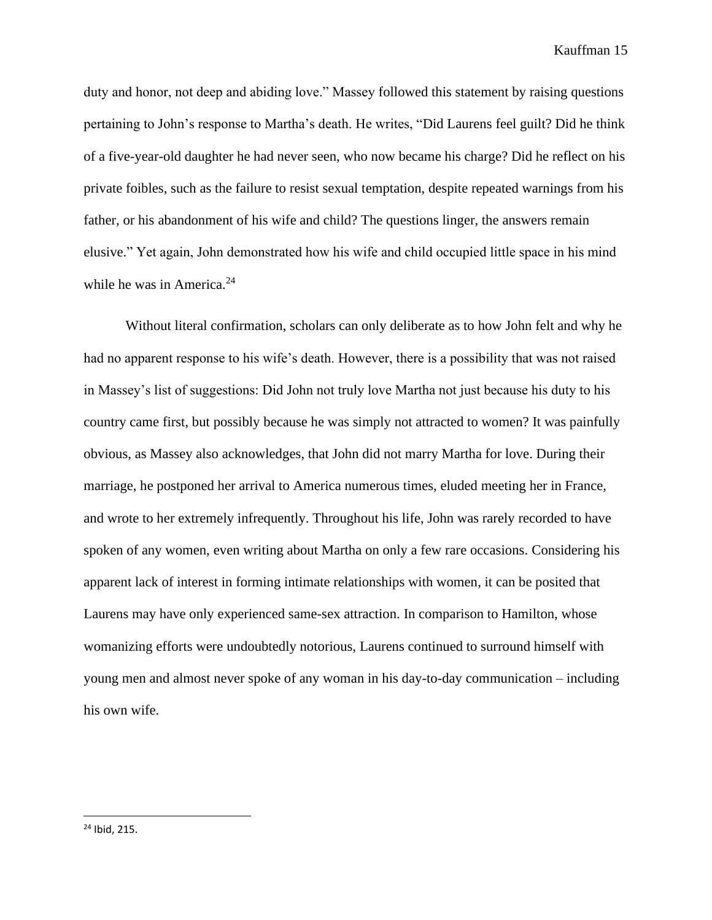duty and honor, not deep and abiding love." Massey followed this statement by raising questions pertaining to John's response to Martha's death. He writes, "Did Laurens feel guilt? Did he think of a five-year-old daughter he had never seen, who now became his charge? Did he reflect on his private foibles, such as the failure to resist sexual temptation, despite repeated warnings from his father, or his abandonment of his wife and child? The questions linger, the answers remain elusive." Yet again, John demonstrated how his wife and child occupied little space in his mind while he was in America.[24]

Without literal confirmation, scholars can only deliberate as to how John felt and why he had no apparent response to his wife's death. However, there is a possibility that was not raised in Massey's list of suggestions: Did John not truly love Martha not just because his duty to his country came first, but possibly because he was simply not attracted to women? It was painfully obvious, as Massey also acknowledges, that John did not marry Martha for love. During their marriage, he postponed her arrival to America numerous times, eluded meeting her in France, and wrote to her extremely infrequently. Throughout his life, John was rarely recorded to have spoken of any women, even writing about Martha on only a few rare occasions. Considering his apparent lack of interest in forming intimate relationships with women, it can be posited that Laurens may have only experienced same-sex attraction. In comparison to Hamilton, whose womanizing efforts were undoubtedly notorious, Laurens continued to surround himself with young men and almost never spoke of any woman in his day-to-day communication – including his own wife.

---

[24] Ibid, 215.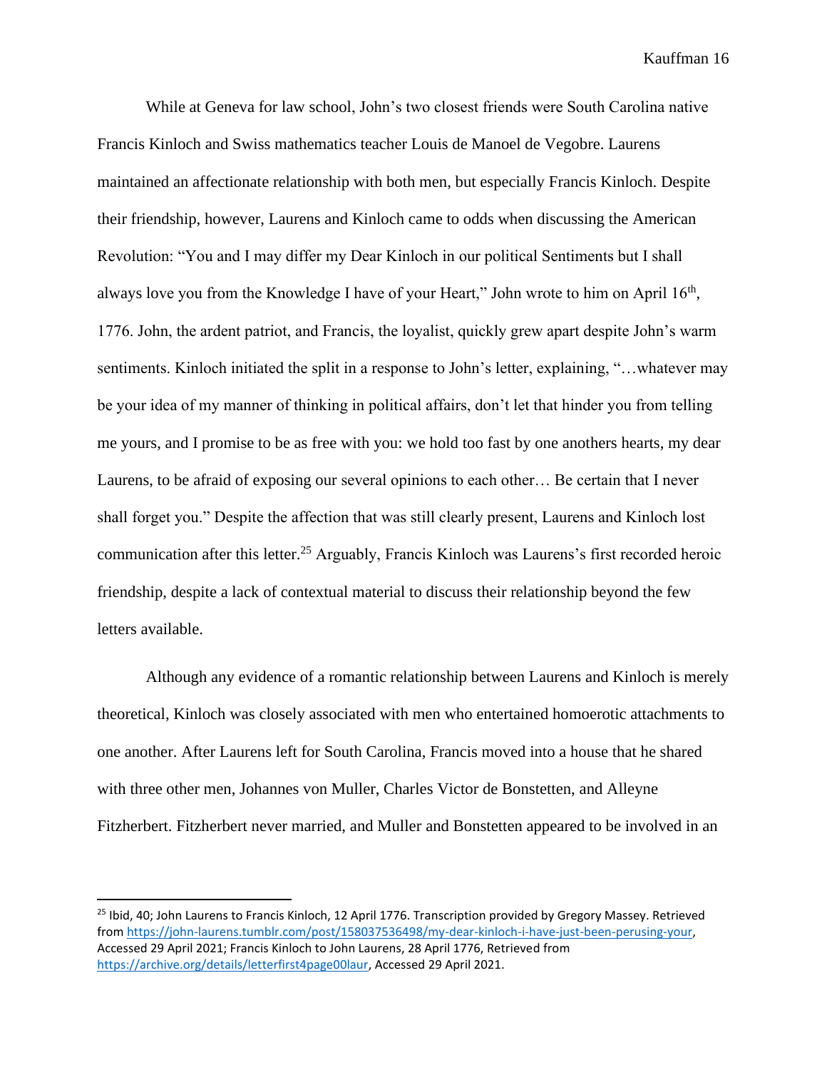While at Geneva for law school, John's two closest friends were South Carolina native Francis Kinloch and Swiss mathematics teacher Louis de Manoel de Vegobre. Laurens maintained an affectionate relationship with both men, but especially Francis Kinloch. Despite their friendship, however, Laurens and Kinloch came to odds when discussing the American Revolution: "You and I may differ my Dear Kinloch in our political Sentiments but I shall always love you from the Knowledge I have of your Heart," John wrote to him on April 16th, 1776. John, the ardent patriot, and Francis, the loyalist, quickly grew apart despite John's warm sentiments. Kinloch initiated the split in a response to John's letter, explaining, "…whatever may be your idea of my manner of thinking in political affairs, don't let that hinder you from telling me yours, and I promise to be as free with you: we hold too fast by one anothers hearts, my dear Laurens, to be afraid of exposing our several opinions to each other… Be certain that I never shall forget you." Despite the affection that was still clearly present, Laurens and Kinloch lost communication after this letter.[25] Arguably, Francis Kinloch was Laurens's first recorded heroic friendship, despite a lack of contextual material to discuss their relationship beyond the few letters available.

Although any evidence of a romantic relationship between Laurens and Kinloch is merely theoretical, Kinloch was closely associated with men who entertained homoerotic attachments to one another. After Laurens left for South Carolina, Francis moved into a house that he shared with three other men, Johannes von Muller, Charles Victor de Bonstetten, and Alleyne Fitzherbert. Fitzherbert never married, and Muller and Bonstetten appeared to be involved in an

[25] Ibid, 40; John Laurens to Francis Kinloch, 12 April 1776. Transcription provided by Gregory Massey. Retrieved from https://john-laurens.tumblr.com/post/158037536498/my-dear-kinloch-i-have-just-been-perusing-your, Accessed 29 April 2021; Francis Kinloch to John Laurens, 28 April 1776, Retrieved from https://archive.org/details/letterfirst4page00laur, Accessed 29 April 2021.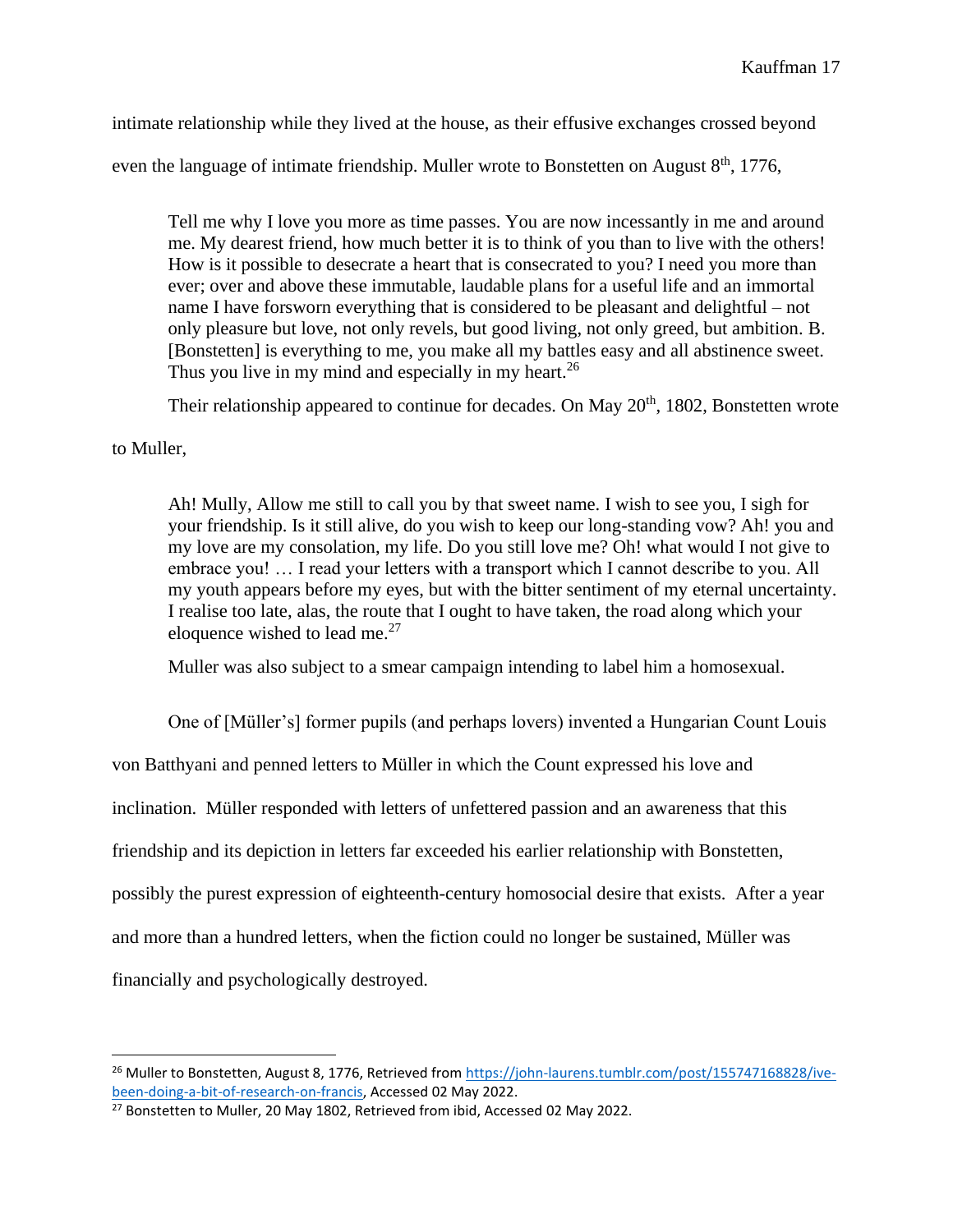intimate relationship while they lived at the house, as their effusive exchanges crossed beyond even the language of intimate friendship. Muller wrote to Bonstetten on August 8th, 1776,

> Tell me why I love you more as time passes. You are now incessantly in me and around me. My dearest friend, how much better it is to think of you than to live with the others! How is it possible to desecrate a heart that is consecrated to you? I need you more than ever; over and above these immutable, laudable plans for a useful life and an immortal name I have forsworn everything that is considered to be pleasant and delightful – not only pleasure but love, not only revels, but good living, not only greed, but ambition. B. [Bonstetten] is everything to me, you make all my battles easy and all abstinence sweet. Thus you live in my mind and especially in my heart.[26]

Their relationship appeared to continue for decades. On May 20th, 1802, Bonstetten wrote to Muller,

> Ah! Mully, Allow me still to call you by that sweet name. I wish to see you, I sigh for your friendship. Is it still alive, do you wish to keep our long-standing vow? Ah! you and my love are my consolation, my life. Do you still love me? Oh! what would I not give to embrace you! … I read your letters with a transport which I cannot describe to you. All my youth appears before my eyes, but with the bitter sentiment of my eternal uncertainty. I realise too late, alas, the route that I ought to have taken, the road along which your eloquence wished to lead me.[27]

Muller was also subject to a smear campaign intending to label him a homosexual.

One of [Müller's] former pupils (and perhaps lovers) invented a Hungarian Count Louis von Batthyani and penned letters to Müller in which the Count expressed his love and inclination. Müller responded with letters of unfettered passion and an awareness that this friendship and its depiction in letters far exceeded his earlier relationship with Bonstetten, possibly the purest expression of eighteenth-century homosocial desire that exists. After a year and more than a hundred letters, when the fiction could no longer be sustained, Müller was financially and psychologically destroyed.

---

[26] Muller to Bonstetten, August 8, 1776, Retrieved from https://john-laurens.tumblr.com/post/155747168828/ive-been-doing-a-bit-of-research-on-francis, Accessed 02 May 2022.

[27] Bonstetten to Muller, 20 May 1802, Retrieved from ibid, Accessed 02 May 2022.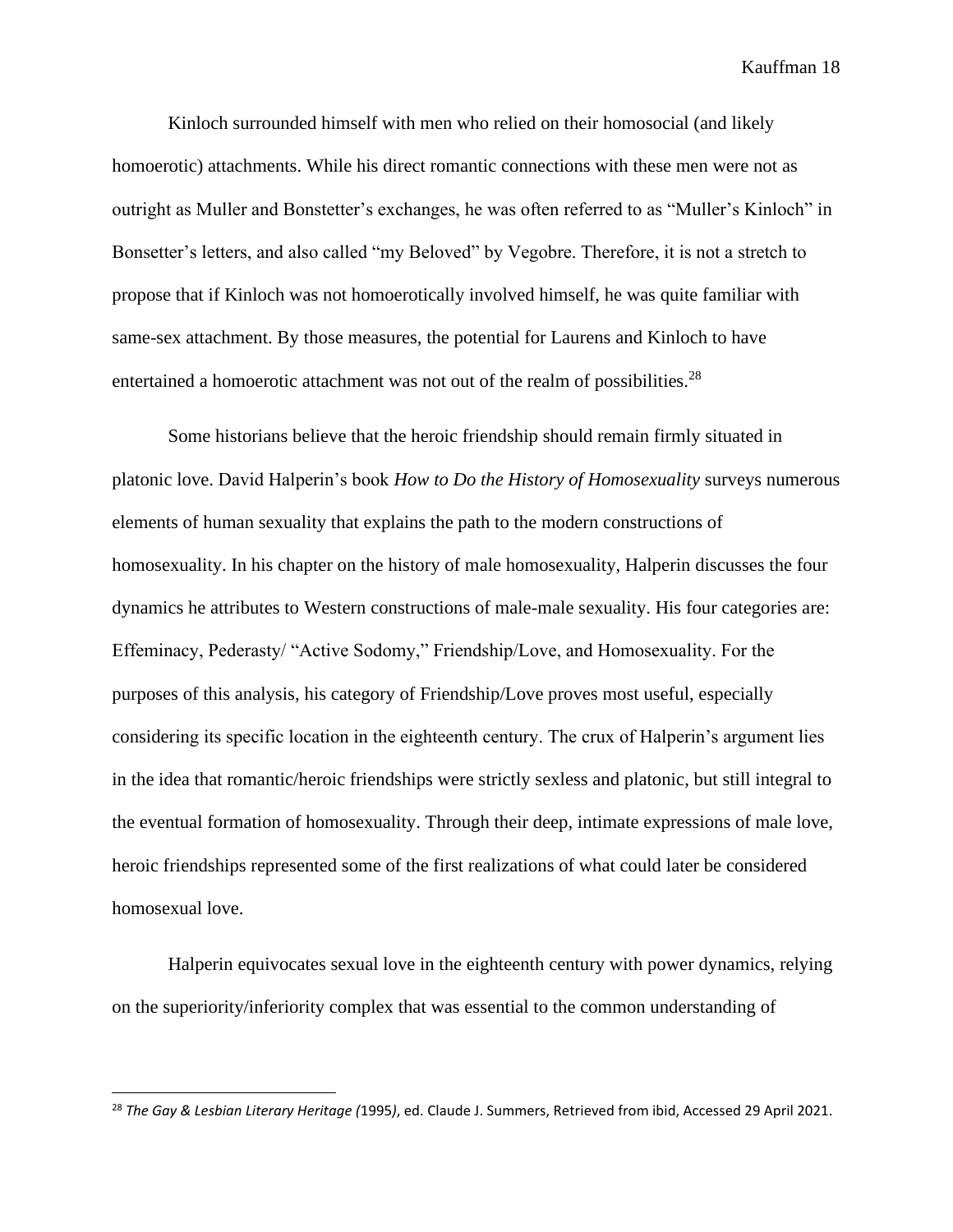Kinloch surrounded himself with men who relied on their homosocial (and likely homoerotic) attachments. While his direct romantic connections with these men were not as outright as Muller and Bonstetter's exchanges, he was often referred to as "Muller's Kinloch" in Bonsetter's letters, and also called "my Beloved" by Vegobre. Therefore, it is not a stretch to propose that if Kinloch was not homoerotically involved himself, he was quite familiar with same-sex attachment. By those measures, the potential for Laurens and Kinloch to have entertained a homoerotic attachment was not out of the realm of possibilities.[28]

Some historians believe that the heroic friendship should remain firmly situated in platonic love. David Halperin's book *How to Do the History of Homosexuality* surveys numerous elements of human sexuality that explains the path to the modern constructions of homosexuality. In his chapter on the history of male homosexuality, Halperin discusses the four dynamics he attributes to Western constructions of male-male sexuality. His four categories are: Effeminacy, Pederasty/ "Active Sodomy," Friendship/Love, and Homosexuality. For the purposes of this analysis, his category of Friendship/Love proves most useful, especially considering its specific location in the eighteenth century. The crux of Halperin's argument lies in the idea that romantic/heroic friendships were strictly sexless and platonic, but still integral to the eventual formation of homosexuality. Through their deep, intimate expressions of male love, heroic friendships represented some of the first realizations of what could later be considered homosexual love.

Halperin equivocates sexual love in the eighteenth century with power dynamics, relying on the superiority/inferiority complex that was essential to the common understanding of

---

[28] *The Gay & Lesbian Literary Heritage (*1995*)*, ed. Claude J. Summers, Retrieved from ibid, Accessed 29 April 2021.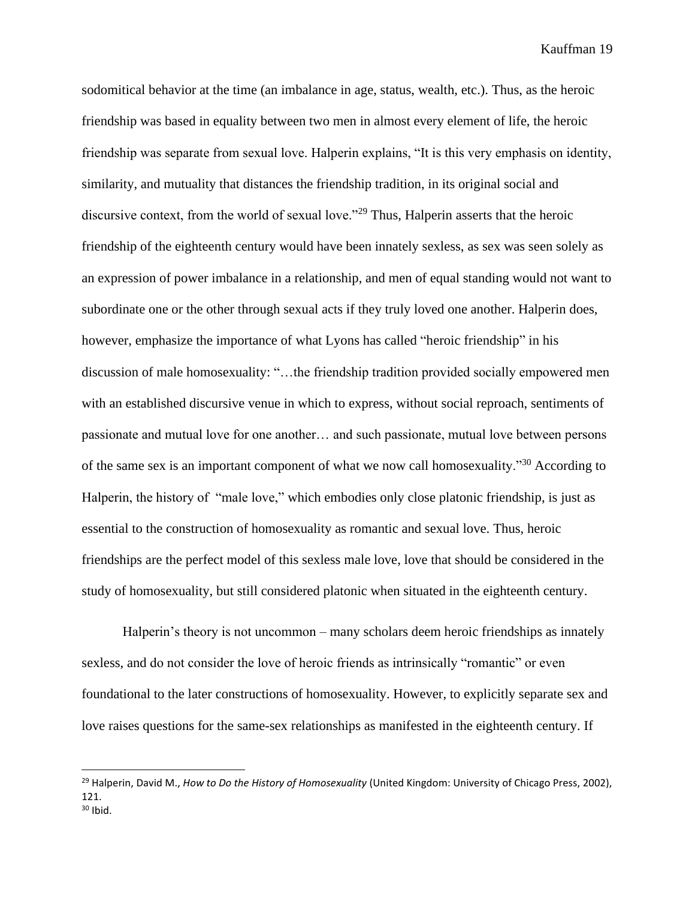sodomitical behavior at the time (an imbalance in age, status, wealth, etc.). Thus, as the heroic friendship was based in equality between two men in almost every element of life, the heroic friendship was separate from sexual love. Halperin explains, "It is this very emphasis on identity, similarity, and mutuality that distances the friendship tradition, in its original social and discursive context, from the world of sexual love."[29] Thus, Halperin asserts that the heroic friendship of the eighteenth century would have been innately sexless, as sex was seen solely as an expression of power imbalance in a relationship, and men of equal standing would not want to subordinate one or the other through sexual acts if they truly loved one another. Halperin does, however, emphasize the importance of what Lyons has called "heroic friendship" in his discussion of male homosexuality: "…the friendship tradition provided socially empowered men with an established discursive venue in which to express, without social reproach, sentiments of passionate and mutual love for one another… and such passionate, mutual love between persons of the same sex is an important component of what we now call homosexuality."[30] According to Halperin, the history of "male love," which embodies only close platonic friendship, is just as essential to the construction of homosexuality as romantic and sexual love. Thus, heroic friendships are the perfect model of this sexless male love, love that should be considered in the study of homosexuality, but still considered platonic when situated in the eighteenth century.

Halperin's theory is not uncommon – many scholars deem heroic friendships as innately sexless, and do not consider the love of heroic friends as intrinsically "romantic" or even foundational to the later constructions of homosexuality. However, to explicitly separate sex and love raises questions for the same-sex relationships as manifested in the eighteenth century. If

---

[29] Halperin, David M., *How to Do the History of Homosexuality* (United Kingdom: University of Chicago Press, 2002), 121.

[30] Ibid.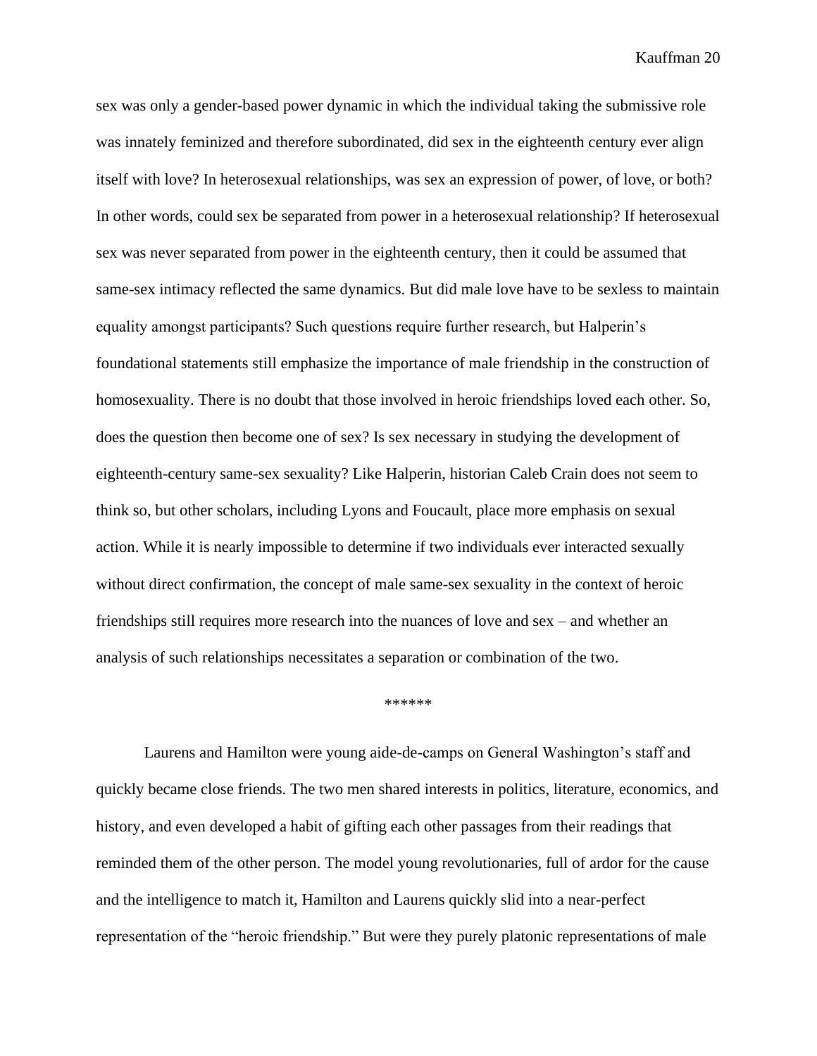sex was only a gender-based power dynamic in which the individual taking the submissive role was innately feminized and therefore subordinated, did sex in the eighteenth century ever align itself with love? In heterosexual relationships, was sex an expression of power, of love, or both? In other words, could sex be separated from power in a heterosexual relationship? If heterosexual sex was never separated from power in the eighteenth century, then it could be assumed that same-sex intimacy reflected the same dynamics. But did male love have to be sexless to maintain equality amongst participants? Such questions require further research, but Halperin's foundational statements still emphasize the importance of male friendship in the construction of homosexuality. There is no doubt that those involved in heroic friendships loved each other. So, does the question then become one of sex? Is sex necessary in studying the development of eighteenth-century same-sex sexuality? Like Halperin, historian Caleb Crain does not seem to think so, but other scholars, including Lyons and Foucault, place more emphasis on sexual action. While it is nearly impossible to determine if two individuals ever interacted sexually without direct confirmation, the concept of male same-sex sexuality in the context of heroic friendships still requires more research into the nuances of love and sex – and whether an analysis of such relationships necessitates a separation or combination of the two.

******

Laurens and Hamilton were young aide-de-camps on General Washington's staff and quickly became close friends. The two men shared interests in politics, literature, economics, and history, and even developed a habit of gifting each other passages from their readings that reminded them of the other person. The model young revolutionaries, full of ardor for the cause and the intelligence to match it, Hamilton and Laurens quickly slid into a near-perfect representation of the "heroic friendship." But were they purely platonic representations of male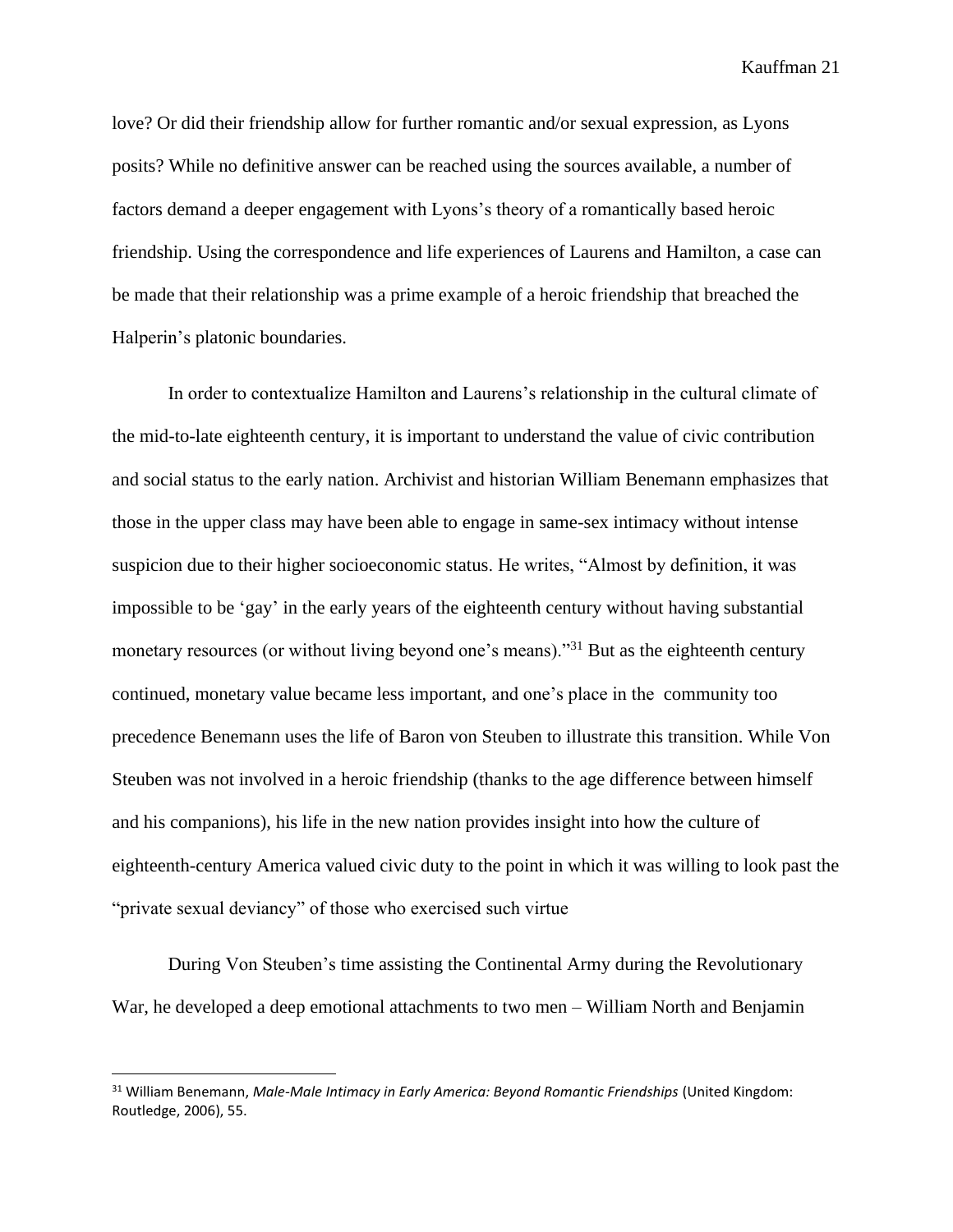love? Or did their friendship allow for further romantic and/or sexual expression, as Lyons posits? While no definitive answer can be reached using the sources available, a number of factors demand a deeper engagement with Lyons's theory of a romantically based heroic friendship. Using the correspondence and life experiences of Laurens and Hamilton, a case can be made that their relationship was a prime example of a heroic friendship that breached the Halperin's platonic boundaries.

In order to contextualize Hamilton and Laurens's relationship in the cultural climate of the mid-to-late eighteenth century, it is important to understand the value of civic contribution and social status to the early nation. Archivist and historian William Benemann emphasizes that those in the upper class may have been able to engage in same-sex intimacy without intense suspicion due to their higher socioeconomic status. He writes, "Almost by definition, it was impossible to be 'gay' in the early years of the eighteenth century without having substantial monetary resources (or without living beyond one's means)."[31] But as the eighteenth century continued, monetary value became less important, and one's place in the community too precedence Benemann uses the life of Baron von Steuben to illustrate this transition. While Von Steuben was not involved in a heroic friendship (thanks to the age difference between himself and his companions), his life in the new nation provides insight into how the culture of eighteenth-century America valued civic duty to the point in which it was willing to look past the "private sexual deviancy" of those who exercised such virtue

During Von Steuben's time assisting the Continental Army during the Revolutionary War, he developed a deep emotional attachments to two men – William North and Benjamin

---

[31] William Benemann, *Male-Male Intimacy in Early America: Beyond Romantic Friendships* (United Kingdom: Routledge, 2006), 55.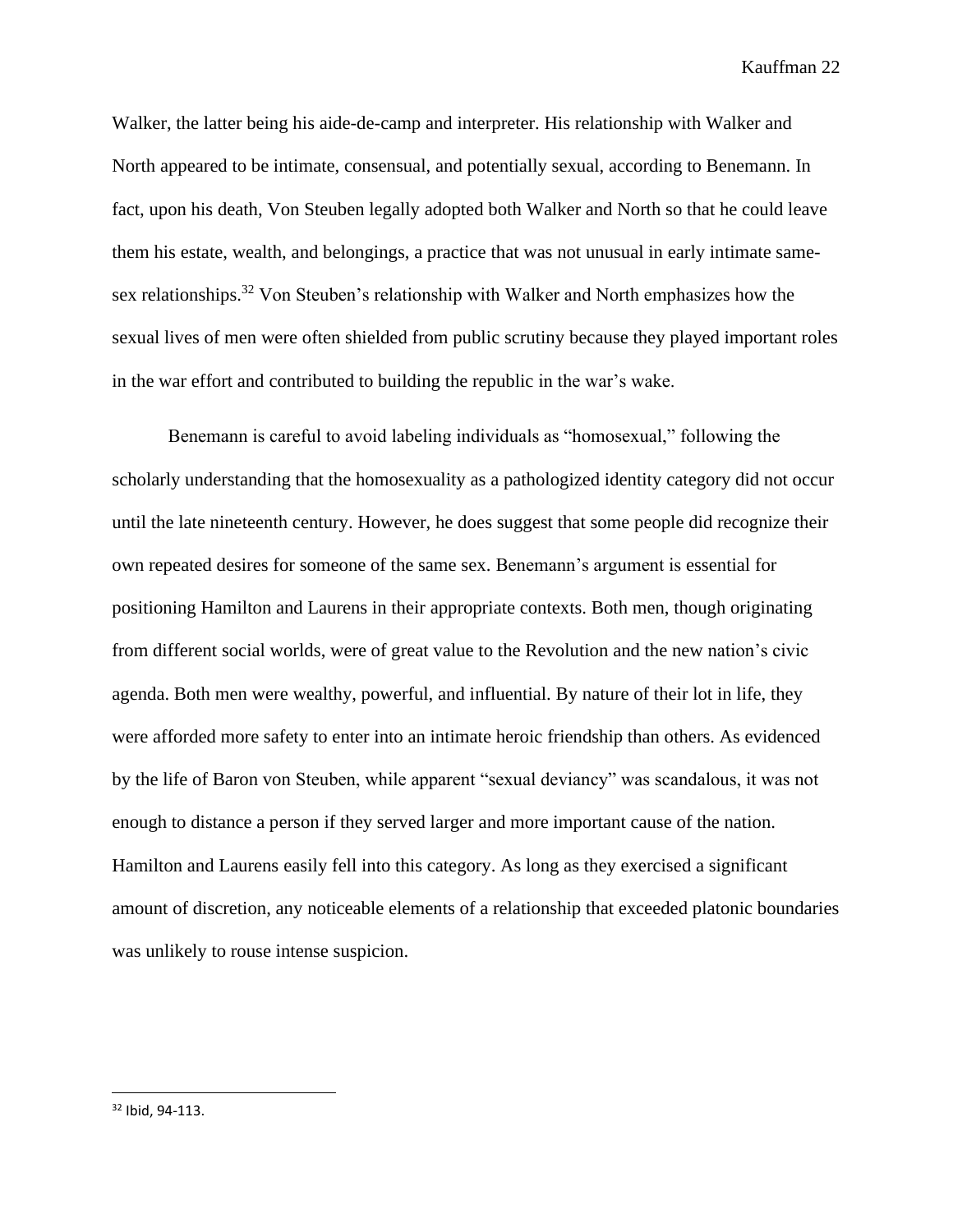Walker, the latter being his aide-de-camp and interpreter. His relationship with Walker and North appeared to be intimate, consensual, and potentially sexual, according to Benemann. In fact, upon his death, Von Steuben legally adopted both Walker and North so that he could leave them his estate, wealth, and belongings, a practice that was not unusual in early intimate same-sex relationships.[32] Von Steuben's relationship with Walker and North emphasizes how the sexual lives of men were often shielded from public scrutiny because they played important roles in the war effort and contributed to building the republic in the war's wake.

Benemann is careful to avoid labeling individuals as "homosexual," following the scholarly understanding that the homosexuality as a pathologized identity category did not occur until the late nineteenth century. However, he does suggest that some people did recognize their own repeated desires for someone of the same sex. Benemann's argument is essential for positioning Hamilton and Laurens in their appropriate contexts. Both men, though originating from different social worlds, were of great value to the Revolution and the new nation's civic agenda. Both men were wealthy, powerful, and influential. By nature of their lot in life, they were afforded more safety to enter into an intimate heroic friendship than others. As evidenced by the life of Baron von Steuben, while apparent "sexual deviancy" was scandalous, it was not enough to distance a person if they served larger and more important cause of the nation. Hamilton and Laurens easily fell into this category. As long as they exercised a significant amount of discretion, any noticeable elements of a relationship that exceeded platonic boundaries was unlikely to rouse intense suspicion.

[32] Ibid, 94-113.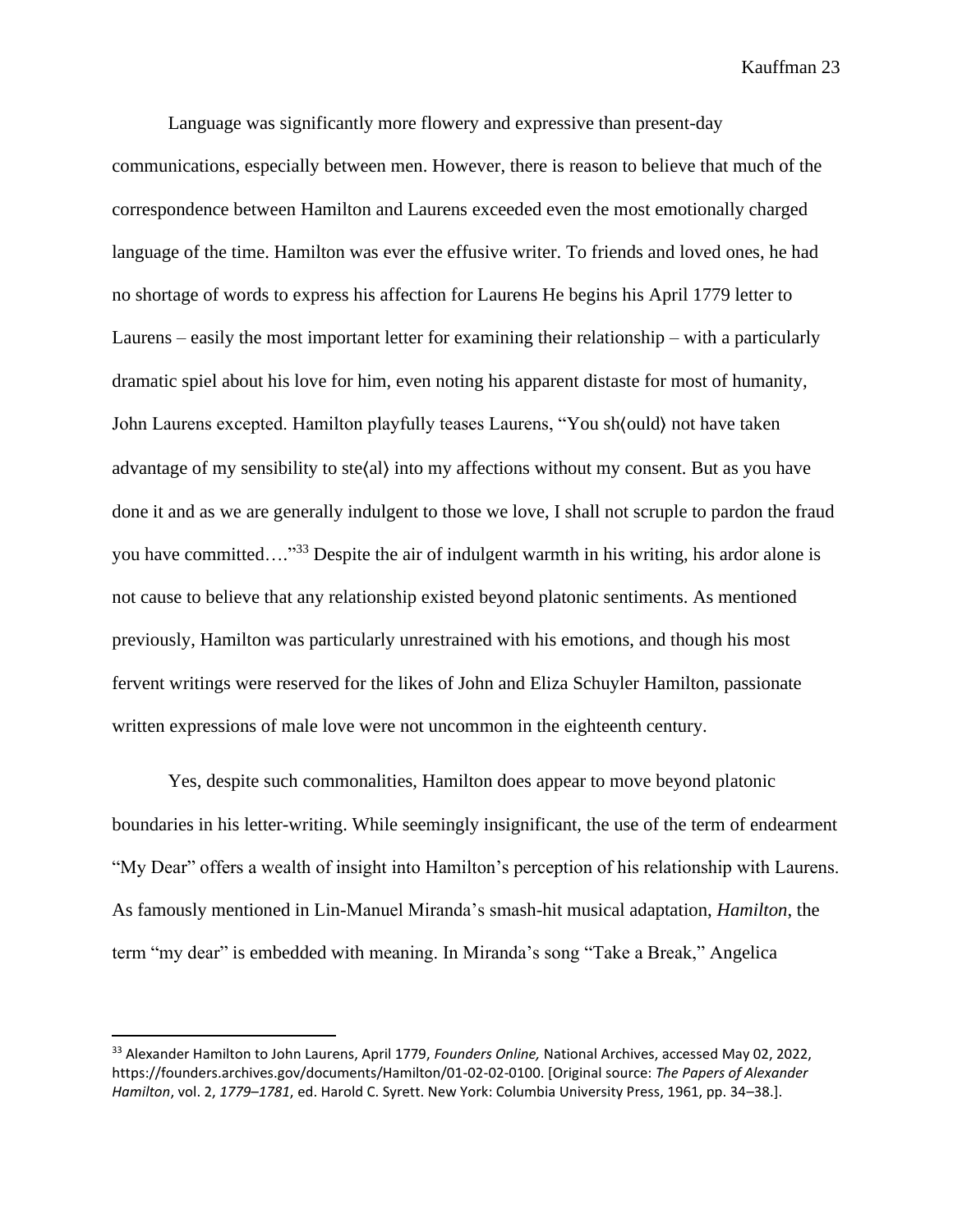Language was significantly more flowery and expressive than present-day communications, especially between men. However, there is reason to believe that much of the correspondence between Hamilton and Laurens exceeded even the most emotionally charged language of the time. Hamilton was ever the effusive writer. To friends and loved ones, he had no shortage of words to express his affection for Laurens He begins his April 1779 letter to Laurens – easily the most important letter for examining their relationship – with a particularly dramatic spiel about his love for him, even noting his apparent distaste for most of humanity, John Laurens excepted. Hamilton playfully teases Laurens, "You sh⟨ould⟩ not have taken advantage of my sensibility to ste⟨al⟩ into my affections without my consent. But as you have done it and as we are generally indulgent to those we love, I shall not scruple to pardon the fraud you have committed…."[33] Despite the air of indulgent warmth in his writing, his ardor alone is not cause to believe that any relationship existed beyond platonic sentiments. As mentioned previously, Hamilton was particularly unrestrained with his emotions, and though his most fervent writings were reserved for the likes of John and Eliza Schuyler Hamilton, passionate written expressions of male love were not uncommon in the eighteenth century.

Yes, despite such commonalities, Hamilton does appear to move beyond platonic boundaries in his letter-writing. While seemingly insignificant, the use of the term of endearment "My Dear" offers a wealth of insight into Hamilton's perception of his relationship with Laurens. As famously mentioned in Lin-Manuel Miranda's smash-hit musical adaptation, *Hamilton*, the term "my dear" is embedded with meaning. In Miranda's song "Take a Break," Angelica

---

[33] Alexander Hamilton to John Laurens, April 1779, *Founders Online,* National Archives, accessed May 02, 2022, https://founders.archives.gov/documents/Hamilton/01-02-02-0100. [Original source: *The Papers of Alexander Hamilton*, vol. 2, *1779–1781*, ed. Harold C. Syrett. New York: Columbia University Press, 1961, pp. 34–38.].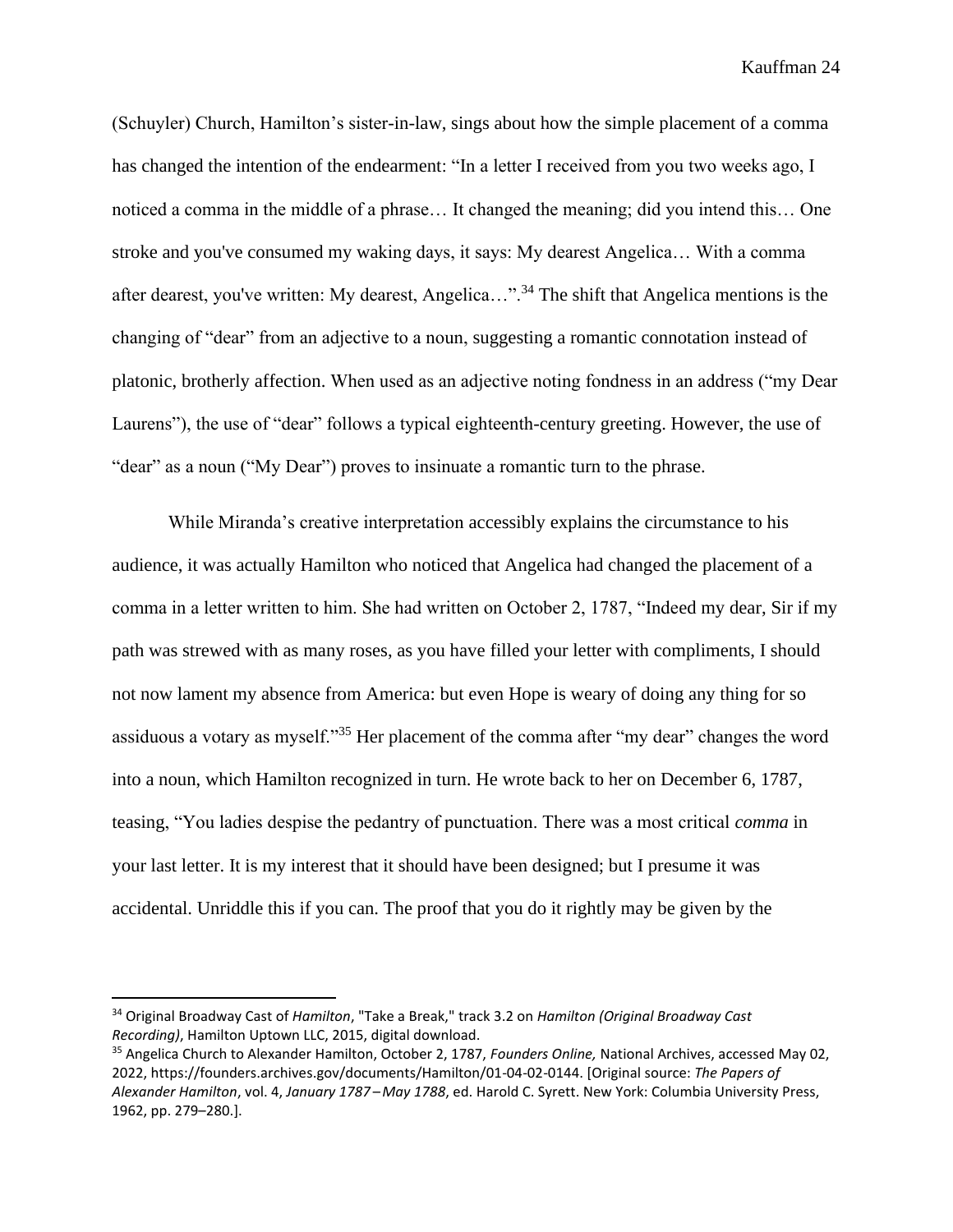(Schuyler) Church, Hamilton's sister-in-law, sings about how the simple placement of a comma has changed the intention of the endearment: "In a letter I received from you two weeks ago, I noticed a comma in the middle of a phrase… It changed the meaning; did you intend this… One stroke and you've consumed my waking days, it says: My dearest Angelica… With a comma after dearest, you've written: My dearest, Angelica…".[34] The shift that Angelica mentions is the changing of "dear" from an adjective to a noun, suggesting a romantic connotation instead of platonic, brotherly affection. When used as an adjective noting fondness in an address ("my Dear Laurens"), the use of "dear" follows a typical eighteenth-century greeting. However, the use of "dear" as a noun ("My Dear") proves to insinuate a romantic turn to the phrase.

While Miranda's creative interpretation accessibly explains the circumstance to his audience, it was actually Hamilton who noticed that Angelica had changed the placement of a comma in a letter written to him. She had written on October 2, 1787, "Indeed my dear, Sir if my path was strewed with as many roses, as you have filled your letter with compliments, I should not now lament my absence from America: but even Hope is weary of doing any thing for so assiduous a votary as myself."[35] Her placement of the comma after "my dear" changes the word into a noun, which Hamilton recognized in turn. He wrote back to her on December 6, 1787, teasing, "You ladies despise the pedantry of punctuation. There was a most critical *comma* in your last letter. It is my interest that it should have been designed; but I presume it was accidental. Unriddle this if you can. The proof that you do it rightly may be given by the

---

[34] Original Broadway Cast of *Hamilton*, "Take a Break," track 3.2 on *Hamilton (Original Broadway Cast Recording)*, Hamilton Uptown LLC, 2015, digital download.

[35] Angelica Church to Alexander Hamilton, October 2, 1787, *Founders Online,* National Archives, accessed May 02, 2022, https://founders.archives.gov/documents/Hamilton/01-04-02-0144. [Original source: *The Papers of Alexander Hamilton*, vol. 4, *January 1787 – May 1788*, ed. Harold C. Syrett. New York: Columbia University Press, 1962, pp. 279–280.].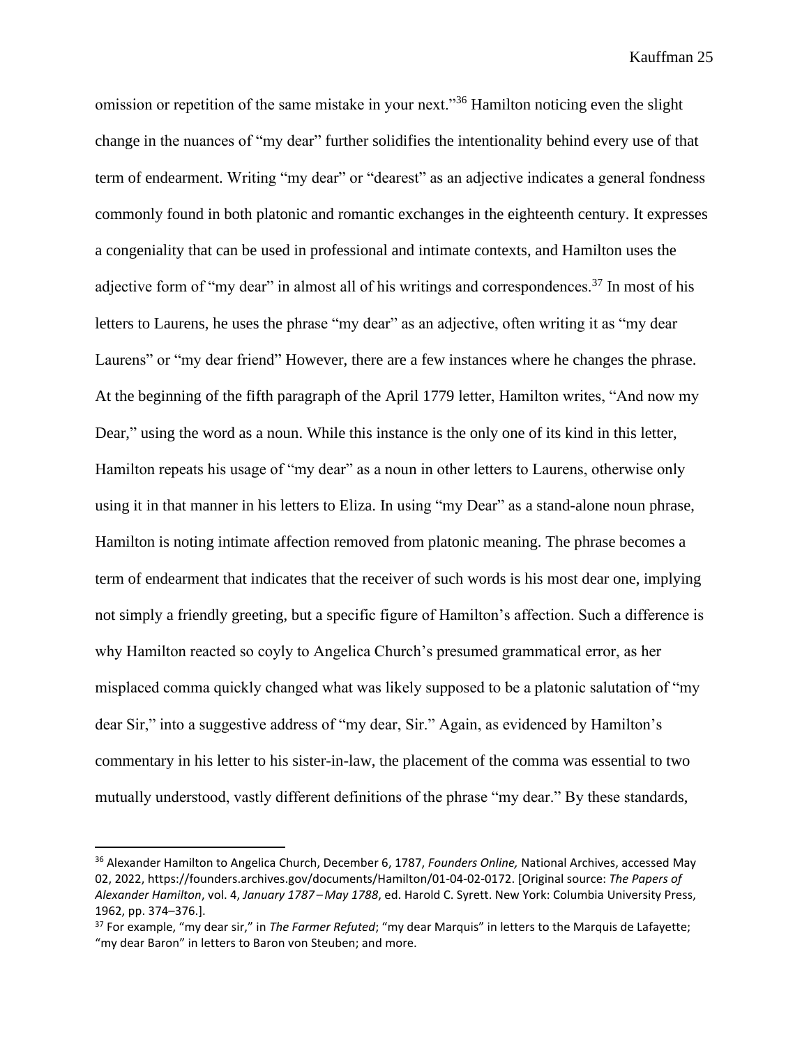omission or repetition of the same mistake in your next."[36] Hamilton noticing even the slight change in the nuances of "my dear" further solidifies the intentionality behind every use of that term of endearment. Writing "my dear" or "dearest" as an adjective indicates a general fondness commonly found in both platonic and romantic exchanges in the eighteenth century. It expresses a congeniality that can be used in professional and intimate contexts, and Hamilton uses the adjective form of "my dear" in almost all of his writings and correspondences.[37] In most of his letters to Laurens, he uses the phrase "my dear" as an adjective, often writing it as "my dear Laurens" or "my dear friend" However, there are a few instances where he changes the phrase. At the beginning of the fifth paragraph of the April 1779 letter, Hamilton writes, "And now my Dear," using the word as a noun. While this instance is the only one of its kind in this letter, Hamilton repeats his usage of "my dear" as a noun in other letters to Laurens, otherwise only using it in that manner in his letters to Eliza. In using "my Dear" as a stand-alone noun phrase, Hamilton is noting intimate affection removed from platonic meaning. The phrase becomes a term of endearment that indicates that the receiver of such words is his most dear one, implying not simply a friendly greeting, but a specific figure of Hamilton's affection. Such a difference is why Hamilton reacted so coyly to Angelica Church's presumed grammatical error, as her misplaced comma quickly changed what was likely supposed to be a platonic salutation of "my dear Sir," into a suggestive address of "my dear, Sir." Again, as evidenced by Hamilton's commentary in his letter to his sister-in-law, the placement of the comma was essential to two mutually understood, vastly different definitions of the phrase "my dear." By these standards,

---

[36] Alexander Hamilton to Angelica Church, December 6, 1787, *Founders Online,* National Archives, accessed May 02, 2022, https://founders.archives.gov/documents/Hamilton/01-04-02-0172. [Original source: *The Papers of Alexander Hamilton*, vol. 4, *January 1787 – May 1788*, ed. Harold C. Syrett. New York: Columbia University Press, 1962, pp. 374–376.].

[37] For example, "my dear sir," in *The Farmer Refuted*; "my dear Marquis" in letters to the Marquis de Lafayette; "my dear Baron" in letters to Baron von Steuben; and more.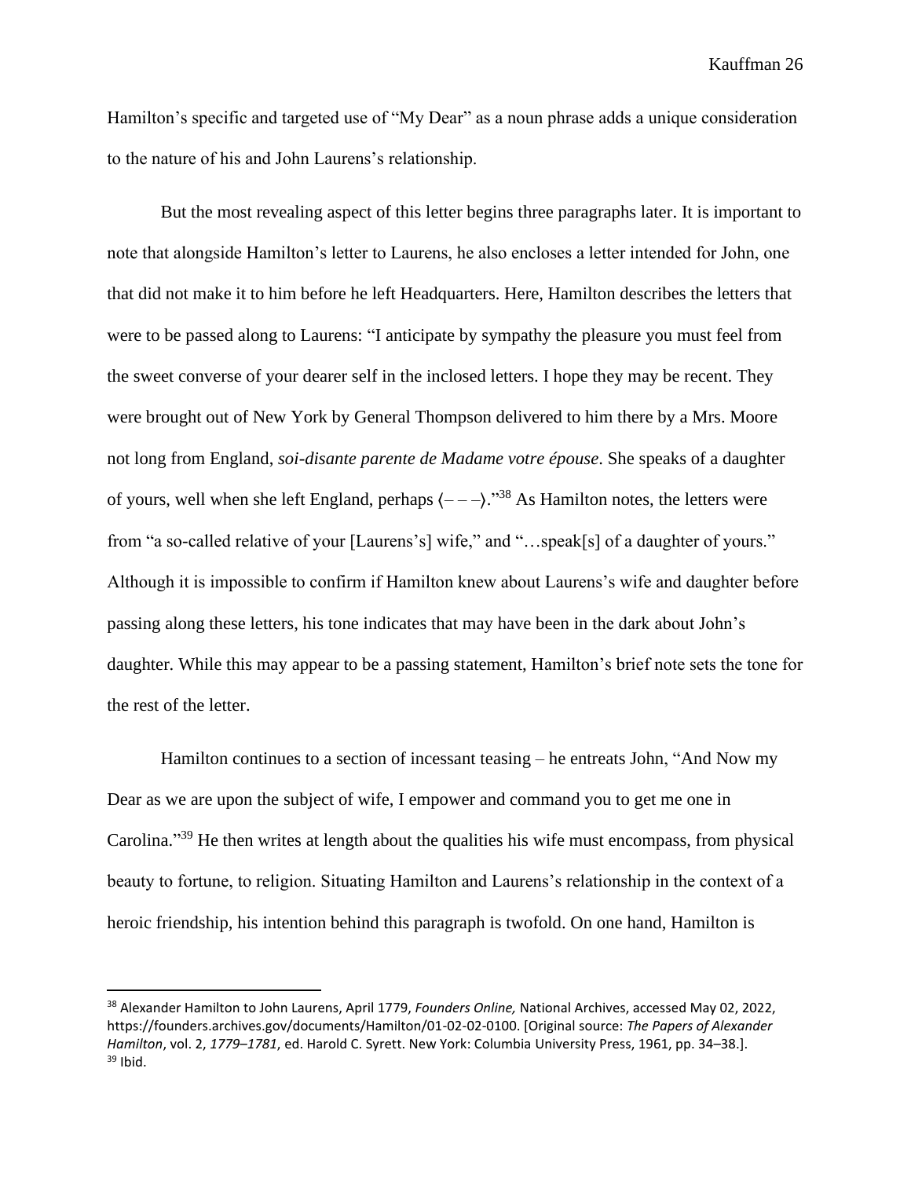Hamilton's specific and targeted use of "My Dear" as a noun phrase adds a unique consideration to the nature of his and John Laurens's relationship.

But the most revealing aspect of this letter begins three paragraphs later. It is important to note that alongside Hamilton's letter to Laurens, he also encloses a letter intended for John, one that did not make it to him before he left Headquarters. Here, Hamilton describes the letters that were to be passed along to Laurens: "I anticipate by sympathy the pleasure you must feel from the sweet converse of your dearer self in the inclosed letters. I hope they may be recent. They were brought out of New York by General Thompson delivered to him there by a Mrs. Moore not long from England, *soi-disante parente de Madame votre épouse*. She speaks of a daughter of yours, well when she left England, perhaps ⟨– – –⟩."[38] As Hamilton notes, the letters were from "a so-called relative of your [Laurens's] wife," and "…speak[s] of a daughter of yours." Although it is impossible to confirm if Hamilton knew about Laurens's wife and daughter before passing along these letters, his tone indicates that may have been in the dark about John's daughter. While this may appear to be a passing statement, Hamilton's brief note sets the tone for the rest of the letter.

Hamilton continues to a section of incessant teasing – he entreats John, "And Now my Dear as we are upon the subject of wife, I empower and command you to get me one in Carolina."[39] He then writes at length about the qualities his wife must encompass, from physical beauty to fortune, to religion. Situating Hamilton and Laurens's relationship in the context of a heroic friendship, his intention behind this paragraph is twofold. On one hand, Hamilton is

---

[38] Alexander Hamilton to John Laurens, April 1779, *Founders Online,* National Archives, accessed May 02, 2022, https://founders.archives.gov/documents/Hamilton/01-02-02-0100. [Original source: *The Papers of Alexander Hamilton*, vol. 2, *1779–1781*, ed. Harold C. Syrett. New York: Columbia University Press, 1961, pp. 34–38.].

[39] Ibid.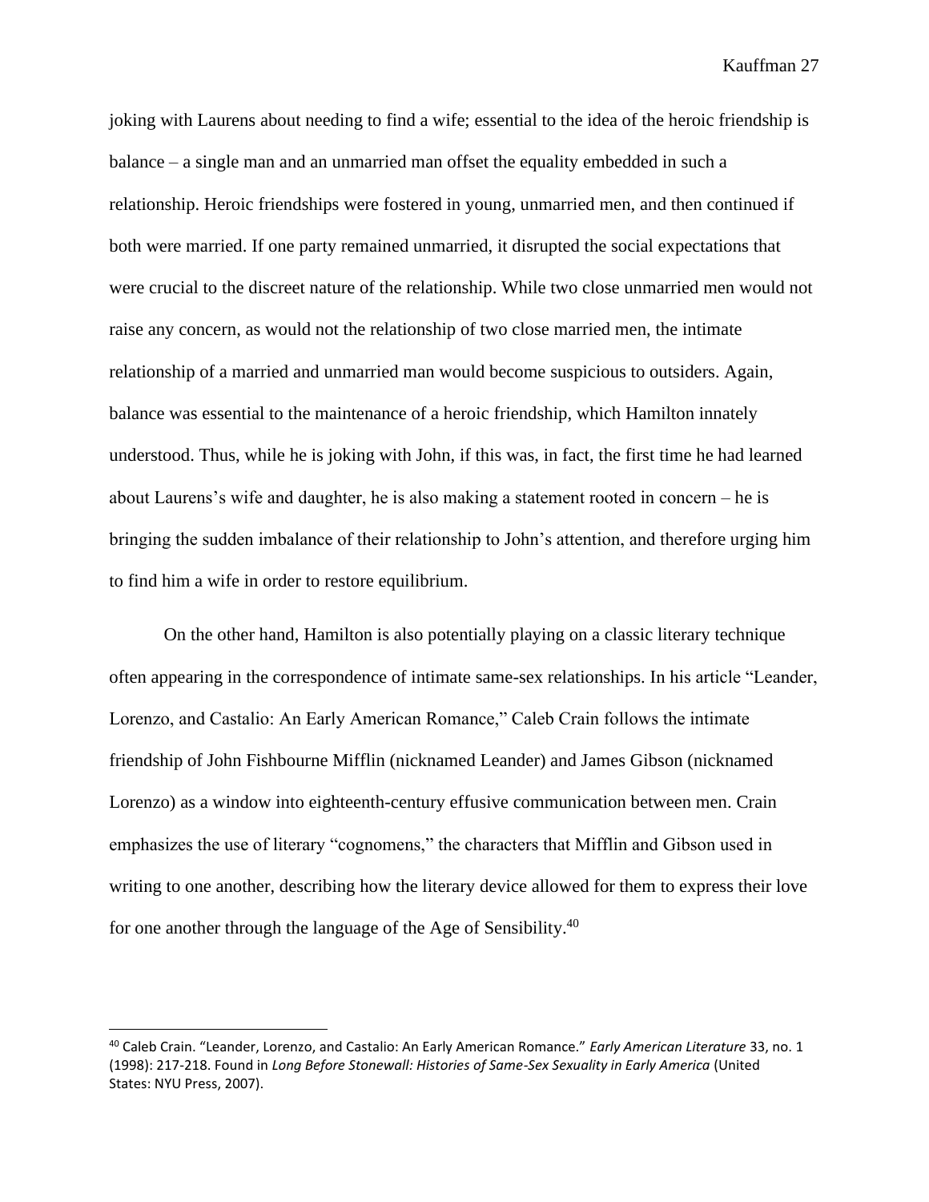joking with Laurens about needing to find a wife; essential to the idea of the heroic friendship is balance – a single man and an unmarried man offset the equality embedded in such a relationship. Heroic friendships were fostered in young, unmarried men, and then continued if both were married. If one party remained unmarried, it disrupted the social expectations that were crucial to the discreet nature of the relationship. While two close unmarried men would not raise any concern, as would not the relationship of two close married men, the intimate relationship of a married and unmarried man would become suspicious to outsiders. Again, balance was essential to the maintenance of a heroic friendship, which Hamilton innately understood. Thus, while he is joking with John, if this was, in fact, the first time he had learned about Laurens's wife and daughter, he is also making a statement rooted in concern – he is bringing the sudden imbalance of their relationship to John's attention, and therefore urging him to find him a wife in order to restore equilibrium.

On the other hand, Hamilton is also potentially playing on a classic literary technique often appearing in the correspondence of intimate same-sex relationships. In his article "Leander, Lorenzo, and Castalio: An Early American Romance," Caleb Crain follows the intimate friendship of John Fishbourne Mifflin (nicknamed Leander) and James Gibson (nicknamed Lorenzo) as a window into eighteenth-century effusive communication between men. Crain emphasizes the use of literary "cognomens," the characters that Mifflin and Gibson used in writing to one another, describing how the literary device allowed for them to express their love for one another through the language of the Age of Sensibility.[40]

---

[40] Caleb Crain. "Leander, Lorenzo, and Castalio: An Early American Romance." *Early American Literature* 33, no. 1 (1998): 217-218. Found in *Long Before Stonewall: Histories of Same-Sex Sexuality in Early America* (United States: NYU Press, 2007).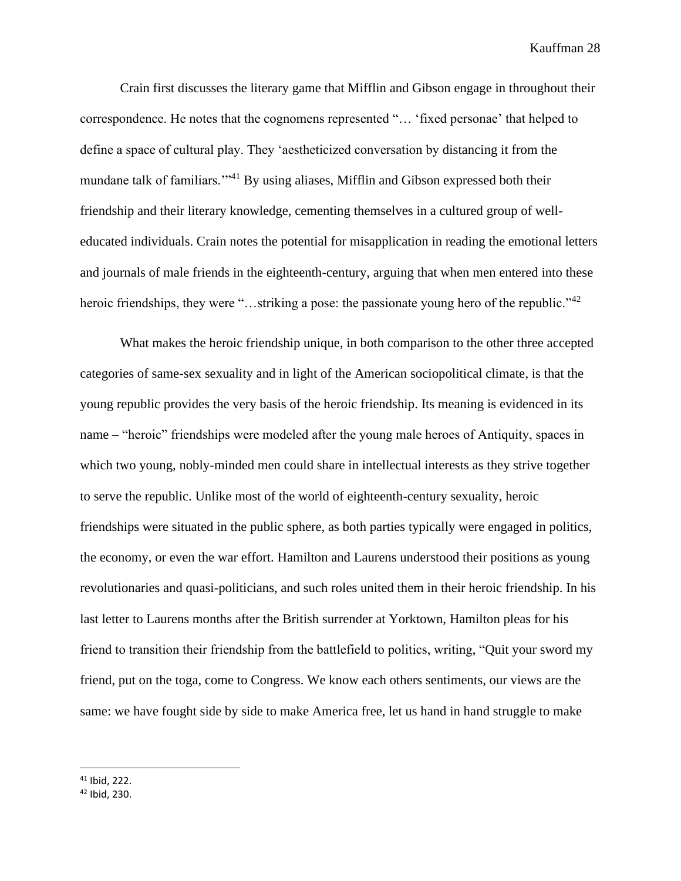Crain first discusses the literary game that Mifflin and Gibson engage in throughout their correspondence. He notes that the cognomens represented "… 'fixed personae' that helped to define a space of cultural play. They 'aestheticized conversation by distancing it from the mundane talk of familiars.'"[41] By using aliases, Mifflin and Gibson expressed both their friendship and their literary knowledge, cementing themselves in a cultured group of well-educated individuals. Crain notes the potential for misapplication in reading the emotional letters and journals of male friends in the eighteenth-century, arguing that when men entered into these heroic friendships, they were "…striking a pose: the passionate young hero of the republic."[42]

What makes the heroic friendship unique, in both comparison to the other three accepted categories of same-sex sexuality and in light of the American sociopolitical climate, is that the young republic provides the very basis of the heroic friendship. Its meaning is evidenced in its name – "heroic" friendships were modeled after the young male heroes of Antiquity, spaces in which two young, nobly-minded men could share in intellectual interests as they strive together to serve the republic. Unlike most of the world of eighteenth-century sexuality, heroic friendships were situated in the public sphere, as both parties typically were engaged in politics, the economy, or even the war effort. Hamilton and Laurens understood their positions as young revolutionaries and quasi-politicians, and such roles united them in their heroic friendship. In his last letter to Laurens months after the British surrender at Yorktown, Hamilton pleas for his friend to transition their friendship from the battlefield to politics, writing, "Quit your sword my friend, put on the toga, come to Congress. We know each others sentiments, our views are the same: we have fought side by side to make America free, let us hand in hand struggle to make

---

[41] Ibid, 222.

[42] Ibid, 230.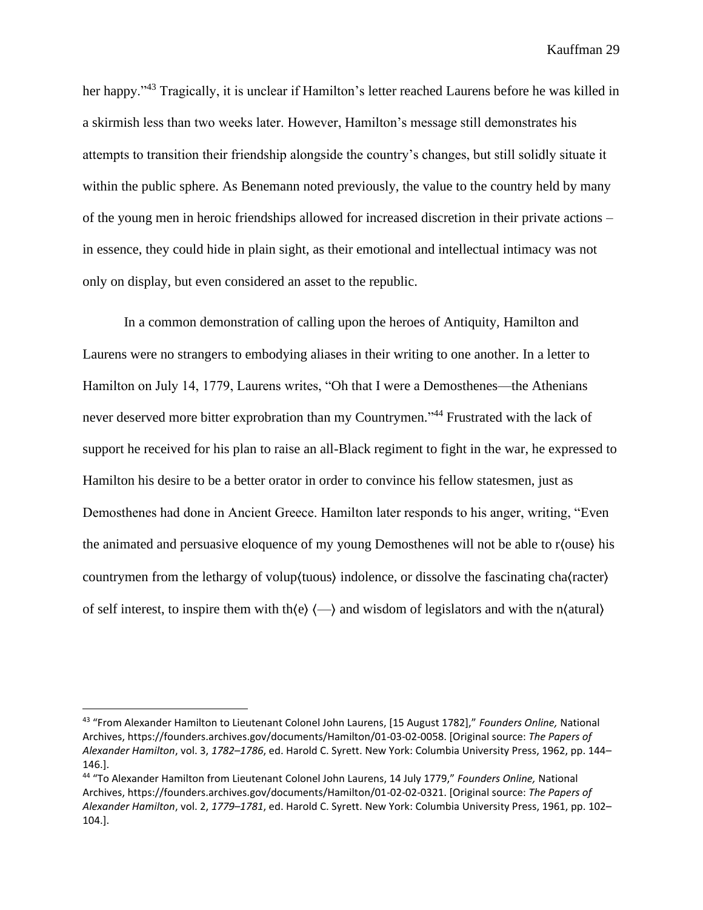her happy."[43] Tragically, it is unclear if Hamilton's letter reached Laurens before he was killed in a skirmish less than two weeks later. However, Hamilton's message still demonstrates his attempts to transition their friendship alongside the country's changes, but still solidly situate it within the public sphere. As Benemann noted previously, the value to the country held by many of the young men in heroic friendships allowed for increased discretion in their private actions – in essence, they could hide in plain sight, as their emotional and intellectual intimacy was not only on display, but even considered an asset to the republic.

In a common demonstration of calling upon the heroes of Antiquity, Hamilton and Laurens were no strangers to embodying aliases in their writing to one another. In a letter to Hamilton on July 14, 1779, Laurens writes, "Oh that I were a Demosthenes—the Athenians never deserved more bitter exprobration than my Countrymen."[44] Frustrated with the lack of support he received for his plan to raise an all-Black regiment to fight in the war, he expressed to Hamilton his desire to be a better orator in order to convince his fellow statesmen, just as Demosthenes had done in Ancient Greece. Hamilton later responds to his anger, writing, "Even the animated and persuasive eloquence of my young Demosthenes will not be able to r⟨ouse⟩ his countrymen from the lethargy of volup⟨tuous⟩ indolence, or dissolve the fascinating cha⟨racter⟩ of self interest, to inspire them with th⟨e⟩ ⟨—⟩ and wisdom of legislators and with the n⟨atural⟩

---

[43] "From Alexander Hamilton to Lieutenant Colonel John Laurens, [15 August 1782]," *Founders Online,* National Archives, https://founders.archives.gov/documents/Hamilton/01-03-02-0058. [Original source: *The Papers of Alexander Hamilton*, vol. 3, *1782–1786*, ed. Harold C. Syrett. New York: Columbia University Press, 1962, pp. 144–146.].

[44] "To Alexander Hamilton from Lieutenant Colonel John Laurens, 14 July 1779," *Founders Online,* National Archives, https://founders.archives.gov/documents/Hamilton/01-02-02-0321. [Original source: *The Papers of Alexander Hamilton*, vol. 2, *1779–1781*, ed. Harold C. Syrett. New York: Columbia University Press, 1961, pp. 102–104.].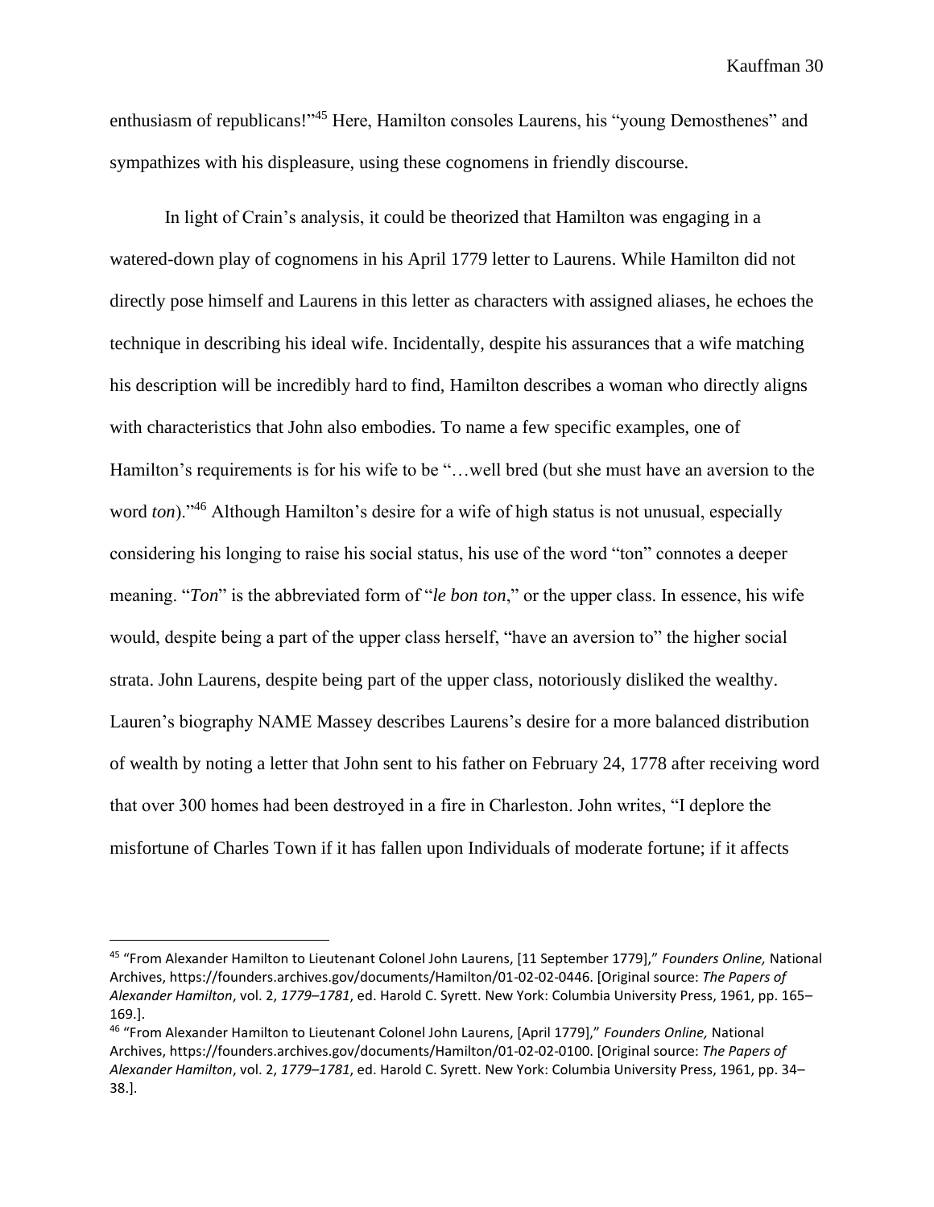enthusiasm of republicans!"[45] Here, Hamilton consoles Laurens, his "young Demosthenes" and sympathizes with his displeasure, using these cognomens in friendly discourse.

In light of Crain's analysis, it could be theorized that Hamilton was engaging in a watered-down play of cognomens in his April 1779 letter to Laurens. While Hamilton did not directly pose himself and Laurens in this letter as characters with assigned aliases, he echoes the technique in describing his ideal wife. Incidentally, despite his assurances that a wife matching his description will be incredibly hard to find, Hamilton describes a woman who directly aligns with characteristics that John also embodies. To name a few specific examples, one of Hamilton's requirements is for his wife to be "…well bred (but she must have an aversion to the word *ton*)."[46] Although Hamilton's desire for a wife of high status is not unusual, especially considering his longing to raise his social status, his use of the word "ton" connotes a deeper meaning. "*Ton*" is the abbreviated form of "*le bon ton*," or the upper class. In essence, his wife would, despite being a part of the upper class herself, "have an aversion to" the higher social strata. John Laurens, despite being part of the upper class, notoriously disliked the wealthy. Lauren's biography NAME Massey describes Laurens's desire for a more balanced distribution of wealth by noting a letter that John sent to his father on February 24, 1778 after receiving word that over 300 homes had been destroyed in a fire in Charleston. John writes, "I deplore the misfortune of Charles Town if it has fallen upon Individuals of moderate fortune; if it affects

---

[45] "From Alexander Hamilton to Lieutenant Colonel John Laurens, [11 September 1779]," *Founders Online,* National Archives, https://founders.archives.gov/documents/Hamilton/01-02-02-0446. [Original source: *The Papers of Alexander Hamilton*, vol. 2, *1779–1781*, ed. Harold C. Syrett. New York: Columbia University Press, 1961, pp. 165–169.].

[46] "From Alexander Hamilton to Lieutenant Colonel John Laurens, [April 1779]," *Founders Online,* National Archives, https://founders.archives.gov/documents/Hamilton/01-02-02-0100. [Original source: *The Papers of Alexander Hamilton*, vol. 2, *1779–1781*, ed. Harold C. Syrett. New York: Columbia University Press, 1961, pp. 34–38.].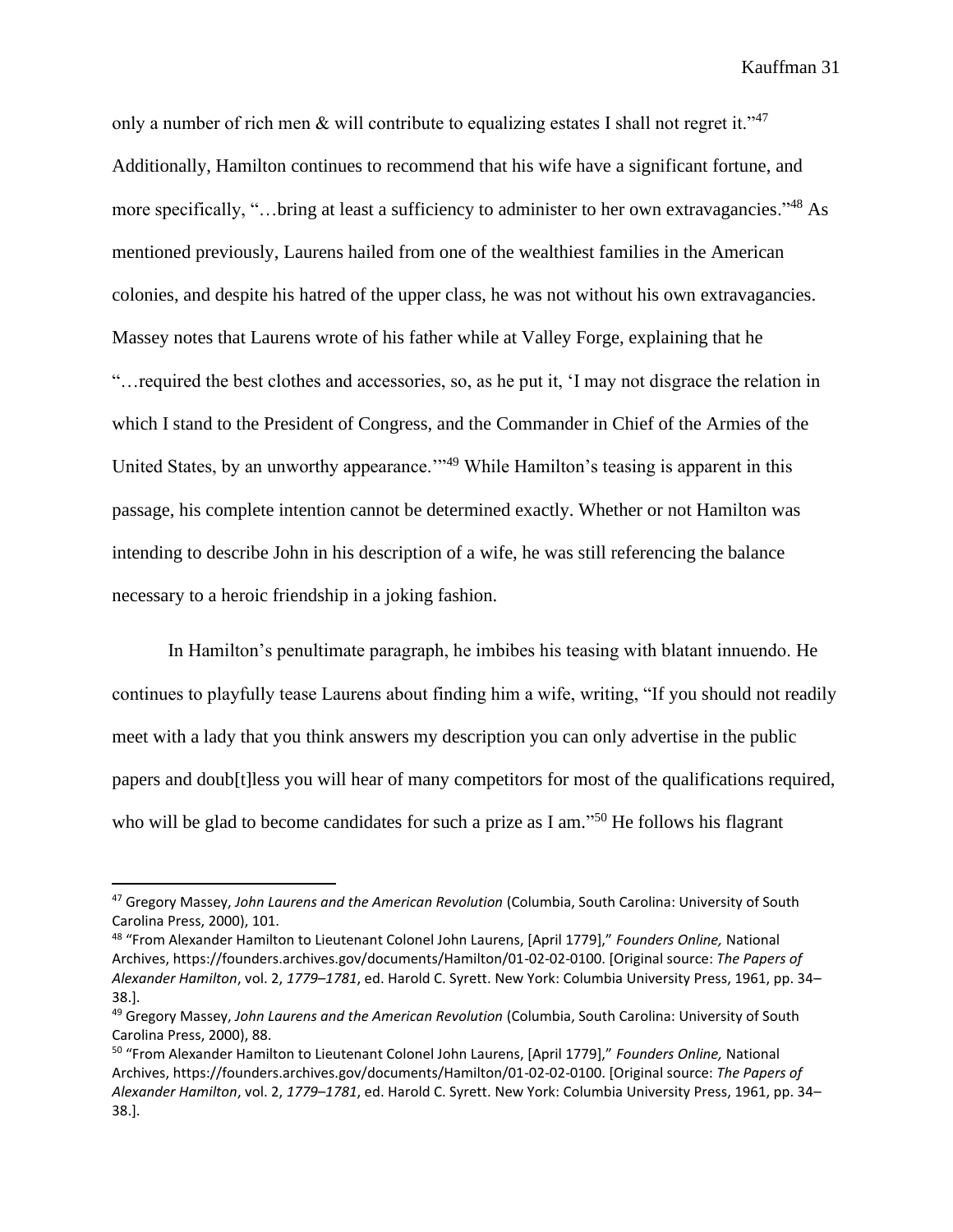only a number of rich men & will contribute to equalizing estates I shall not regret it."[47] Additionally, Hamilton continues to recommend that his wife have a significant fortune, and more specifically, "…bring at least a sufficiency to administer to her own extravagancies."[48] As mentioned previously, Laurens hailed from one of the wealthiest families in the American colonies, and despite his hatred of the upper class, he was not without his own extravagancies. Massey notes that Laurens wrote of his father while at Valley Forge, explaining that he "…required the best clothes and accessories, so, as he put it, 'I may not disgrace the relation in which I stand to the President of Congress, and the Commander in Chief of the Armies of the United States, by an unworthy appearance.'"[49] While Hamilton's teasing is apparent in this passage, his complete intention cannot be determined exactly. Whether or not Hamilton was intending to describe John in his description of a wife, he was still referencing the balance necessary to a heroic friendship in a joking fashion.

In Hamilton's penultimate paragraph, he imbibes his teasing with blatant innuendo. He continues to playfully tease Laurens about finding him a wife, writing, "If you should not readily meet with a lady that you think answers my description you can only advertise in the public papers and doub[t]less you will hear of many competitors for most of the qualifications required, who will be glad to become candidates for such a prize as I am."[50] He follows his flagrant

---

[47] Gregory Massey, *John Laurens and the American Revolution* (Columbia, South Carolina: University of South Carolina Press, 2000), 101.

[48] "From Alexander Hamilton to Lieutenant Colonel John Laurens, [April 1779]," *Founders Online,* National Archives, https://founders.archives.gov/documents/Hamilton/01-02-02-0100. [Original source: *The Papers of Alexander Hamilton*, vol. 2, *1779–1781*, ed. Harold C. Syrett. New York: Columbia University Press, 1961, pp. 34–38.].

[49] Gregory Massey, *John Laurens and the American Revolution* (Columbia, South Carolina: University of South Carolina Press, 2000), 88.

[50] "From Alexander Hamilton to Lieutenant Colonel John Laurens, [April 1779]," *Founders Online,* National Archives, https://founders.archives.gov/documents/Hamilton/01-02-02-0100. [Original source: *The Papers of Alexander Hamilton*, vol. 2, *1779–1781*, ed. Harold C. Syrett. New York: Columbia University Press, 1961, pp. 34–38.].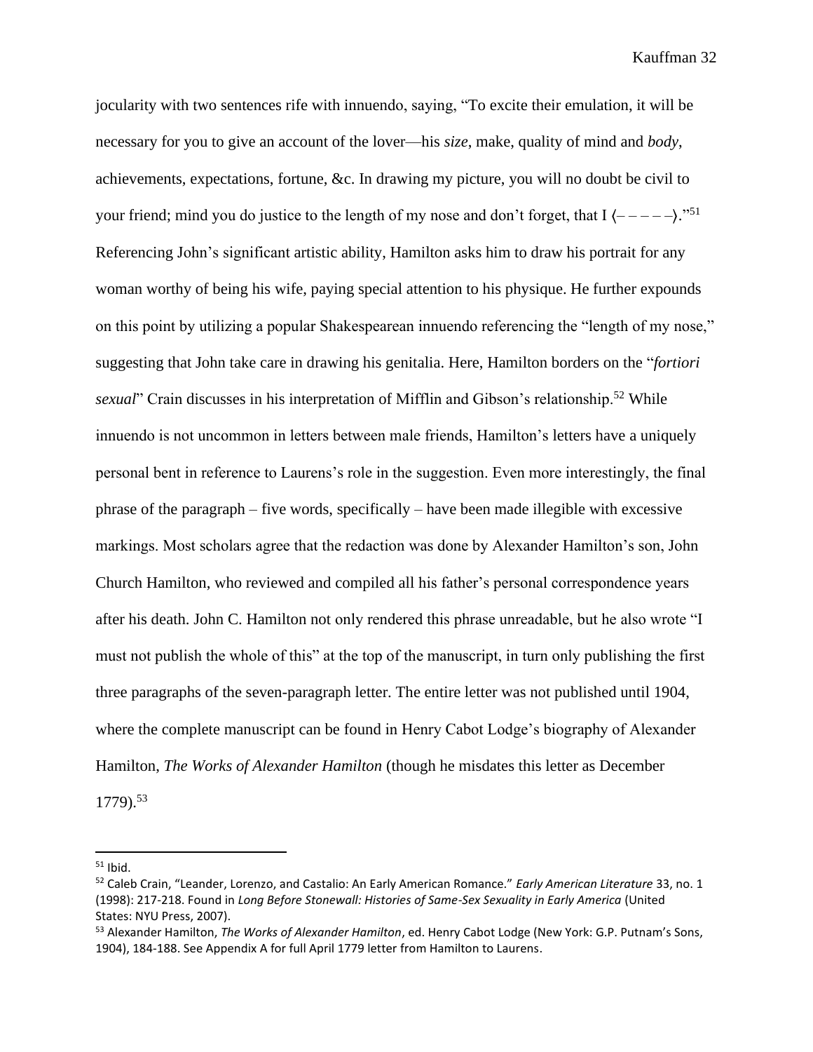jocularity with two sentences rife with innuendo, saying, "To excite their emulation, it will be necessary for you to give an account of the lover—his *size*, make, quality of mind and *body*, achievements, expectations, fortune, &c. In drawing my picture, you will no doubt be civil to your friend; mind you do justice to the length of my nose and don't forget, that I ⟨– – – – –⟩."[51] Referencing John's significant artistic ability, Hamilton asks him to draw his portrait for any woman worthy of being his wife, paying special attention to his physique. He further expounds on this point by utilizing a popular Shakespearean innuendo referencing the "length of my nose," suggesting that John take care in drawing his genitalia. Here, Hamilton borders on the "*fortiori sexual*" Crain discusses in his interpretation of Mifflin and Gibson's relationship.[52] While innuendo is not uncommon in letters between male friends, Hamilton's letters have a uniquely personal bent in reference to Laurens's role in the suggestion. Even more interestingly, the final phrase of the paragraph – five words, specifically – have been made illegible with excessive markings. Most scholars agree that the redaction was done by Alexander Hamilton's son, John Church Hamilton, who reviewed and compiled all his father's personal correspondence years after his death. John C. Hamilton not only rendered this phrase unreadable, but he also wrote "I must not publish the whole of this" at the top of the manuscript, in turn only publishing the first three paragraphs of the seven-paragraph letter. The entire letter was not published until 1904, where the complete manuscript can be found in Henry Cabot Lodge's biography of Alexander Hamilton, *The Works of Alexander Hamilton* (though he misdates this letter as December 1779).[53]

---

[51] Ibid.

[52] Caleb Crain, "Leander, Lorenzo, and Castalio: An Early American Romance." *Early American Literature* 33, no. 1 (1998): 217-218. Found in *Long Before Stonewall: Histories of Same-Sex Sexuality in Early America* (United States: NYU Press, 2007).

[53] Alexander Hamilton, *The Works of Alexander Hamilton*, ed. Henry Cabot Lodge (New York: G.P. Putnam's Sons, 1904), 184-188. See Appendix A for full April 1779 letter from Hamilton to Laurens.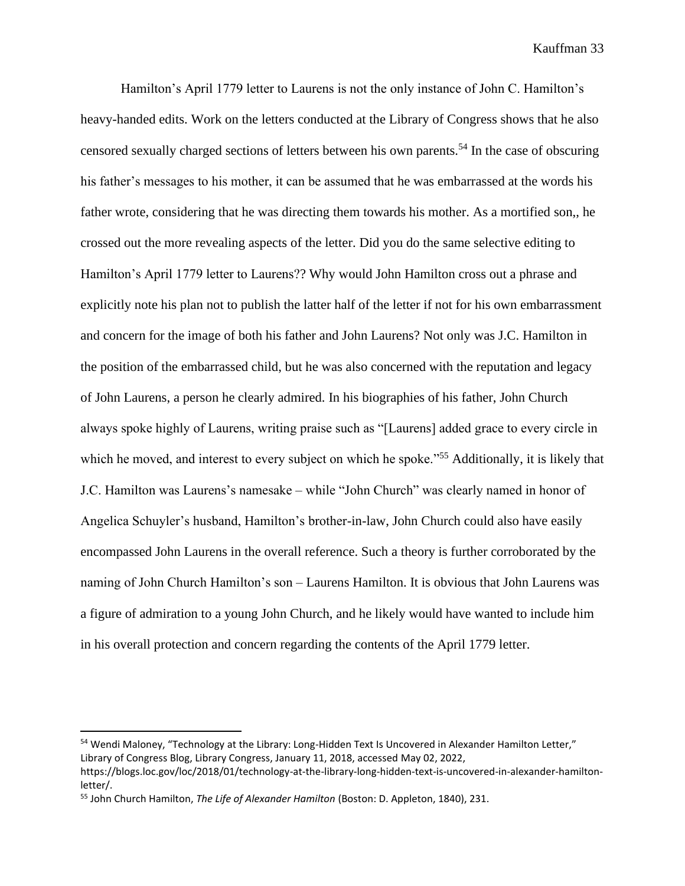Hamilton's April 1779 letter to Laurens is not the only instance of John C. Hamilton's heavy-handed edits. Work on the letters conducted at the Library of Congress shows that he also censored sexually charged sections of letters between his own parents.[54] In the case of obscuring his father's messages to his mother, it can be assumed that he was embarrassed at the words his father wrote, considering that he was directing them towards his mother. As a mortified son,, he crossed out the more revealing aspects of the letter. Did you do the same selective editing to Hamilton's April 1779 letter to Laurens?? Why would John Hamilton cross out a phrase and explicitly note his plan not to publish the latter half of the letter if not for his own embarrassment and concern for the image of both his father and John Laurens? Not only was J.C. Hamilton in the position of the embarrassed child, but he was also concerned with the reputation and legacy of John Laurens, a person he clearly admired. In his biographies of his father, John Church always spoke highly of Laurens, writing praise such as "[Laurens] added grace to every circle in which he moved, and interest to every subject on which he spoke."[55] Additionally, it is likely that J.C. Hamilton was Laurens's namesake – while "John Church" was clearly named in honor of Angelica Schuyler's husband, Hamilton's brother-in-law, John Church could also have easily encompassed John Laurens in the overall reference. Such a theory is further corroborated by the naming of John Church Hamilton's son – Laurens Hamilton. It is obvious that John Laurens was a figure of admiration to a young John Church, and he likely would have wanted to include him in his overall protection and concern regarding the contents of the April 1779 letter.

---

[54] Wendi Maloney, "Technology at the Library: Long-Hidden Text Is Uncovered in Alexander Hamilton Letter," Library of Congress Blog, Library Congress, January 11, 2018, accessed May 02, 2022, https://blogs.loc.gov/loc/2018/01/technology-at-the-library-long-hidden-text-is-uncovered-in-alexander-hamilton-letter/.

[55] John Church Hamilton, *The Life of Alexander Hamilton* (Boston: D. Appleton, 1840), 231.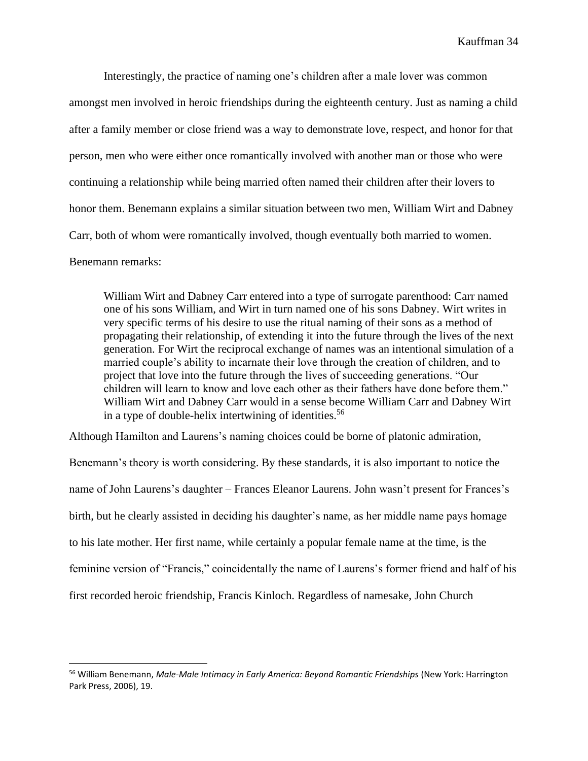Interestingly, the practice of naming one's children after a male lover was common amongst men involved in heroic friendships during the eighteenth century. Just as naming a child after a family member or close friend was a way to demonstrate love, respect, and honor for that person, men who were either once romantically involved with another man or those who were continuing a relationship while being married often named their children after their lovers to honor them. Benemann explains a similar situation between two men, William Wirt and Dabney Carr, both of whom were romantically involved, though eventually both married to women. Benemann remarks:

> William Wirt and Dabney Carr entered into a type of surrogate parenthood: Carr named one of his sons William, and Wirt in turn named one of his sons Dabney. Wirt writes in very specific terms of his desire to use the ritual naming of their sons as a method of propagating their relationship, of extending it into the future through the lives of the next generation. For Wirt the reciprocal exchange of names was an intentional simulation of a married couple's ability to incarnate their love through the creation of children, and to project that love into the future through the lives of succeeding generations. "Our children will learn to know and love each other as their fathers have done before them." William Wirt and Dabney Carr would in a sense become William Carr and Dabney Wirt in a type of double-helix intertwining of identities.[56]

Although Hamilton and Laurens's naming choices could be borne of platonic admiration, Benemann's theory is worth considering. By these standards, it is also important to notice the name of John Laurens's daughter – Frances Eleanor Laurens. John wasn't present for Frances's birth, but he clearly assisted in deciding his daughter's name, as her middle name pays homage to his late mother. Her first name, while certainly a popular female name at the time, is the feminine version of "Francis," coincidentally the name of Laurens's former friend and half of his first recorded heroic friendship, Francis Kinloch. Regardless of namesake, John Church

---

[56] William Benemann, *Male-Male Intimacy in Early America: Beyond Romantic Friendships* (New York: Harrington Park Press, 2006), 19.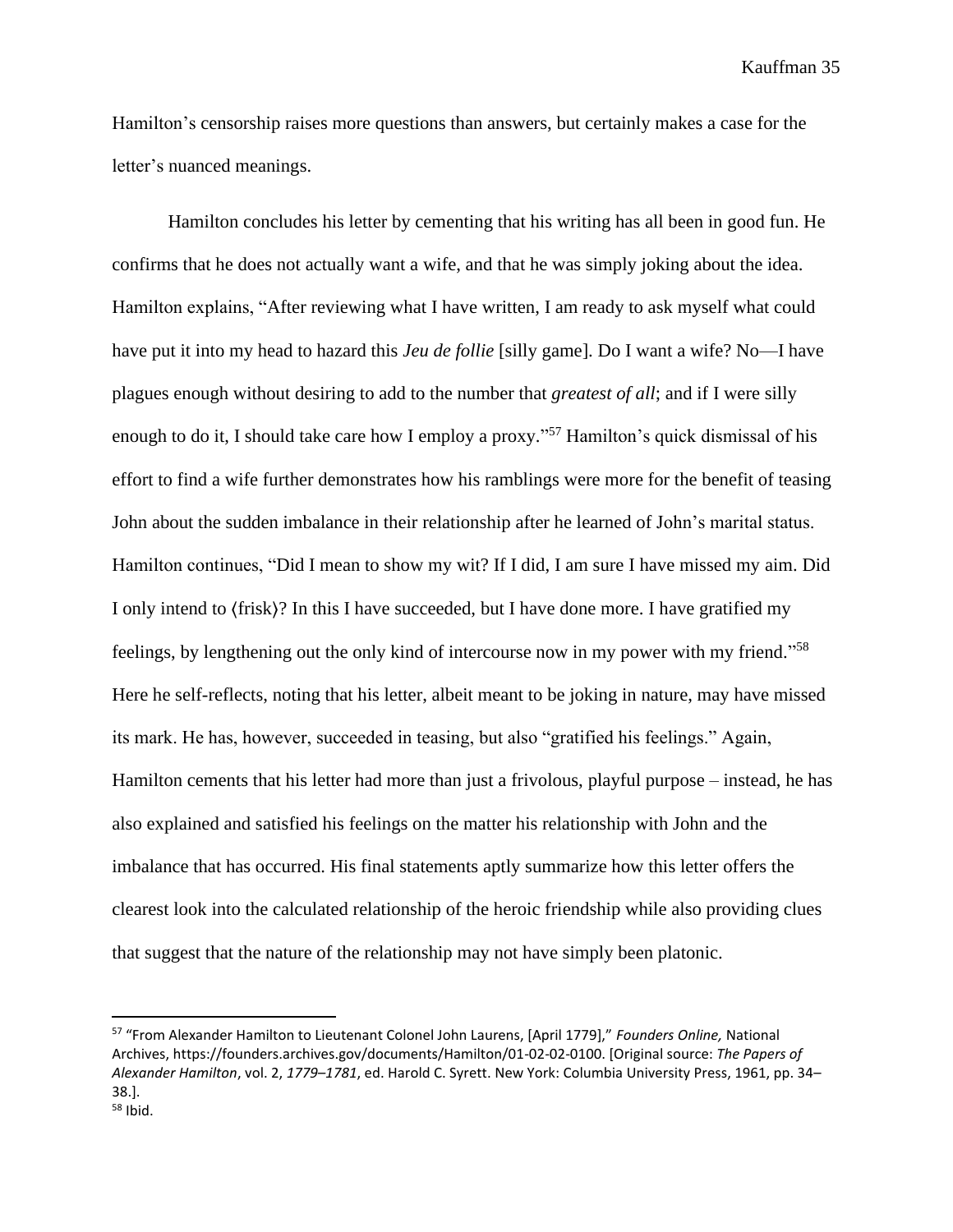Hamilton's censorship raises more questions than answers, but certainly makes a case for the letter's nuanced meanings.

Hamilton concludes his letter by cementing that his writing has all been in good fun. He confirms that he does not actually want a wife, and that he was simply joking about the idea. Hamilton explains, "After reviewing what I have written, I am ready to ask myself what could have put it into my head to hazard this *Jeu de follie* [silly game]. Do I want a wife? No—I have plagues enough without desiring to add to the number that *greatest of all*; and if I were silly enough to do it, I should take care how I employ a proxy."[57] Hamilton's quick dismissal of his effort to find a wife further demonstrates how his ramblings were more for the benefit of teasing John about the sudden imbalance in their relationship after he learned of John's marital status. Hamilton continues, "Did I mean to show my wit? If I did, I am sure I have missed my aim. Did I only intend to ⟨frisk⟩? In this I have succeeded, but I have done more. I have gratified my feelings, by lengthening out the only kind of intercourse now in my power with my friend."[58] Here he self-reflects, noting that his letter, albeit meant to be joking in nature, may have missed its mark. He has, however, succeeded in teasing, but also "gratified his feelings." Again, Hamilton cements that his letter had more than just a frivolous, playful purpose – instead, he has also explained and satisfied his feelings on the matter his relationship with John and the imbalance that has occurred. His final statements aptly summarize how this letter offers the clearest look into the calculated relationship of the heroic friendship while also providing clues that suggest that the nature of the relationship may not have simply been platonic.

---

[57] "From Alexander Hamilton to Lieutenant Colonel John Laurens, [April 1779]," *Founders Online,* National Archives, https://founders.archives.gov/documents/Hamilton/01-02-02-0100. [Original source: *The Papers of Alexander Hamilton*, vol. 2, *1779–1781*, ed. Harold C. Syrett. New York: Columbia University Press, 1961, pp. 34–38.].

[58] Ibid.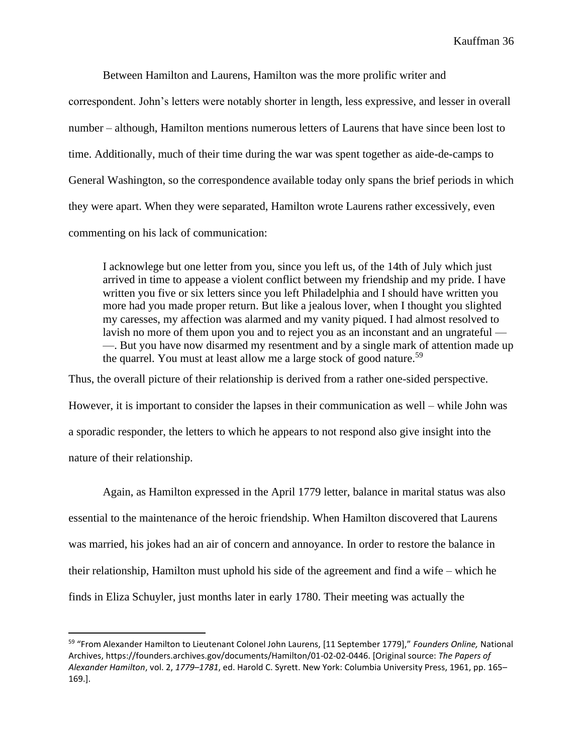Between Hamilton and Laurens, Hamilton was the more prolific writer and correspondent. John's letters were notably shorter in length, less expressive, and lesser in overall number – although, Hamilton mentions numerous letters of Laurens that have since been lost to time. Additionally, much of their time during the war was spent together as aide-de-camps to General Washington, so the correspondence available today only spans the brief periods in which they were apart. When they were separated, Hamilton wrote Laurens rather excessively, even commenting on his lack of communication:

> I acknowlege but one letter from you, since you left us, of the 14th of July which just arrived in time to appease a violent conflict between my friendship and my pride. I have written you five or six letters since you left Philadelphia and I should have written you more had you made proper return. But like a jealous lover, when I thought you slighted my caresses, my affection was alarmed and my vanity piqued. I had almost resolved to lavish no more of them upon you and to reject you as an inconstant and an ungrateful — —. But you have now disarmed my resentment and by a single mark of attention made up the quarrel. You must at least allow me a large stock of good nature.[59]

Thus, the overall picture of their relationship is derived from a rather one-sided perspective. However, it is important to consider the lapses in their communication as well – while John was a sporadic responder, the letters to which he appears to not respond also give insight into the nature of their relationship.

Again, as Hamilton expressed in the April 1779 letter, balance in marital status was also essential to the maintenance of the heroic friendship. When Hamilton discovered that Laurens was married, his jokes had an air of concern and annoyance. In order to restore the balance in their relationship, Hamilton must uphold his side of the agreement and find a wife – which he finds in Eliza Schuyler, just months later in early 1780. Their meeting was actually the

---

[59] "From Alexander Hamilton to Lieutenant Colonel John Laurens, [11 September 1779]," *Founders Online,* National Archives, https://founders.archives.gov/documents/Hamilton/01-02-02-0446. [Original source: *The Papers of Alexander Hamilton*, vol. 2, *1779–1781*, ed. Harold C. Syrett. New York: Columbia University Press, 1961, pp. 165–169.].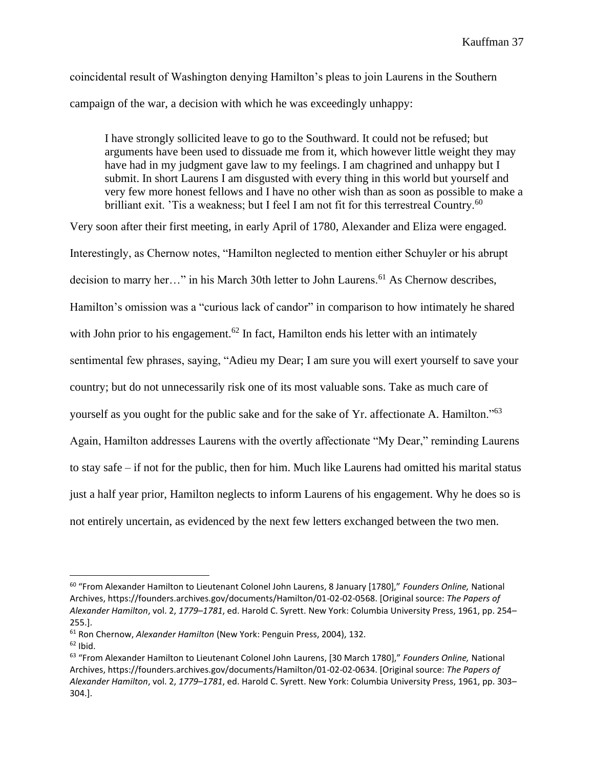coincidental result of Washington denying Hamilton's pleas to join Laurens in the Southern campaign of the war, a decision with which he was exceedingly unhappy:

> I have strongly sollicited leave to go to the Southward. It could not be refused; but arguments have been used to dissuade me from it, which however little weight they may have had in my judgment gave law to my feelings. I am chagrined and unhappy but I submit. In short Laurens I am disgusted with every thing in this world but yourself and very few more honest fellows and I have no other wish than as soon as possible to make a brilliant exit. 'Tis a weakness; but I feel I am not fit for this terrestreal Country.[60]

Very soon after their first meeting, in early April of 1780, Alexander and Eliza were engaged. Interestingly, as Chernow notes, "Hamilton neglected to mention either Schuyler or his abrupt decision to marry her…" in his March 30th letter to John Laurens.[61] As Chernow describes, Hamilton's omission was a "curious lack of candor" in comparison to how intimately he shared with John prior to his engagement.[62] In fact, Hamilton ends his letter with an intimately sentimental few phrases, saying, "Adieu my Dear; I am sure you will exert yourself to save your country; but do not unnecessarily risk one of its most valuable sons. Take as much care of yourself as you ought for the public sake and for the sake of Yr. affectionate A. Hamilton."[63] Again, Hamilton addresses Laurens with the overtly affectionate "My Dear," reminding Laurens to stay safe – if not for the public, then for him. Much like Laurens had omitted his marital status just a half year prior, Hamilton neglects to inform Laurens of his engagement. Why he does so is not entirely uncertain, as evidenced by the next few letters exchanged between the two men.

---

[60] "From Alexander Hamilton to Lieutenant Colonel John Laurens, 8 January [1780]," *Founders Online,* National Archives, https://founders.archives.gov/documents/Hamilton/01-02-02-0568. [Original source: *The Papers of Alexander Hamilton*, vol. 2, *1779–1781*, ed. Harold C. Syrett. New York: Columbia University Press, 1961, pp. 254–255.].

[61] Ron Chernow, *Alexander Hamilton* (New York: Penguin Press, 2004), 132.

[62] Ibid.

[63] "From Alexander Hamilton to Lieutenant Colonel John Laurens, [30 March 1780]," *Founders Online,* National Archives, https://founders.archives.gov/documents/Hamilton/01-02-02-0634. [Original source: *The Papers of Alexander Hamilton*, vol. 2, *1779–1781*, ed. Harold C. Syrett. New York: Columbia University Press, 1961, pp. 303–304.].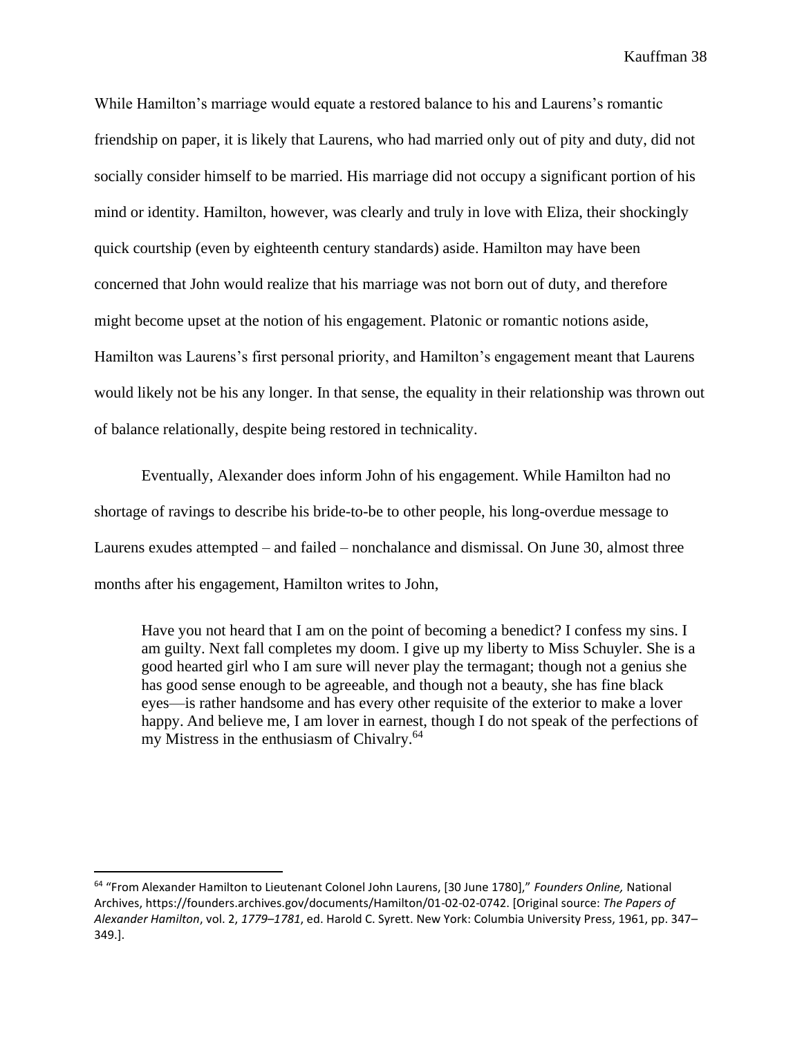While Hamilton's marriage would equate a restored balance to his and Laurens's romantic friendship on paper, it is likely that Laurens, who had married only out of pity and duty, did not socially consider himself to be married. His marriage did not occupy a significant portion of his mind or identity. Hamilton, however, was clearly and truly in love with Eliza, their shockingly quick courtship (even by eighteenth century standards) aside. Hamilton may have been concerned that John would realize that his marriage was not born out of duty, and therefore might become upset at the notion of his engagement. Platonic or romantic notions aside, Hamilton was Laurens's first personal priority, and Hamilton's engagement meant that Laurens would likely not be his any longer. In that sense, the equality in their relationship was thrown out of balance relationally, despite being restored in technicality.

Eventually, Alexander does inform John of his engagement. While Hamilton had no shortage of ravings to describe his bride-to-be to other people, his long-overdue message to Laurens exudes attempted – and failed – nonchalance and dismissal. On June 30, almost three months after his engagement, Hamilton writes to John,

> Have you not heard that I am on the point of becoming a benedict? I confess my sins. I am guilty. Next fall completes my doom. I give up my liberty to Miss Schuyler. She is a good hearted girl who I am sure will never play the termagant; though not a genius she has good sense enough to be agreeable, and though not a beauty, she has fine black eyes—is rather handsome and has every other requisite of the exterior to make a lover happy. And believe me, I am lover in earnest, though I do not speak of the perfections of my Mistress in the enthusiasm of Chivalry.[64]

---

[64] "From Alexander Hamilton to Lieutenant Colonel John Laurens, [30 June 1780]," *Founders Online,* National Archives, https://founders.archives.gov/documents/Hamilton/01-02-02-0742. [Original source: *The Papers of Alexander Hamilton*, vol. 2, *1779–1781*, ed. Harold C. Syrett. New York: Columbia University Press, 1961, pp. 347–349.].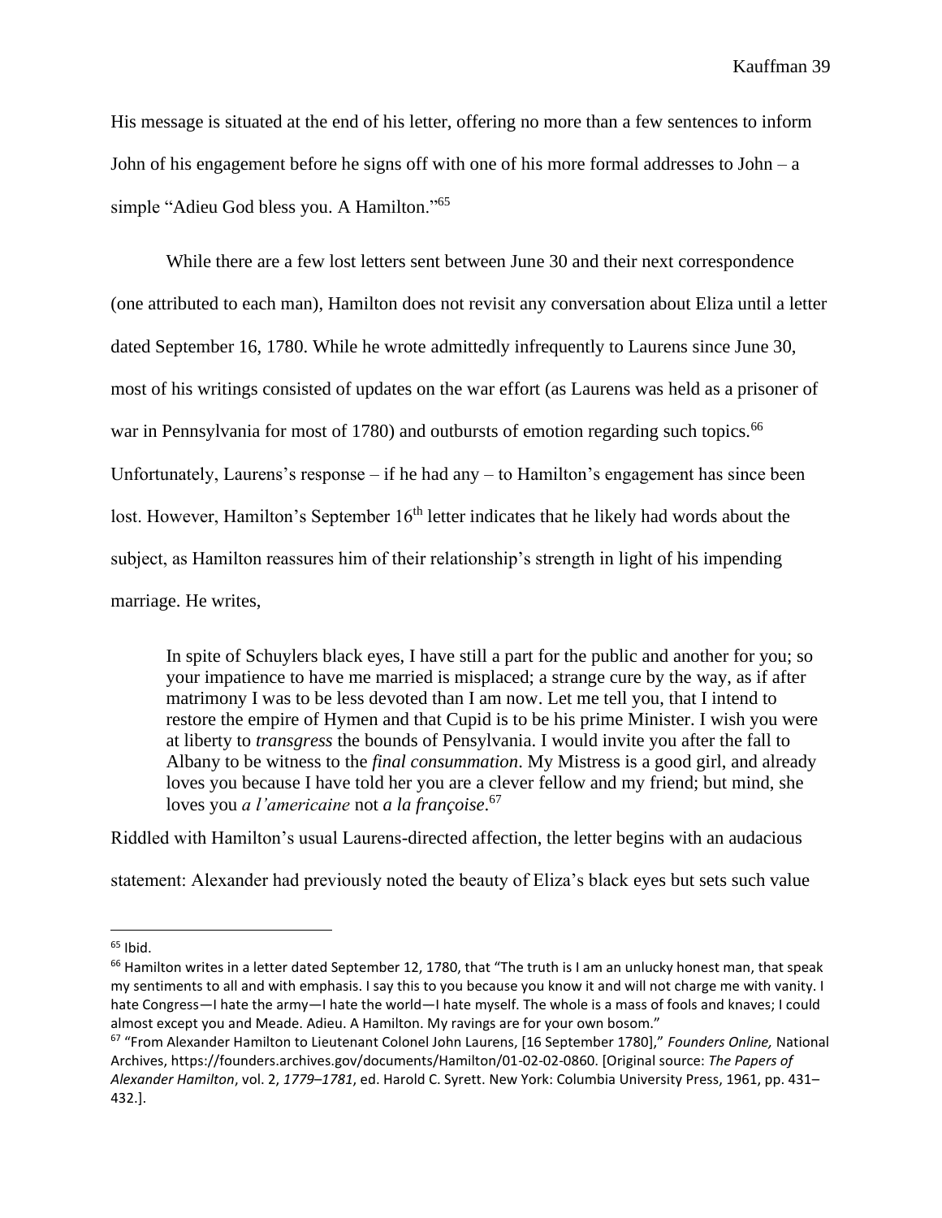His message is situated at the end of his letter, offering no more than a few sentences to inform John of his engagement before he signs off with one of his more formal addresses to John – a simple "Adieu God bless you. A Hamilton."[65]

While there are a few lost letters sent between June 30 and their next correspondence (one attributed to each man), Hamilton does not revisit any conversation about Eliza until a letter dated September 16, 1780. While he wrote admittedly infrequently to Laurens since June 30, most of his writings consisted of updates on the war effort (as Laurens was held as a prisoner of war in Pennsylvania for most of 1780) and outbursts of emotion regarding such topics.[66] Unfortunately, Laurens's response – if he had any – to Hamilton's engagement has since been lost. However, Hamilton's September 16th letter indicates that he likely had words about the subject, as Hamilton reassures him of their relationship's strength in light of his impending marriage. He writes,

> In spite of Schuylers black eyes, I have still a part for the public and another for you; so your impatience to have me married is misplaced; a strange cure by the way, as if after matrimony I was to be less devoted than I am now. Let me tell you, that I intend to restore the empire of Hymen and that Cupid is to be his prime Minister. I wish you were at liberty to *transgress* the bounds of Pensylvania. I would invite you after the fall to Albany to be witness to the *final consummation*. My Mistress is a good girl, and already loves you because I have told her you are a clever fellow and my friend; but mind, she loves you *a l'americaine* not *a la françoise*.[67]

Riddled with Hamilton's usual Laurens-directed affection, the letter begins with an audacious statement: Alexander had previously noted the beauty of Eliza's black eyes but sets such value

---

[65] Ibid.

[66] Hamilton writes in a letter dated September 12, 1780, that "The truth is I am an unlucky honest man, that speak my sentiments to all and with emphasis. I say this to you because you know it and will not charge me with vanity. I hate Congress—I hate the army—I hate the world—I hate myself. The whole is a mass of fools and knaves; I could almost except you and Meade. Adieu. A Hamilton. My ravings are for your own bosom."

[67] "From Alexander Hamilton to Lieutenant Colonel John Laurens, [16 September 1780]," *Founders Online,* National Archives, https://founders.archives.gov/documents/Hamilton/01-02-02-0860. [Original source: *The Papers of Alexander Hamilton*, vol. 2, *1779–1781*, ed. Harold C. Syrett. New York: Columbia University Press, 1961, pp. 431–432.].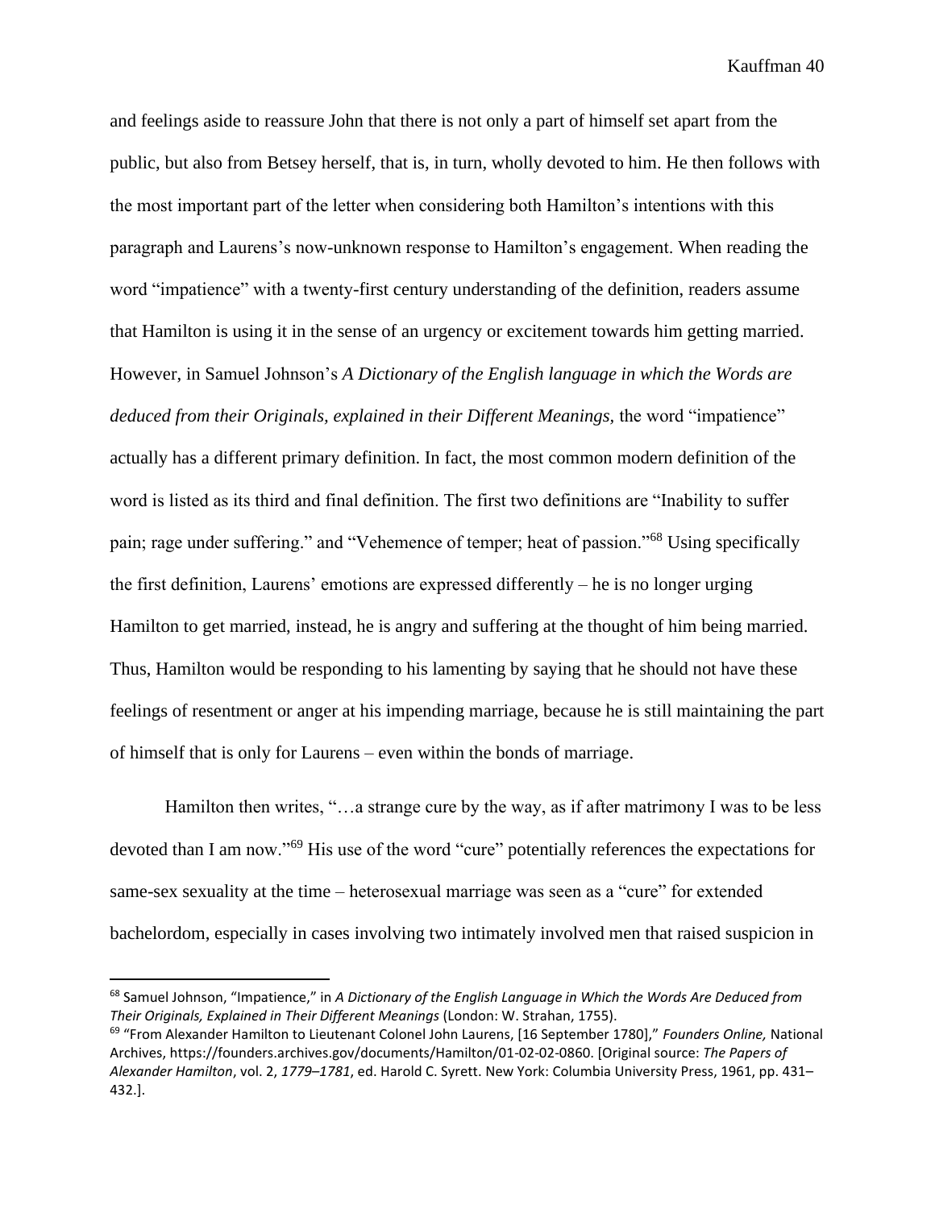and feelings aside to reassure John that there is not only a part of himself set apart from the public, but also from Betsey herself, that is, in turn, wholly devoted to him. He then follows with the most important part of the letter when considering both Hamilton's intentions with this paragraph and Laurens's now-unknown response to Hamilton's engagement. When reading the word "impatience" with a twenty-first century understanding of the definition, readers assume that Hamilton is using it in the sense of an urgency or excitement towards him getting married. However, in Samuel Johnson's *A Dictionary of the English language in which the Words are deduced from their Originals, explained in their Different Meanings,* the word "impatience" actually has a different primary definition. In fact, the most common modern definition of the word is listed as its third and final definition. The first two definitions are "Inability to suffer pain; rage under suffering." and "Vehemence of temper; heat of passion."[68] Using specifically the first definition, Laurens' emotions are expressed differently – he is no longer urging Hamilton to get married, instead, he is angry and suffering at the thought of him being married. Thus, Hamilton would be responding to his lamenting by saying that he should not have these feelings of resentment or anger at his impending marriage, because he is still maintaining the part of himself that is only for Laurens – even within the bonds of marriage.

Hamilton then writes, "…a strange cure by the way, as if after matrimony I was to be less devoted than I am now."[69] His use of the word "cure" potentially references the expectations for same-sex sexuality at the time – heterosexual marriage was seen as a "cure" for extended bachelordom, especially in cases involving two intimately involved men that raised suspicion in

---

[68] Samuel Johnson, "Impatience," in *A Dictionary of the English Language in Which the Words Are Deduced from Their Originals, Explained in Their Different Meanings* (London: W. Strahan, 1755).

[69] "From Alexander Hamilton to Lieutenant Colonel John Laurens, [16 September 1780]," *Founders Online,* National Archives, https://founders.archives.gov/documents/Hamilton/01-02-02-0860. [Original source: *The Papers of Alexander Hamilton*, vol. 2, *1779–1781*, ed. Harold C. Syrett. New York: Columbia University Press, 1961, pp. 431–432.].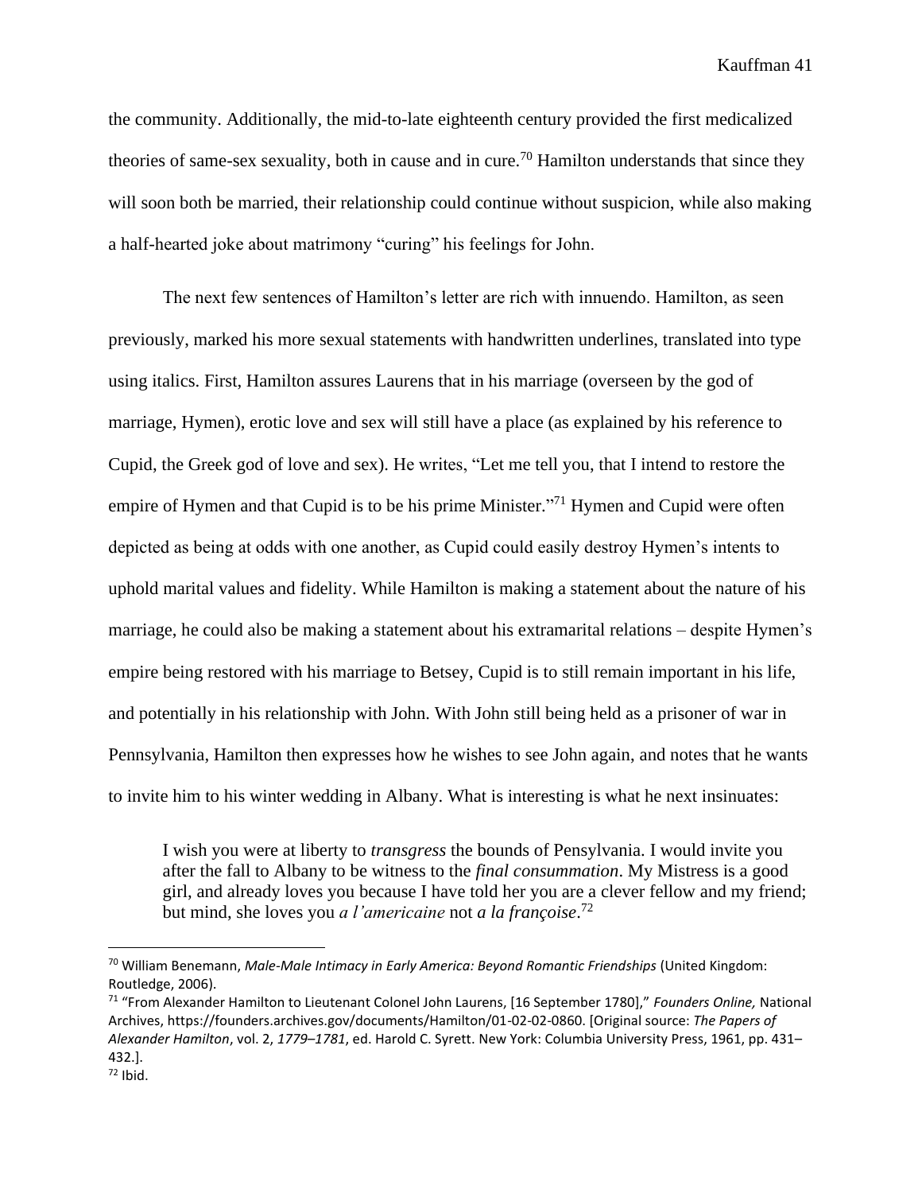the community. Additionally, the mid-to-late eighteenth century provided the first medicalized theories of same-sex sexuality, both in cause and in cure.[70] Hamilton understands that since they will soon both be married, their relationship could continue without suspicion, while also making a half-hearted joke about matrimony "curing" his feelings for John.

The next few sentences of Hamilton's letter are rich with innuendo. Hamilton, as seen previously, marked his more sexual statements with handwritten underlines, translated into type using italics. First, Hamilton assures Laurens that in his marriage (overseen by the god of marriage, Hymen), erotic love and sex will still have a place (as explained by his reference to Cupid, the Greek god of love and sex). He writes, "Let me tell you, that I intend to restore the empire of Hymen and that Cupid is to be his prime Minister."[71] Hymen and Cupid were often depicted as being at odds with one another, as Cupid could easily destroy Hymen's intents to uphold marital values and fidelity. While Hamilton is making a statement about the nature of his marriage, he could also be making a statement about his extramarital relations – despite Hymen's empire being restored with his marriage to Betsey, Cupid is to still remain important in his life, and potentially in his relationship with John. With John still being held as a prisoner of war in Pennsylvania, Hamilton then expresses how he wishes to see John again, and notes that he wants to invite him to his winter wedding in Albany. What is interesting is what he next insinuates:

> I wish you were at liberty to *transgress* the bounds of Pensylvania. I would invite you after the fall to Albany to be witness to the *final consummation*. My Mistress is a good girl, and already loves you because I have told her you are a clever fellow and my friend; but mind, she loves you *a l'americaine* not *a la françoise*.[72]

---

[70] William Benemann, *Male-Male Intimacy in Early America: Beyond Romantic Friendships* (United Kingdom: Routledge, 2006).

[71] "From Alexander Hamilton to Lieutenant Colonel John Laurens, [16 September 1780]," *Founders Online,* National Archives, https://founders.archives.gov/documents/Hamilton/01-02-02-0860. [Original source: *The Papers of Alexander Hamilton*, vol. 2, *1779–1781*, ed. Harold C. Syrett. New York: Columbia University Press, 1961, pp. 431–432.].

[72] Ibid.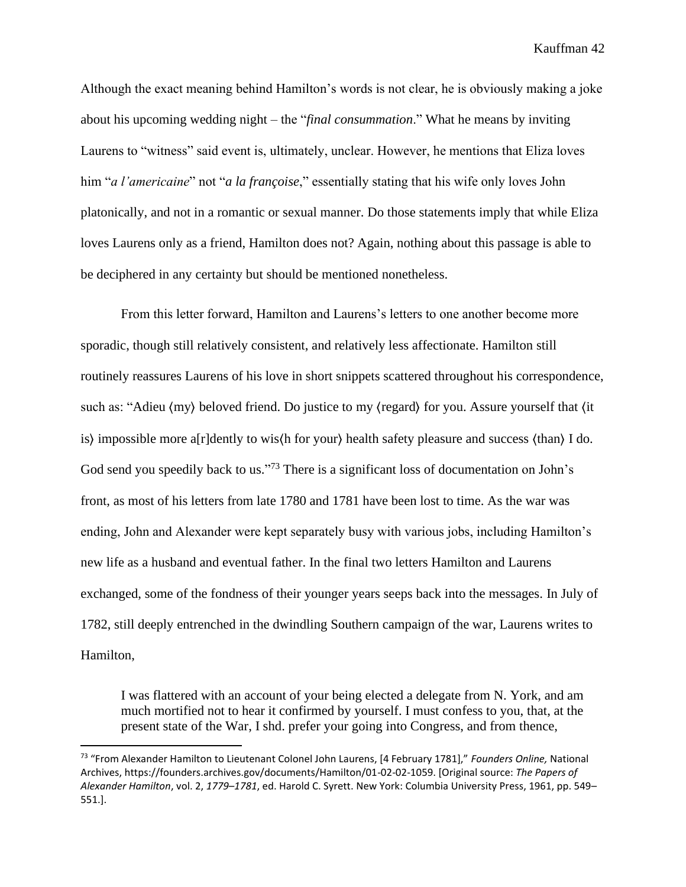Although the exact meaning behind Hamilton's words is not clear, he is obviously making a joke about his upcoming wedding night – the "*final consummation*." What he means by inviting Laurens to "witness" said event is, ultimately, unclear. However, he mentions that Eliza loves him "*a l'americaine*" not "*a la françoise*," essentially stating that his wife only loves John platonically, and not in a romantic or sexual manner. Do those statements imply that while Eliza loves Laurens only as a friend, Hamilton does not? Again, nothing about this passage is able to be deciphered in any certainty but should be mentioned nonetheless.

From this letter forward, Hamilton and Laurens's letters to one another become more sporadic, though still relatively consistent, and relatively less affectionate. Hamilton still routinely reassures Laurens of his love in short snippets scattered throughout his correspondence, such as: "Adieu ⟨my⟩ beloved friend. Do justice to my ⟨regard⟩ for you. Assure yourself that ⟨it is⟩ impossible more a[r]dently to wis⟨h for your⟩ health safety pleasure and success ⟨than⟩ I do. God send you speedily back to us."[73] There is a significant loss of documentation on John's front, as most of his letters from late 1780 and 1781 have been lost to time. As the war was ending, John and Alexander were kept separately busy with various jobs, including Hamilton's new life as a husband and eventual father. In the final two letters Hamilton and Laurens exchanged, some of the fondness of their younger years seeps back into the messages. In July of 1782, still deeply entrenched in the dwindling Southern campaign of the war, Laurens writes to Hamilton,

> I was flattered with an account of your being elected a delegate from N. York, and am much mortified not to hear it confirmed by yourself. I must confess to you, that, at the present state of the War, I shd. prefer your going into Congress, and from thence,

---

[73] "From Alexander Hamilton to Lieutenant Colonel John Laurens, [4 February 1781]," *Founders Online,* National Archives, https://founders.archives.gov/documents/Hamilton/01-02-02-1059. [Original source: *The Papers of Alexander Hamilton*, vol. 2, *1779–1781*, ed. Harold C. Syrett. New York: Columbia University Press, 1961, pp. 549–551.].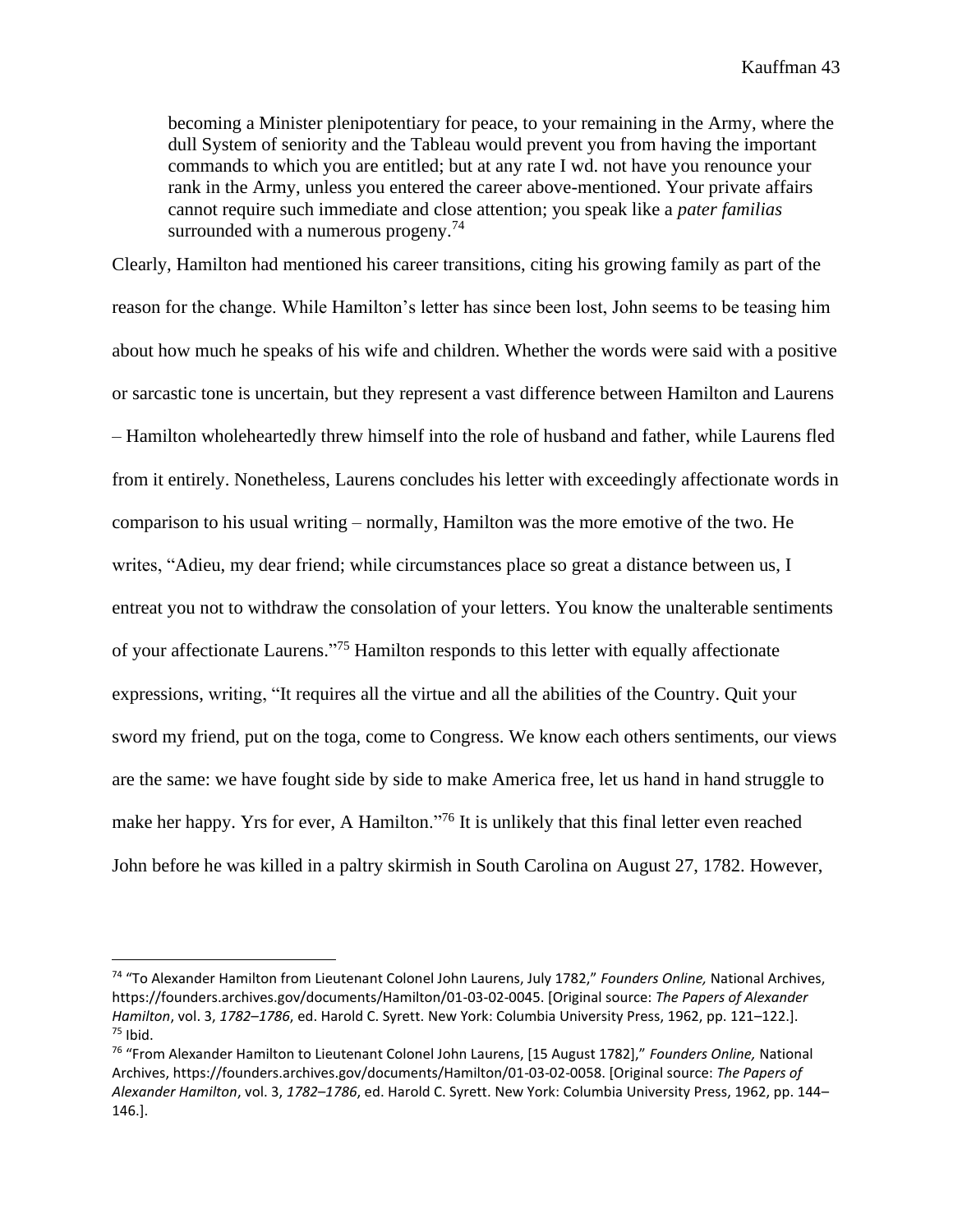> becoming a Minister plenipotentiary for peace, to your remaining in the Army, where the dull System of seniority and the Tableau would prevent you from having the important commands to which you are entitled; but at any rate I wd. not have you renounce your rank in the Army, unless you entered the career above-mentioned. Your private affairs cannot require such immediate and close attention; you speak like a *pater familias* surrounded with a numerous progeny.[74]

Clearly, Hamilton had mentioned his career transitions, citing his growing family as part of the reason for the change. While Hamilton's letter has since been lost, John seems to be teasing him about how much he speaks of his wife and children. Whether the words were said with a positive or sarcastic tone is uncertain, but they represent a vast difference between Hamilton and Laurens – Hamilton wholeheartedly threw himself into the role of husband and father, while Laurens fled from it entirely. Nonetheless, Laurens concludes his letter with exceedingly affectionate words in comparison to his usual writing – normally, Hamilton was the more emotive of the two. He writes, "Adieu, my dear friend; while circumstances place so great a distance between us, I entreat you not to withdraw the consolation of your letters. You know the unalterable sentiments of your affectionate Laurens."[75] Hamilton responds to this letter with equally affectionate expressions, writing, "It requires all the virtue and all the abilities of the Country. Quit your sword my friend, put on the toga, come to Congress. We know each others sentiments, our views are the same: we have fought side by side to make America free, let us hand in hand struggle to make her happy. Yrs for ever, A Hamilton."[76] It is unlikely that this final letter even reached John before he was killed in a paltry skirmish in South Carolina on August 27, 1782. However,

---

[74] "To Alexander Hamilton from Lieutenant Colonel John Laurens, July 1782," *Founders Online,* National Archives, https://founders.archives.gov/documents/Hamilton/01-03-02-0045. [Original source: *The Papers of Alexander Hamilton*, vol. 3, *1782–1786*, ed. Harold C. Syrett. New York: Columbia University Press, 1962, pp. 121–122.].

[75] Ibid.

[76] "From Alexander Hamilton to Lieutenant Colonel John Laurens, [15 August 1782]," *Founders Online,* National Archives, https://founders.archives.gov/documents/Hamilton/01-03-02-0058. [Original source: *The Papers of Alexander Hamilton*, vol. 3, *1782–1786*, ed. Harold C. Syrett. New York: Columbia University Press, 1962, pp. 144–146.].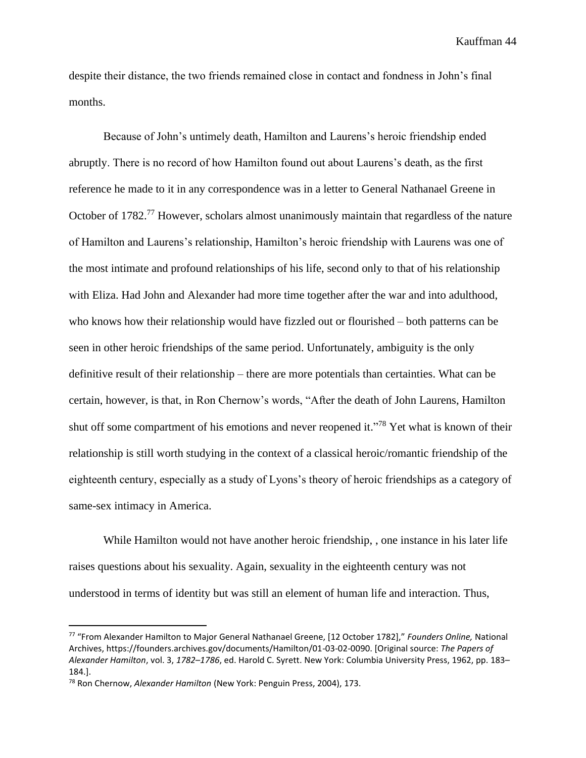despite their distance, the two friends remained close in contact and fondness in John's final months.

Because of John's untimely death, Hamilton and Laurens's heroic friendship ended abruptly. There is no record of how Hamilton found out about Laurens's death, as the first reference he made to it in any correspondence was in a letter to General Nathanael Greene in October of 1782.[77] However, scholars almost unanimously maintain that regardless of the nature of Hamilton and Laurens's relationship, Hamilton's heroic friendship with Laurens was one of the most intimate and profound relationships of his life, second only to that of his relationship with Eliza. Had John and Alexander had more time together after the war and into adulthood, who knows how their relationship would have fizzled out or flourished – both patterns can be seen in other heroic friendships of the same period. Unfortunately, ambiguity is the only definitive result of their relationship – there are more potentials than certainties. What can be certain, however, is that, in Ron Chernow's words, "After the death of John Laurens, Hamilton shut off some compartment of his emotions and never reopened it."[78] Yet what is known of their relationship is still worth studying in the context of a classical heroic/romantic friendship of the eighteenth century, especially as a study of Lyons's theory of heroic friendships as a category of same-sex intimacy in America.

While Hamilton would not have another heroic friendship, , one instance in his later life raises questions about his sexuality. Again, sexuality in the eighteenth century was not understood in terms of identity but was still an element of human life and interaction. Thus,

---

[77] "From Alexander Hamilton to Major General Nathanael Greene, [12 October 1782]," *Founders Online,* National Archives, https://founders.archives.gov/documents/Hamilton/01-03-02-0090. [Original source: *The Papers of Alexander Hamilton*, vol. 3, *1782–1786*, ed. Harold C. Syrett. New York: Columbia University Press, 1962, pp. 183–184.].

[78] Ron Chernow, *Alexander Hamilton* (New York: Penguin Press, 2004), 173.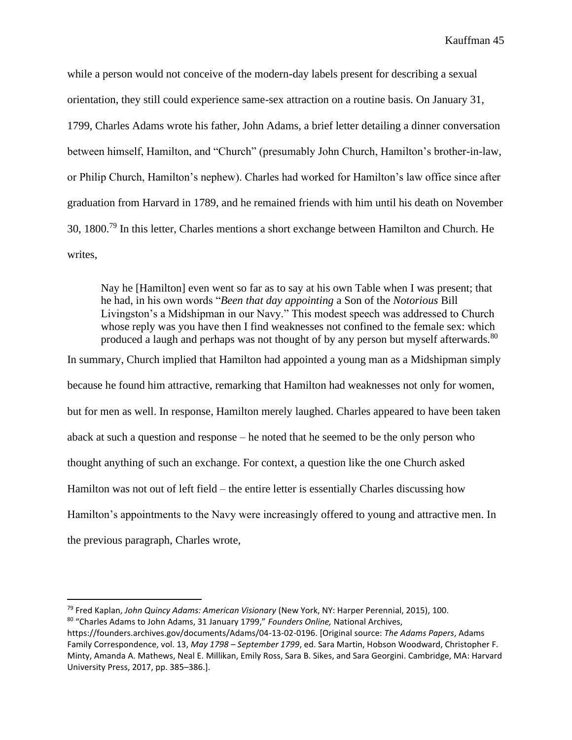while a person would not conceive of the modern-day labels present for describing a sexual orientation, they still could experience same-sex attraction on a routine basis. On January 31, 1799, Charles Adams wrote his father, John Adams, a brief letter detailing a dinner conversation between himself, Hamilton, and "Church" (presumably John Church, Hamilton's brother-in-law, or Philip Church, Hamilton's nephew). Charles had worked for Hamilton's law office since after graduation from Harvard in 1789, and he remained friends with him until his death on November 30, 1800.[79] In this letter, Charles mentions a short exchange between Hamilton and Church. He writes,

> Nay he [Hamilton] even went so far as to say at his own Table when I was present; that he had, in his own words "*Been that day appointing* a Son of the *Notorious* Bill Livingston's a Midshipman in our Navy." This modest speech was addressed to Church whose reply was you have then I find weaknesses not confined to the female sex: which produced a laugh and perhaps was not thought of by any person but myself afterwards.[80]

In summary, Church implied that Hamilton had appointed a young man as a Midshipman simply because he found him attractive, remarking that Hamilton had weaknesses not only for women, but for men as well. In response, Hamilton merely laughed. Charles appeared to have been taken aback at such a question and response – he noted that he seemed to be the only person who thought anything of such an exchange. For context, a question like the one Church asked Hamilton was not out of left field – the entire letter is essentially Charles discussing how Hamilton's appointments to the Navy were increasingly offered to young and attractive men. In the previous paragraph, Charles wrote,

---

[79] Fred Kaplan, *John Quincy Adams: American Visionary* (New York, NY: Harper Perennial, 2015), 100.

[80] "Charles Adams to John Adams, 31 January 1799," *Founders Online,* National Archives, https://founders.archives.gov/documents/Adams/04-13-02-0196. [Original source: *The Adams Papers*, Adams Family Correspondence, vol. 13, *May 1798 – September 1799*, ed. Sara Martin, Hobson Woodward, Christopher F. Minty, Amanda A. Mathews, Neal E. Millikan, Emily Ross, Sara B. Sikes, and Sara Georgini. Cambridge, MA: Harvard University Press, 2017, pp. 385–386.].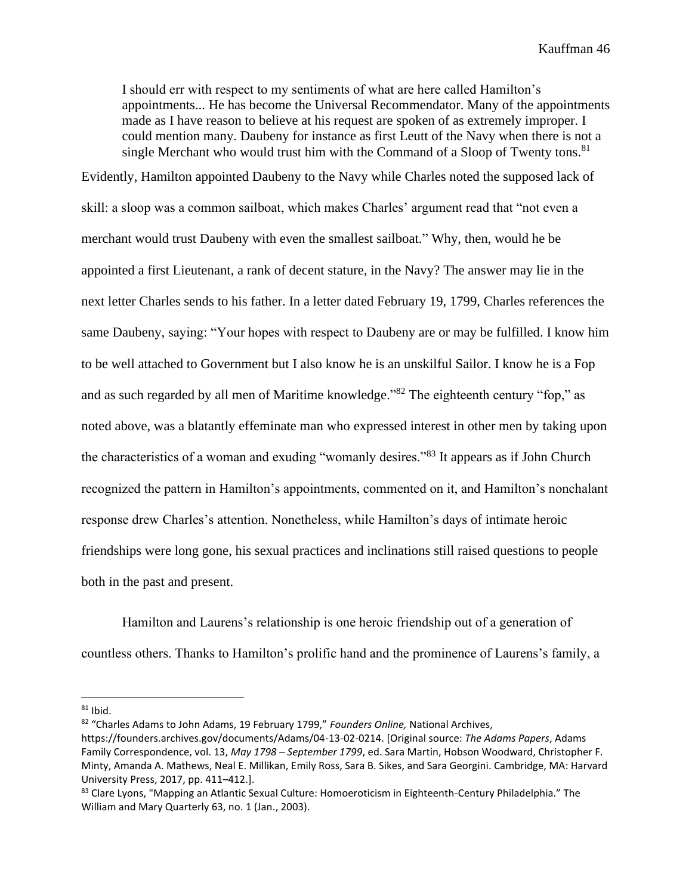> I should err with respect to my sentiments of what are here called Hamilton's appointments... He has become the Universal Recommendator. Many of the appointments made as I have reason to believe at his request are spoken of as extremely improper. I could mention many. Daubeny for instance as first Leutt of the Navy when there is not a single Merchant who would trust him with the Command of a Sloop of Twenty tons.[81]

Evidently, Hamilton appointed Daubeny to the Navy while Charles noted the supposed lack of skill: a sloop was a common sailboat, which makes Charles' argument read that "not even a merchant would trust Daubeny with even the smallest sailboat." Why, then, would he be appointed a first Lieutenant, a rank of decent stature, in the Navy? The answer may lie in the next letter Charles sends to his father. In a letter dated February 19, 1799, Charles references the same Daubeny, saying: "Your hopes with respect to Daubeny are or may be fulfilled. I know him to be well attached to Government but I also know he is an unskilful Sailor. I know he is a Fop and as such regarded by all men of Maritime knowledge."[82] The eighteenth century "fop," as noted above, was a blatantly effeminate man who expressed interest in other men by taking upon the characteristics of a woman and exuding "womanly desires."[83] It appears as if John Church recognized the pattern in Hamilton's appointments, commented on it, and Hamilton's nonchalant response drew Charles's attention. Nonetheless, while Hamilton's days of intimate heroic friendships were long gone, his sexual practices and inclinations still raised questions to people both in the past and present.

Hamilton and Laurens's relationship is one heroic friendship out of a generation of countless others. Thanks to Hamilton's prolific hand and the prominence of Laurens's family, a

---

[81] Ibid.

[82] "Charles Adams to John Adams, 19 February 1799," *Founders Online,* National Archives, https://founders.archives.gov/documents/Adams/04-13-02-0214. [Original source: *The Adams Papers*, Adams Family Correspondence, vol. 13, *May 1798 – September 1799*, ed. Sara Martin, Hobson Woodward, Christopher F. Minty, Amanda A. Mathews, Neal E. Millikan, Emily Ross, Sara B. Sikes, and Sara Georgini. Cambridge, MA: Harvard University Press, 2017, pp. 411–412.].

[83] Clare Lyons, "Mapping an Atlantic Sexual Culture: Homoeroticism in Eighteenth-Century Philadelphia." The William and Mary Quarterly 63, no. 1 (Jan., 2003).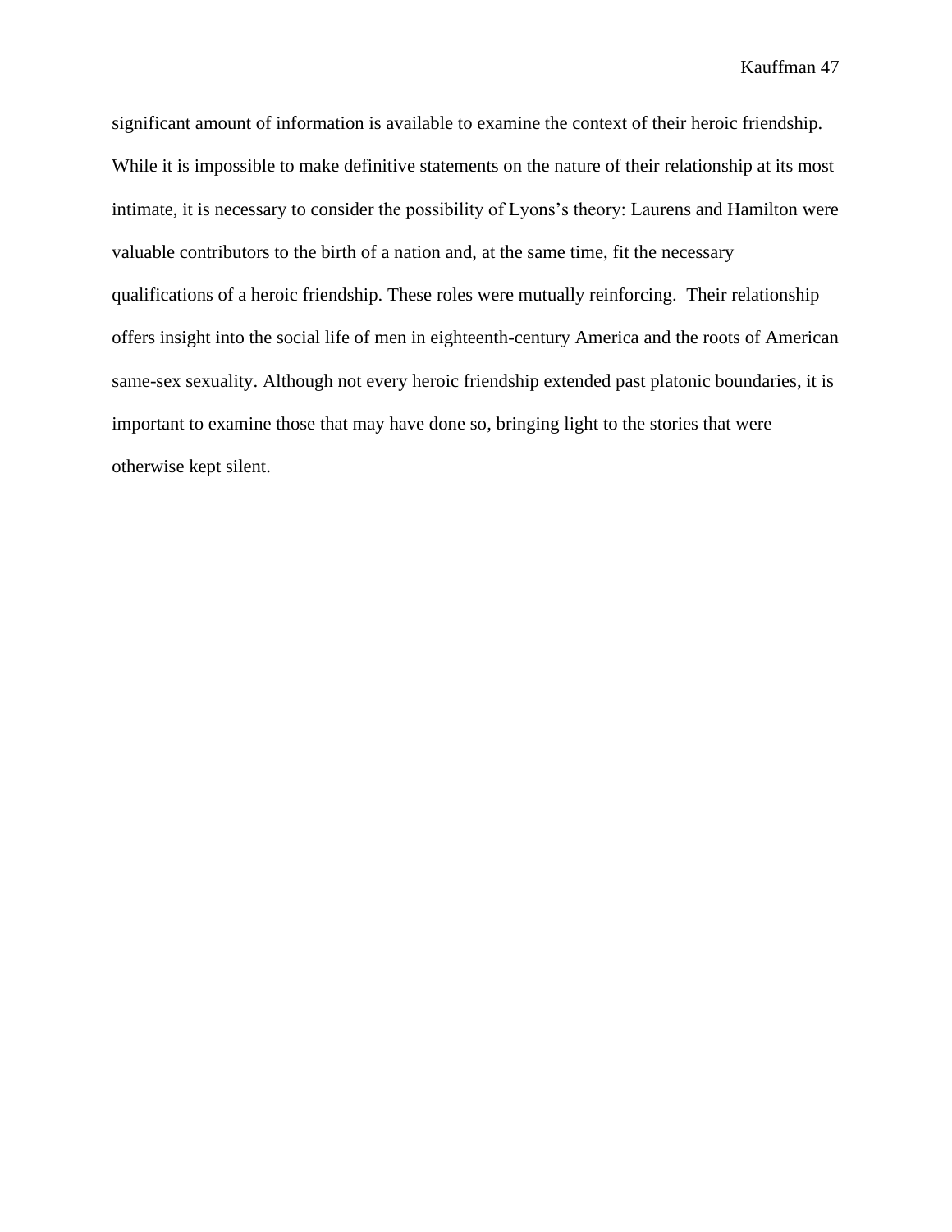significant amount of information is available to examine the context of their heroic friendship. While it is impossible to make definitive statements on the nature of their relationship at its most intimate, it is necessary to consider the possibility of Lyons's theory: Laurens and Hamilton were valuable contributors to the birth of a nation and, at the same time, fit the necessary qualifications of a heroic friendship. These roles were mutually reinforcing. Their relationship offers insight into the social life of men in eighteenth-century America and the roots of American same-sex sexuality. Although not every heroic friendship extended past platonic boundaries, it is important to examine those that may have done so, bringing light to the stories that were otherwise kept silent.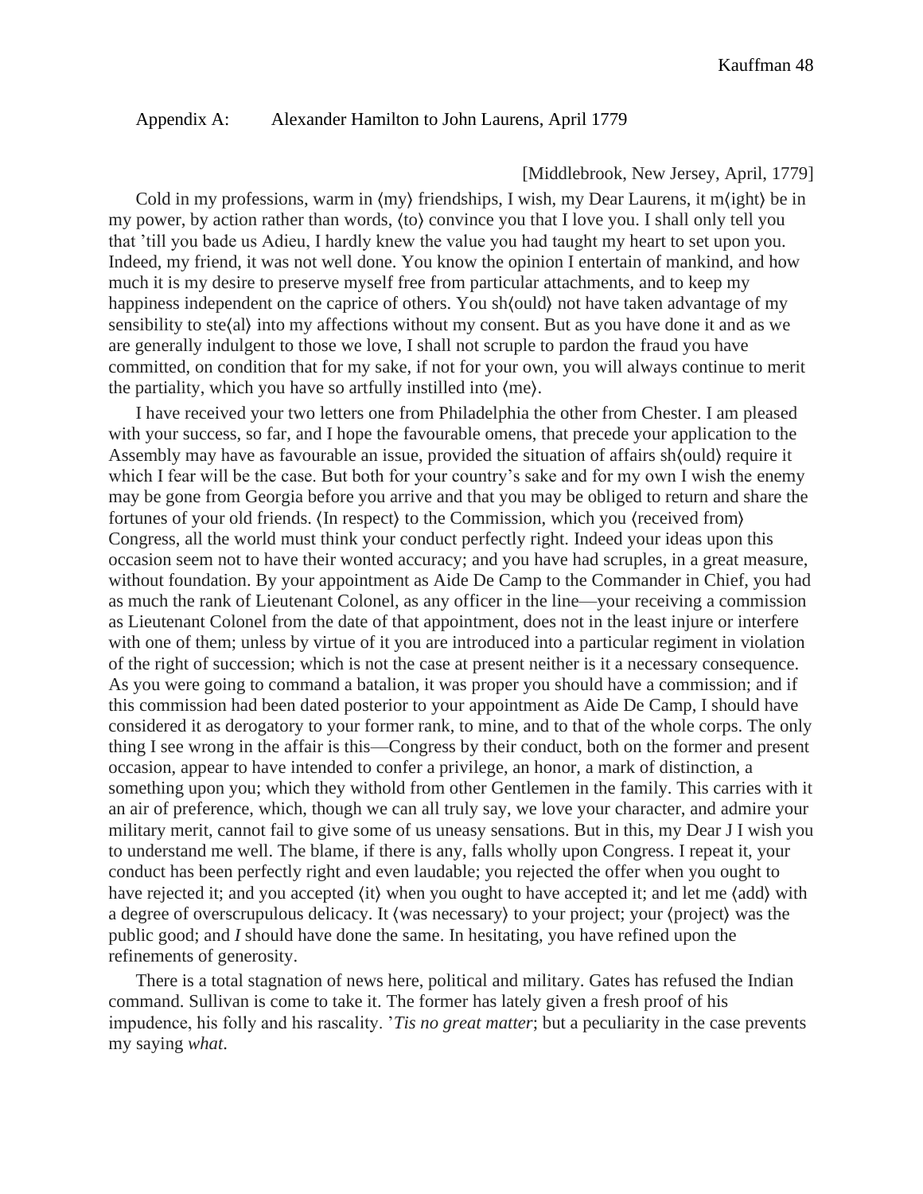Appendix A: Alexander Hamilton to John Laurens, April 1779

[Middlebrook, New Jersey, April, 1779]

Cold in my professions, warm in ⟨my⟩ friendships, I wish, my Dear Laurens, it m⟨ight⟩ be in my power, by action rather than words, ⟨to⟩ convince you that I love you. I shall only tell you that 'till you bade us Adieu, I hardly knew the value you had taught my heart to set upon you. Indeed, my friend, it was not well done. You know the opinion I entertain of mankind, and how much it is my desire to preserve myself free from particular attachments, and to keep my happiness independent on the caprice of others. You sh⟨ould⟩ not have taken advantage of my sensibility to ste⟨al⟩ into my affections without my consent. But as you have done it and as we are generally indulgent to those we love, I shall not scruple to pardon the fraud you have committed, on condition that for my sake, if not for your own, you will always continue to merit the partiality, which you have so artfully instilled into ⟨me⟩.

I have received your two letters one from Philadelphia the other from Chester. I am pleased with your success, so far, and I hope the favourable omens, that precede your application to the Assembly may have as favourable an issue, provided the situation of affairs sh⟨ould⟩ require it which I fear will be the case. But both for your country's sake and for my own I wish the enemy may be gone from Georgia before you arrive and that you may be obliged to return and share the fortunes of your old friends. ⟨In respect⟩ to the Commission, which you ⟨received from⟩ Congress, all the world must think your conduct perfectly right. Indeed your ideas upon this occasion seem not to have their wonted accuracy; and you have had scruples, in a great measure, without foundation. By your appointment as Aide De Camp to the Commander in Chief, you had as much the rank of Lieutenant Colonel, as any officer in the line—your receiving a commission as Lieutenant Colonel from the date of that appointment, does not in the least injure or interfere with one of them; unless by virtue of it you are introduced into a particular regiment in violation of the right of succession; which is not the case at present neither is it a necessary consequence. As you were going to command a batalion, it was proper you should have a commission; and if this commission had been dated posterior to your appointment as Aide De Camp, I should have considered it as derogatory to your former rank, to mine, and to that of the whole corps. The only thing I see wrong in the affair is this—Congress by their conduct, both on the former and present occasion, appear to have intended to confer a privilege, an honor, a mark of distinction, a something upon you; which they withold from other Gentlemen in the family. This carries with it an air of preference, which, though we can all truly say, we love your character, and admire your military merit, cannot fail to give some of us uneasy sensations. But in this, my Dear J I wish you to understand me well. The blame, if there is any, falls wholly upon Congress. I repeat it, your conduct has been perfectly right and even laudable; you rejected the offer when you ought to have rejected it; and you accepted ⟨it⟩ when you ought to have accepted it; and let me ⟨add⟩ with a degree of overscrupulous delicacy. It ⟨was necessary⟩ to your project; your ⟨project⟩ was the public good; and *I* should have done the same. In hesitating, you have refined upon the refinements of generosity.

There is a total stagnation of news here, political and military. Gates has refused the Indian command. Sullivan is come to take it. The former has lately given a fresh proof of his impudence, his folly and his rascality. '*Tis no great matter*; but a peculiarity in the case prevents my saying *what*.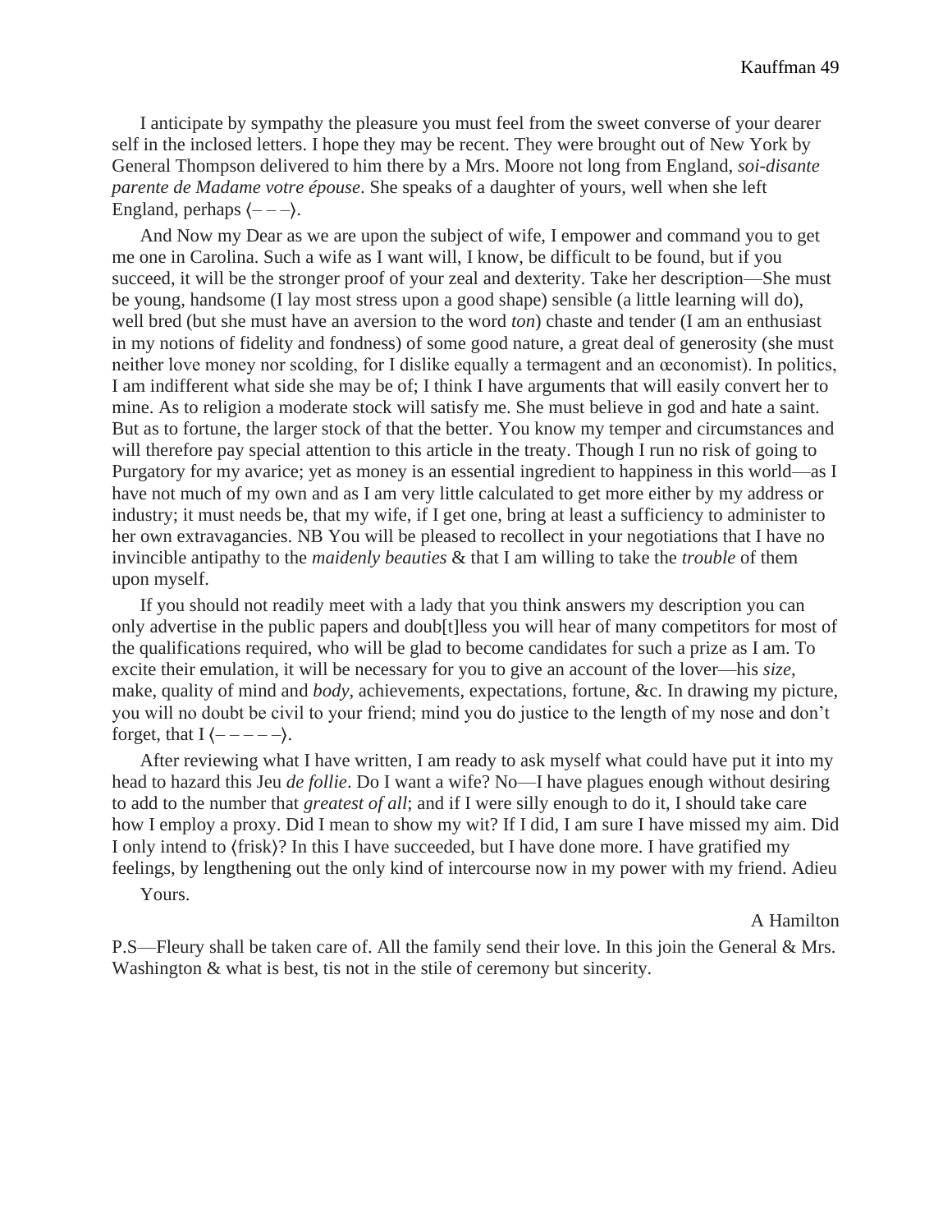I anticipate by sympathy the pleasure you must feel from the sweet converse of your dearer self in the inclosed letters. I hope they may be recent. They were brought out of New York by General Thompson delivered to him there by a Mrs. Moore not long from England, *soi-disante parente de Madame votre épouse*. She speaks of a daughter of yours, well when she left England, perhaps ⟨– – –⟩.

And Now my Dear as we are upon the subject of wife, I empower and command you to get me one in Carolina. Such a wife as I want will, I know, be difficult to be found, but if you succeed, it will be the stronger proof of your zeal and dexterity. Take her description—She must be young, handsome (I lay most stress upon a good shape) sensible (a little learning will do), well bred (but she must have an aversion to the word *ton*) chaste and tender (I am an enthusiast in my notions of fidelity and fondness) of some good nature, a great deal of generosity (she must neither love money nor scolding, for I dislike equally a termagent and an œconomist). In politics, I am indifferent what side she may be of; I think I have arguments that will easily convert her to mine. As to religion a moderate stock will satisfy me. She must believe in god and hate a saint. But as to fortune, the larger stock of that the better. You know my temper and circumstances and will therefore pay special attention to this article in the treaty. Though I run no risk of going to Purgatory for my avarice; yet as money is an essential ingredient to happiness in this world—as I have not much of my own and as I am very little calculated to get more either by my address or industry; it must needs be, that my wife, if I get one, bring at least a sufficiency to administer to her own extravagancies. NB You will be pleased to recollect in your negotiations that I have no invincible antipathy to the *maidenly beauties* & that I am willing to take the *trouble* of them upon myself.

If you should not readily meet with a lady that you think answers my description you can only advertise in the public papers and doub[t]less you will hear of many competitors for most of the qualifications required, who will be glad to become candidates for such a prize as I am. To excite their emulation, it will be necessary for you to give an account of the lover—his *size*, make, quality of mind and *body*, achievements, expectations, fortune, &c. In drawing my picture, you will no doubt be civil to your friend; mind you do justice to the length of my nose and don't forget, that I ⟨– – – – –⟩.

After reviewing what I have written, I am ready to ask myself what could have put it into my head to hazard this Jeu *de follie*. Do I want a wife? No—I have plagues enough without desiring to add to the number that *greatest of all*; and if I were silly enough to do it, I should take care how I employ a proxy. Did I mean to show my wit? If I did, I am sure I have missed my aim. Did I only intend to ⟨frisk⟩? In this I have succeeded, but I have done more. I have gratified my feelings, by lengthening out the only kind of intercourse now in my power with my friend. Adieu

Yours.

A Hamilton

P.S—Fleury shall be taken care of. All the family send their love. In this join the General & Mrs. Washington & what is best, tis not in the stile of ceremony but sincerity.